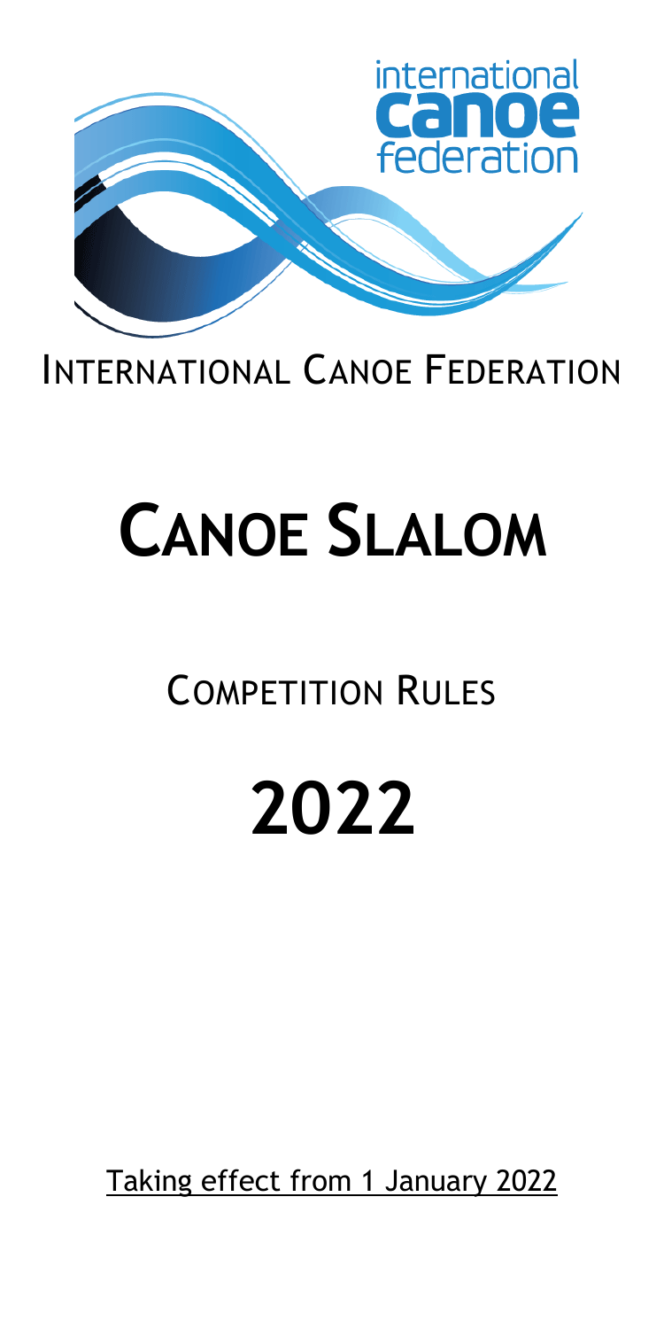# INTERNATIONAL CANOE FEDERATION

# CANOE SLALOM

## COMPETITION RULES

# 2022

Taking effect from 1 January 2022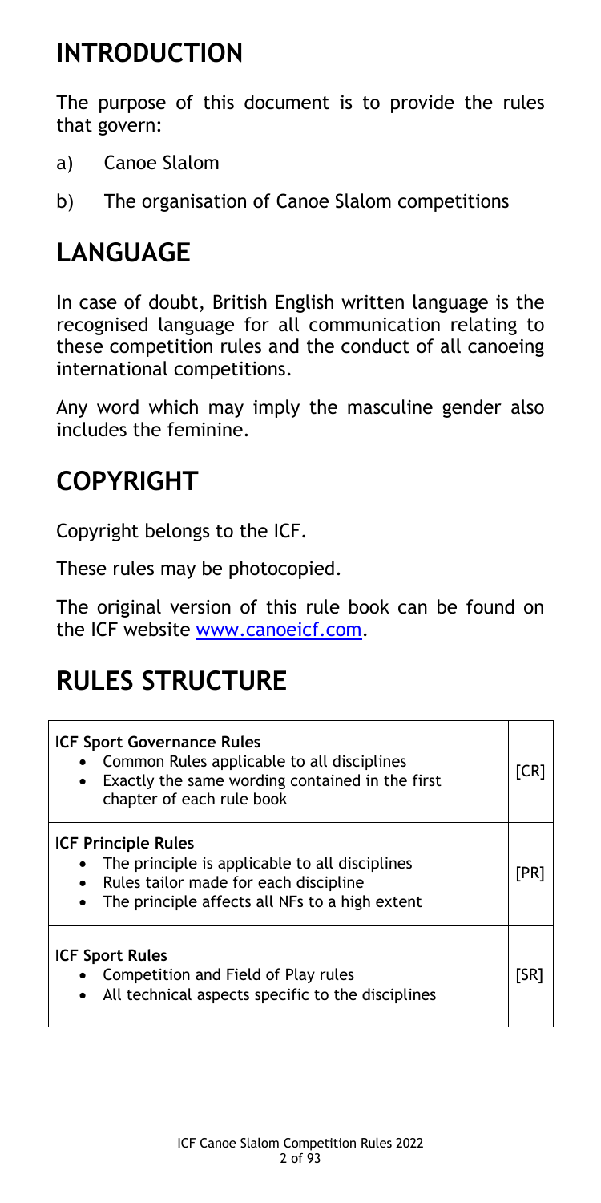# INTRODUCTION

The purpose of this document is to provide the rules that govern:

a) Canoe Slalom

b) The organisation of Canoe Slalom competitions

# LANGUAGE

In case of doubt, British English written language is the recognised language for all communication relating to these competition rules and the conduct of all canoeing international competitions.

Any word which may imply the masculine gender also includes the feminine.

# COPYRIGHT

Copyright belongs to the ICF.

These rules may be photocopied.

The original version of this rule book can be found on the ICF website www.canoeicf.com.

# RULES STRUCTURE

| | |
|---|---|
| **ICF Sport Governance Rules**<br>• Common Rules applicable to all disciplines<br>• Exactly the same wording contained in the first chapter of each rule book | [CR] |
| **ICF Principle Rules**<br>• The principle is applicable to all disciplines<br>• Rules tailor made for each discipline<br>• The principle affects all NFs to a high extent | [PR] |
| **ICF Sport Rules**<br>• Competition and Field of Play rules<br>• All technical aspects specific to the disciplines | [SR] |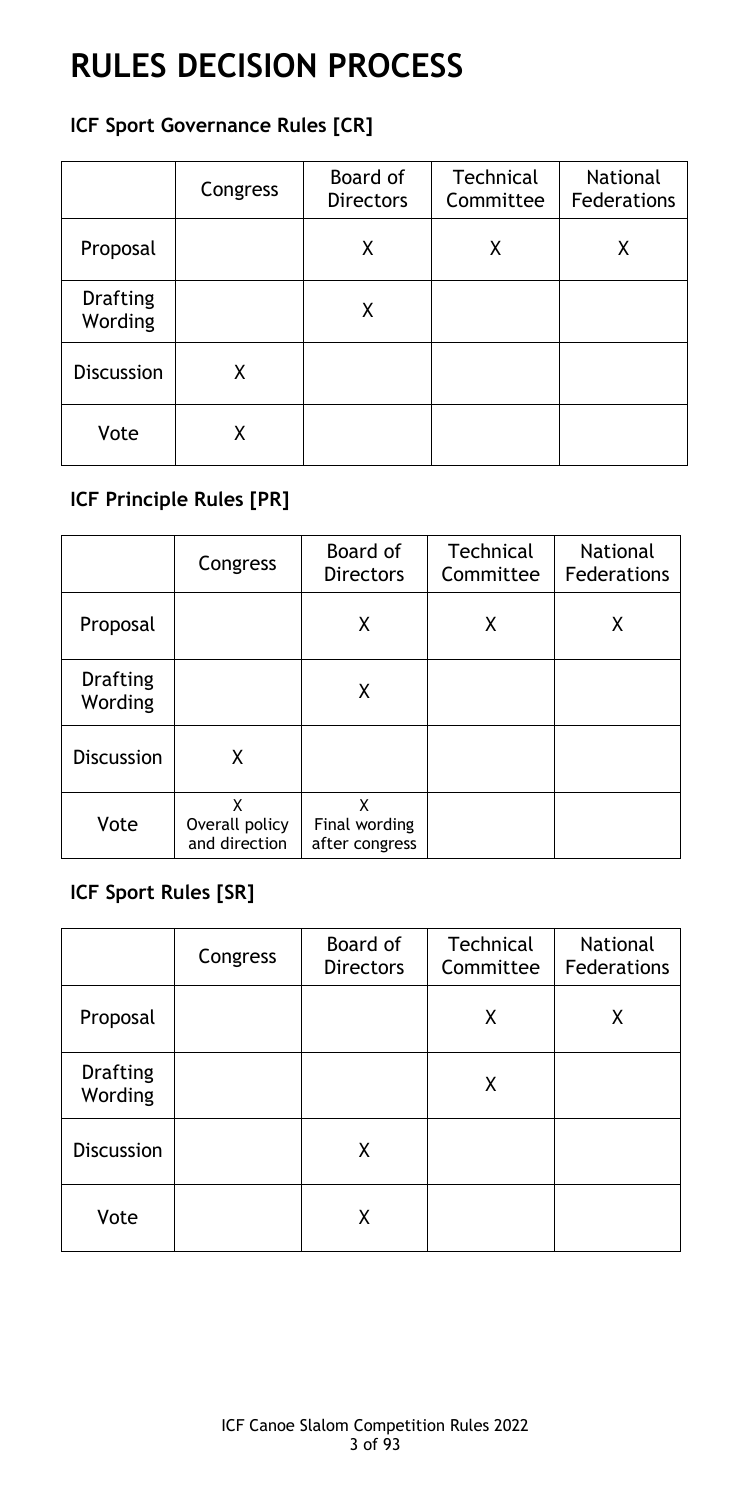# RULES DECISION PROCESS

## ICF Sport Governance Rules [CR]

| | Congress | Board of Directors | Technical Committee | National Federations |
|---|---|---|---|---|
| Proposal | | X | X | X |
| Drafting Wording | | X | | |
| Discussion | X | | | |
| Vote | X | | | |

## ICF Principle Rules [PR]

| | Congress | Board of Directors | Technical Committee | National Federations |
|---|---|---|---|---|
| Proposal | | X | X | X |
| Drafting Wording | | X | | |
| Discussion | X | | | |
| Vote | X<br>Overall policy and direction | X<br>Final wording after congress | | |

## ICF Sport Rules [SR]

| | Congress | Board of Directors | Technical Committee | National Federations |
|---|---|---|---|---|
| Proposal | | | X | X |
| Drafting Wording | | | X | |
| Discussion | | X | | |
| Vote | | X | | |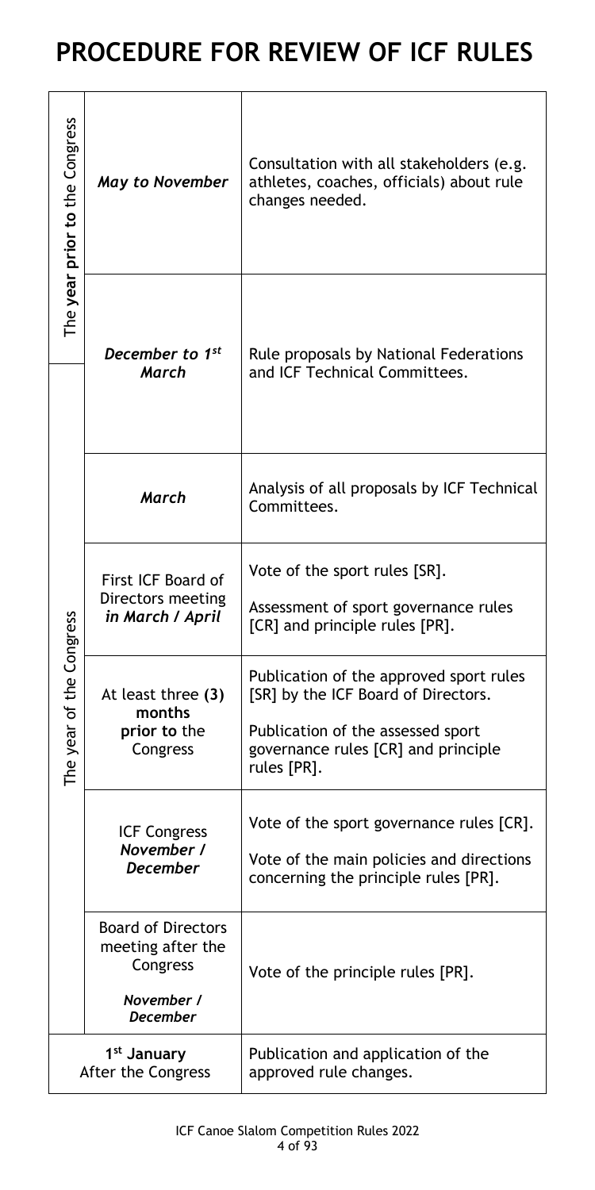# PROCEDURE FOR REVIEW OF ICF RULES

| Period | When | Action |
|---|---|---|
| The **year prior to** the Congress | *May to November* | Consultation with all stakeholders (e.g. athletes, coaches, officials) about rule changes needed. |
| The **year prior to** the Congress / The year of the Congress | ***December to 1st March*** | Rule proposals by National Federations and ICF Technical Committees. |
| The year of the Congress | ***March*** | Analysis of all proposals by ICF Technical Committees. |
| The year of the Congress | First ICF Board of Directors meeting *in March / April* | Vote of the sport rules [SR].<br><br>Assessment of sport governance rules [CR] and principle rules [PR]. |
| The year of the Congress | At least three **(3)** months **prior to** the Congress | Publication of the approved sport rules [SR] by the ICF Board of Directors.<br><br>Publication of the assessed sport governance rules [CR] and principle rules [PR]. |
| The year of the Congress | ICF Congress *November / December* | Vote of the sport governance rules [CR].<br><br>Vote of the main policies and directions concerning the principle rules [PR]. |
| The year of the Congress | Board of Directors meeting after the Congress<br><br>*November / December* | Vote of the principle rules [PR]. |
| **1st January** After the Congress | | Publication and application of the approved rule changes. |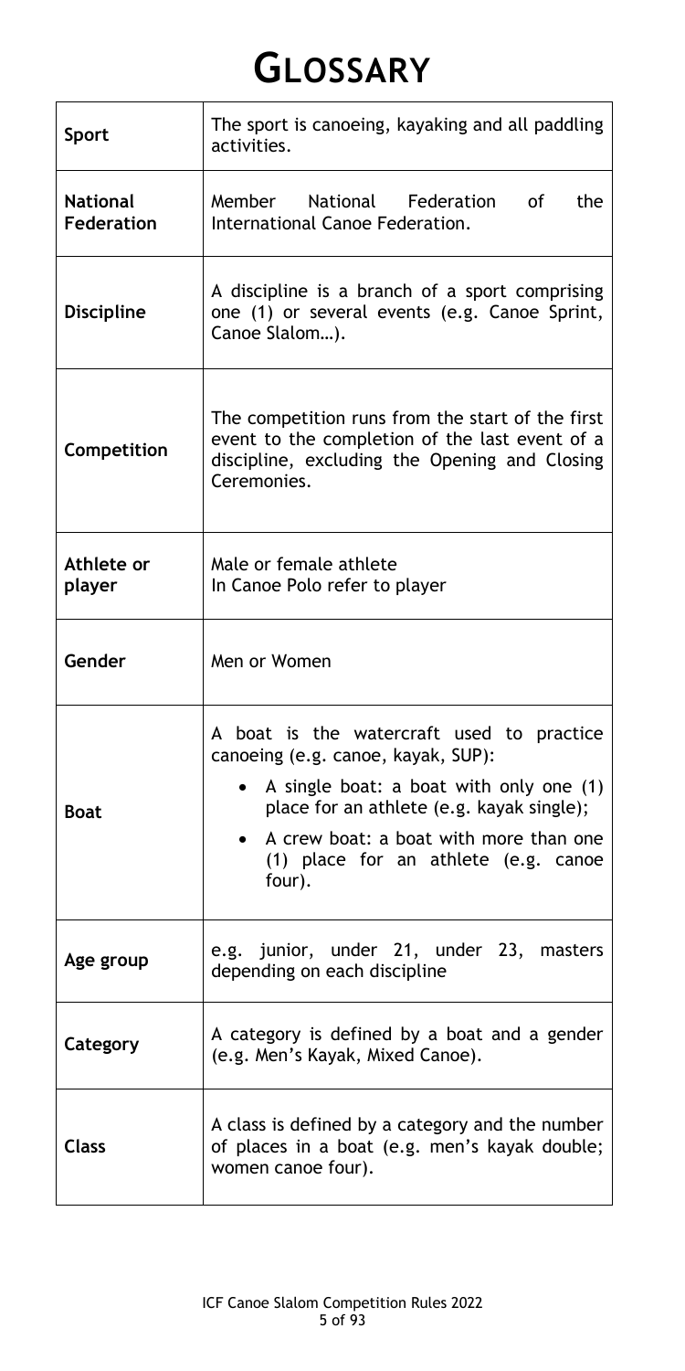# GLOSSARY

| | |
|---|---|
| **Sport** | The sport is canoeing, kayaking and all paddling activities. |
| **National Federation** | Member National Federation of the International Canoe Federation. |
| **Discipline** | A discipline is a branch of a sport comprising one (1) or several events (e.g. Canoe Sprint, Canoe Slalom…). |
| **Competition** | The competition runs from the start of the first event to the completion of the last event of a discipline, excluding the Opening and Closing Ceremonies. |
| **Athlete or player** | Male or female athlete<br>In Canoe Polo refer to player |
| **Gender** | Men or Women |
| **Boat** | A boat is the watercraft used to practice canoeing (e.g. canoe, kayak, SUP):<br>• A single boat: a boat with only one (1) place for an athlete (e.g. kayak single);<br>• A crew boat: a boat with more than one (1) place for an athlete (e.g. canoe four). |
| **Age group** | e.g. junior, under 21, under 23, masters depending on each discipline |
| **Category** | A category is defined by a boat and a gender (e.g. Men's Kayak, Mixed Canoe). |
| **Class** | A class is defined by a category and the number of places in a boat (e.g. men's kayak double; women canoe four). |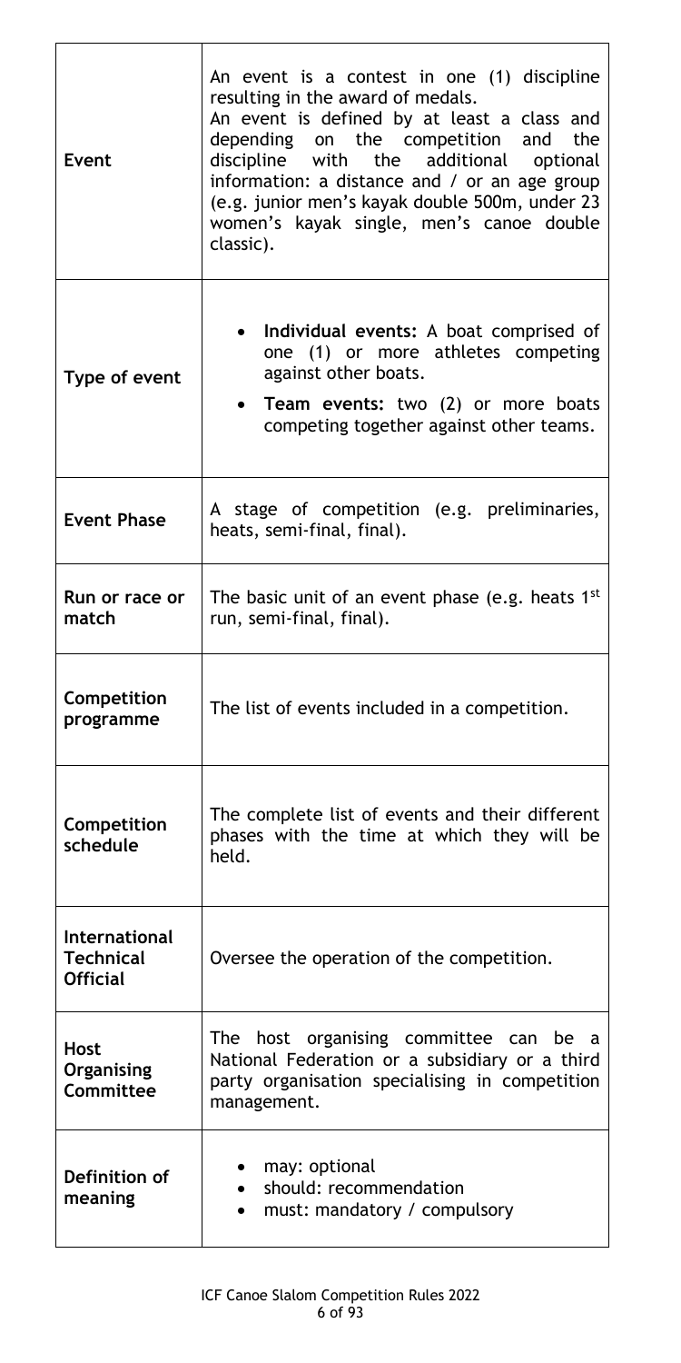| | |
|---|---|
| **Event** | An event is a contest in one (1) discipline resulting in the award of medals.<br>An event is defined by at least a class and depending on the competition and the discipline with the additional optional information: a distance and / or an age group (e.g. junior men's kayak double 500m, under 23 women's kayak single, men's canoe double classic). |
| **Type of event** | • **Individual events:** A boat comprised of one (1) or more athletes competing against other boats.<br>• **Team events:** two (2) or more boats competing together against other teams. |
| **Event Phase** | A stage of competition (e.g. preliminaries, heats, semi-final, final). |
| **Run or race or match** | The basic unit of an event phase (e.g. heats 1st run, semi-final, final). |
| **Competition programme** | The list of events included in a competition. |
| **Competition schedule** | The complete list of events and their different phases with the time at which they will be held. |
| **International Technical Official** | Oversee the operation of the competition. |
| **Host Organising Committee** | The host organising committee can be a National Federation or a subsidiary or a third party organisation specialising in competition management. |
| **Definition of meaning** | • may: optional<br>• should: recommendation<br>• must: mandatory / compulsory |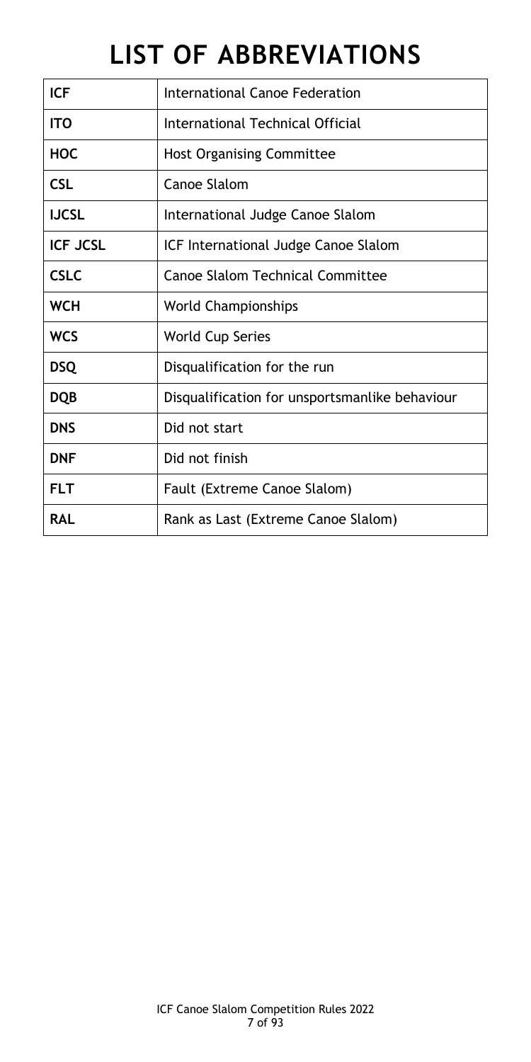# LIST OF ABBREVIATIONS

| | |
|---|---|
| **ICF** | International Canoe Federation |
| **ITO** | International Technical Official |
| **HOC** | Host Organising Committee |
| **CSL** | Canoe Slalom |
| **IJCSL** | International Judge Canoe Slalom |
| **ICF JCSL** | ICF International Judge Canoe Slalom |
| **CSLC** | Canoe Slalom Technical Committee |
| **WCH** | World Championships |
| **WCS** | World Cup Series |
| **DSQ** | Disqualification for the run |
| **DQB** | Disqualification for unsportsmanlike behaviour |
| **DNS** | Did not start |
| **DNF** | Did not finish |
| **FLT** | Fault (Extreme Canoe Slalom) |
| **RAL** | Rank as Last (Extreme Canoe Slalom) |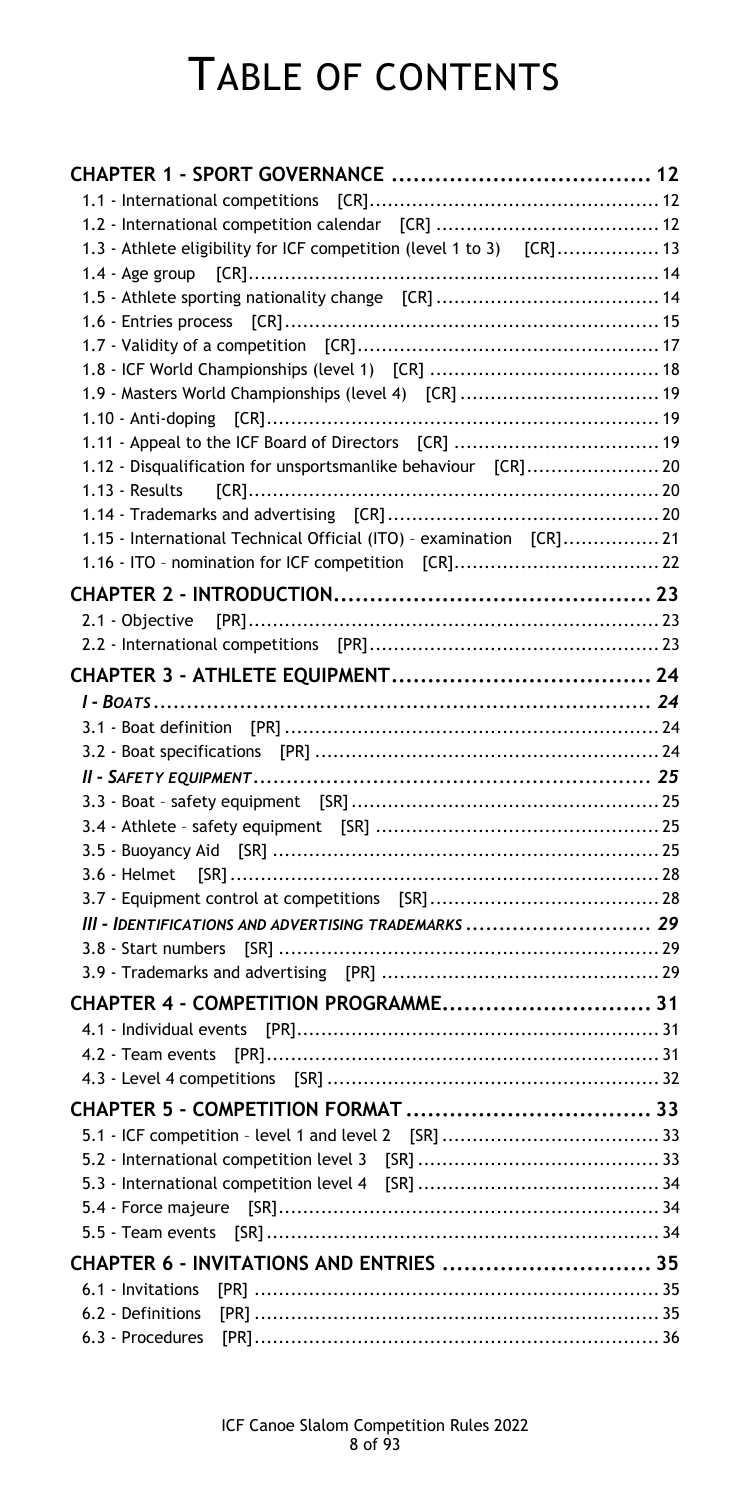# TABLE OF CONTENTS

**CHAPTER 1 - SPORT GOVERNANCE .................................... 12**

- 1.1 - International competitions [CR] ................................................ 12
- 1.2 - International competition calendar [CR] ..................................... 12
- 1.3 - Athlete eligibility for ICF competition (level 1 to 3) [CR]................. 13
- 1.4 - Age group [CR]................................................................... 14
- 1.5 - Athlete sporting nationality change [CR]..................................... 14
- 1.6 - Entries process [CR].............................................................. 15
- 1.7 - Validity of a competition [CR].................................................. 17
- 1.8 - ICF World Championships (level 1) [CR] ...................................... 18
- 1.9 - Masters World Championships (level 4) [CR] ................................. 19
- 1.10 - Anti-doping [CR]................................................................ 19
- 1.11 - Appeal to the ICF Board of Directors [CR] .................................. 19
- 1.12 - Disqualification for unsportsmanlike behaviour [CR]...................... 20
- 1.13 - Results [CR]..................................................................... 20
- 1.14 - Trademarks and advertising [CR]............................................. 20
- 1.15 - International Technical Official (ITO) – examination [CR]................ 21
- 1.16 - ITO – nomination for ICF competition [CR].................................. 22

**CHAPTER 2 - INTRODUCTION............................................ 23**

- 2.1 - Objective [PR]..................................................................... 23
- 2.2 - International competitions [PR]................................................ 23

**CHAPTER 3 - ATHLETE EQUIPMENT.................................... 24**

***I - BOATS.......................................................................... 24***

- 3.1 - Boat definition [PR] .............................................................. 24
- 3.2 - Boat specifications [PR] ......................................................... 24

***II - SAFETY EQUIPMENT............................................................ 25***

- 3.3 - Boat – safety equipment [SR] ................................................... 25
- 3.4 - Athlete – safety equipment [SR] ............................................... 25
- 3.5 - Buoyancy Aid [SR] ................................................................ 25
- 3.6 - Helmet [SR]........................................................................ 28
- 3.7 - Equipment control at competitions [SR]...................................... 28

***III - IDENTIFICATIONS AND ADVERTISING TRADEMARKS ........................... 29***

- 3.8 - Start numbers [SR] ............................................................... 29
- 3.9 - Trademarks and advertising [PR] .............................................. 29

**CHAPTER 4 - COMPETITION PROGRAMME............................. 31**

- 4.1 - Individual events [PR]............................................................ 31
- 4.2 - Team events [PR].................................................................. 31
- 4.3 - Level 4 competitions [SR] ....................................................... 32

**CHAPTER 5 - COMPETITION FORMAT .................................. 33**

- 5.1 - ICF competition – level 1 and level 2 [SR] .................................... 33
- 5.2 - International competition level 3 [SR] ........................................ 33
- 5.3 - International competition level 4 [SR] ........................................ 34
- 5.4 - Force majeure [SR]............................................................... 34
- 5.5 - Team events [SR]................................................................. 34

**CHAPTER 6 - INVITATIONS AND ENTRIES ............................ 35**

- 6.1 - Invitations [PR] ................................................................... 35
- 6.2 - Definitions [PR] ................................................................... 35
- 6.3 - Procedures [PR]................................................................... 36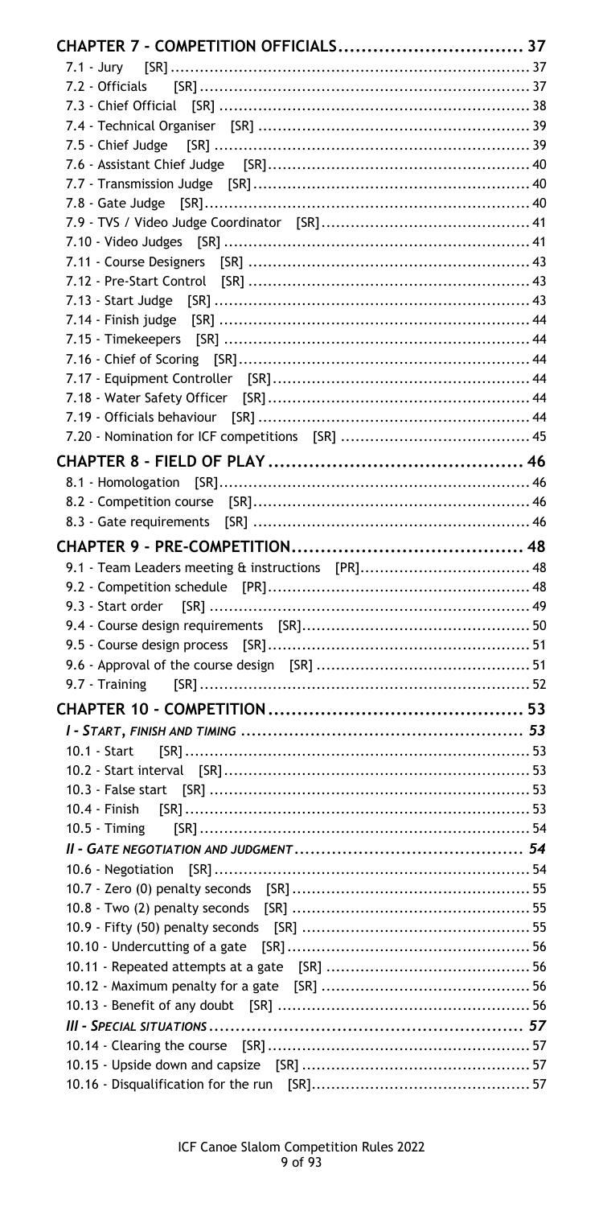**CHAPTER 7 - COMPETITION OFFICIALS ................................ 37**

- 7.1 - Jury [SR] ........................................................................ 37
- 7.2 - Officials [SR] ................................................................. 37
- 7.3 - Chief Official [SR] ........................................................... 38
- 7.4 - Technical Organiser [SR] .................................................. 39
- 7.5 - Chief Judge [SR] ............................................................. 39
- 7.6 - Assistant Chief Judge [SR] ............................................... 40
- 7.7 - Transmission Judge [SR] .................................................. 40
- 7.8 - Gate Judge [SR] ............................................................... 40
- 7.9 - TVS / Video Judge Coordinator [SR] ................................... 41
- 7.10 - Video Judges [SR] .......................................................... 41
- 7.11 - Course Designers [SR] .................................................... 43
- 7.12 - Pre-Start Control [SR] .................................................... 43
- 7.13 - Start Judge [SR] ............................................................ 43
- 7.14 - Finish judge [SR] ........................................................... 44
- 7.15 - Timekeepers [SR] .......................................................... 44
- 7.16 - Chief of Scoring [SR] ...................................................... 44
- 7.17 - Equipment Controller [SR] ............................................... 44
- 7.18 - Water Safety Officer [SR] ................................................ 44
- 7.19 - Officials behaviour [SR] .................................................. 44
- 7.20 - Nomination for ICF competitions [SR] ................................ 45

**CHAPTER 8 - FIELD OF PLAY ............................................. 46**

- 8.1 - Homologation [SR] ............................................................ 46
- 8.2 - Competition course [SR] .................................................... 46
- 8.3 - Gate requirements [SR] ..................................................... 46

**CHAPTER 9 - PRE-COMPETITION ......................................... 48**

- 9.1 - Team Leaders meeting & instructions [PR] ............................ 48
- 9.2 - Competition schedule [PR] ................................................. 48
- 9.3 - Start order [SR] ............................................................... 49
- 9.4 - Course design requirements [SR] ......................................... 50
- 9.5 - Course design process [SR] ................................................ 51
- 9.6 - Approval of the course design [SR] ...................................... 51
- 9.7 - Training [SR] .................................................................. 52

**CHAPTER 10 - COMPETITION ............................................. 53**

***I - START, FINISH AND TIMING ............................................ 53***

- 10.1 - Start [SR] ..................................................................... 53
- 10.2 - Start interval [SR] ........................................................... 53
- 10.3 - False start [SR] .............................................................. 53
- 10.4 - Finish [SR] .................................................................... 53
- 10.5 - Timing [SR] .................................................................... 54

***II - GATE NEGOTIATION AND JUDGMENT ................................. 54***

- 10.6 - Negotiation [SR] .............................................................. 54
- 10.7 - Zero (0) penalty seconds [SR] ............................................ 55
- 10.8 - Two (2) penalty seconds [SR] ............................................. 55
- 10.9 - Fifty (50) penalty seconds [SR] .......................................... 55
- 10.10 - Undercutting of a gate [SR] .............................................. 56
- 10.11 - Repeated attempts at a gate [SR] ....................................... 56
- 10.12 - Maximum penalty for a gate [SR] ........................................ 56
- 10.13 - Benefit of any doubt [SR] ................................................. 56

***III - SPECIAL SITUATIONS ................................................... 57***

- 10.14 - Clearing the course [SR] .................................................. 57
- 10.15 - Upside down and capsize [SR] ........................................... 57
- 10.16 - Disqualification for the run [SR] ........................................ 57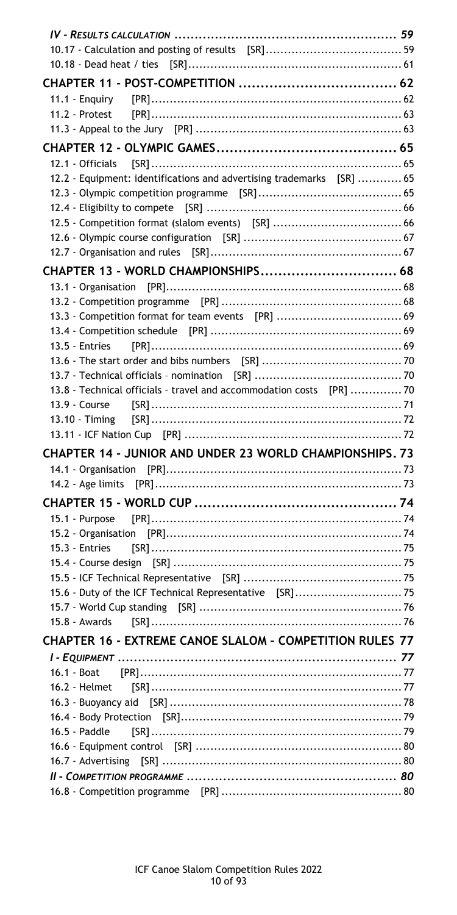*IV - Results calculation* ........................................................ 59

10.17 - Calculation and posting of results [SR] ........................................ 59

10.18 - Dead heat / ties [SR] ........................................................ 61

**CHAPTER 11 - POST-COMPETITION** ........................................................ 62

11.1 - Enquiry [PR] ........................................................ 62

11.2 - Protest [PR] ........................................................ 63

11.3 - Appeal to the Jury [PR] ........................................................ 63

**CHAPTER 12 - OLYMPIC GAMES** ........................................................ 65

12.1 - Officials [SR] ........................................................ 65

12.2 - Equipment: identifications and advertising trademarks [SR] ............ 65

12.3 - Olympic competition programme [SR] ........................................ 65

12.4 - Eligibilty to compete [SR] ........................................................ 66

12.5 - Competition format (slalom events) [SR] ........................................ 66

12.6 - Olympic course configuration [SR] ........................................ 67

12.7 - Organisation and rules [SR] ........................................................ 67

**CHAPTER 13 - WORLD CHAMPIONSHIPS** ........................................................ 68

13.1 - Organisation [PR] ........................................................ 68

13.2 - Competition programme [PR] ........................................................ 68

13.3 - Competition format for team events [PR] ........................................ 69

13.4 - Competition schedule [PR] ........................................................ 69

13.5 - Entries [PR] ........................................................ 69

13.6 - The start order and bibs numbers [SR] ........................................ 70

13.7 - Technical officials – nomination [SR] ........................................ 70

13.8 - Technical officials – travel and accommodation costs [PR] .............. 70

13.9 - Course [SR] ........................................................ 71

13.10 - Timing [SR] ........................................................ 72

13.11 - ICF Nation Cup [PR] ........................................................ 72

**CHAPTER 14 - JUNIOR AND UNDER 23 WORLD CHAMPIONSHIPS** . 73

14.1 - Organisation [PR] ........................................................ 73

14.2 - Age limits [PR] ........................................................ 73

**CHAPTER 15 - WORLD CUP** ........................................................ 74

15.1 - Purpose [PR] ........................................................ 74

15.2 - Organisation [PR] ........................................................ 74

15.3 - Entries [SR] ........................................................ 75

15.4 - Course design [SR] ........................................................ 75

15.5 - ICF Technical Representative [SR] ........................................ 75

15.6 - Duty of the ICF Technical Representative [SR] ................................ 75

15.7 - World Cup standing [SR] ........................................................ 76

15.8 - Awards [SR] ........................................................ 76

**CHAPTER 16 - EXTREME CANOE SLALOM – COMPETITION RULES** 77

*I - Equipment* ........................................................ 77

16.1 - Boat [PR] ........................................................ 77

16.2 - Helmet [SR] ........................................................ 77

16.3 - Buoyancy aid [SR] ........................................................ 78

16.4 - Body Protection [SR] ........................................................ 79

16.5 - Paddle [SR] ........................................................ 79

16.6 - Equipment control [SR] ........................................................ 80

16.7 - Advertising [SR] ........................................................ 80

*II - Competition programme* ........................................................ 80

16.8 - Competition programme [PR] ........................................................ 80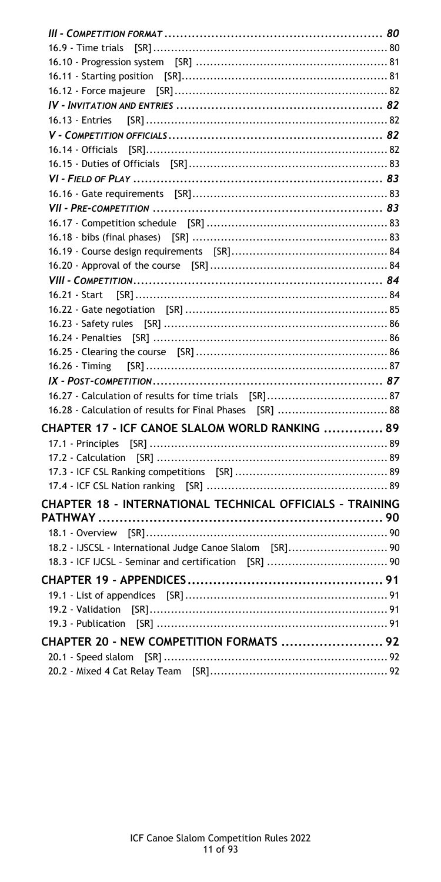*III - Competition format* ........................................................ 80

16.9 - Time trials [SR] ........................................................ 80

16.10 - Progression system [SR] ........................................................ 81

16.11 - Starting position [SR] ........................................................ 81

16.12 - Force majeure [SR] ........................................................ 82

*IV - Invitation and entries* ........................................................ 82

16.13 - Entries [SR] ........................................................ 82

*V - Competition officials* ........................................................ 82

16.14 - Officials [SR] ........................................................ 82

16.15 - Duties of Officials [SR] ........................................................ 83

*VI - Field of Play* ........................................................ 83

16.16 - Gate requirements [SR] ........................................................ 83

*VII - Pre-competition* ........................................................ 83

16.17 - Competition schedule [SR] ........................................................ 83

16.18 - bibs (final phases) [SR] ........................................................ 83

16.19 - Course design requirements [SR] ........................................................ 84

16.20 - Approval of the course [SR] ........................................................ 84

*VIII - Competition* ........................................................ 84

16.21 - Start [SR] ........................................................ 84

16.22 - Gate negotiation [SR] ........................................................ 85

16.23 - Safety rules [SR] ........................................................ 86

16.24 - Penalties [SR] ........................................................ 86

16.25 - Clearing the course [SR] ........................................................ 86

16.26 - Timing [SR] ........................................................ 87

*IX - Post-competition* ........................................................ 87

16.27 - Calculation of results for time trials [SR] ........................................................ 87

16.28 - Calculation of results for Final Phases [SR] ........................................................ 88

**CHAPTER 17 - ICF CANOE SLALOM WORLD RANKING .............. 89**

17.1 - Principles [SR] ........................................................ 89

17.2 - Calculation [SR] ........................................................ 89

17.3 - ICF CSL Ranking competitions [SR] ........................................................ 89

17.4 - ICF CSL Nation ranking [SR] ........................................................ 89

**CHAPTER 18 - INTERNATIONAL TECHNICAL OFFICIALS – TRAINING PATHWAY .............. 90**

18.1 - Overview [SR] ........................................................ 90

18.2 - IJSCSL - International Judge Canoe Slalom [SR] ........................................................ 90

18.3 - ICF IJCSL - Seminar and certification [SR] ........................................................ 90

**CHAPTER 19 - APPENDICES .............. 91**

19.1 - List of appendices [SR] ........................................................ 91

19.2 - Validation [SR] ........................................................ 91

19.3 - Publication [SR] ........................................................ 91

**CHAPTER 20 - NEW COMPETITION FORMATS .............. 92**

20.1 - Speed slalom [SR] ........................................................ 92

20.2 - Mixed 4 Cat Relay Team [SR] ........................................................ 92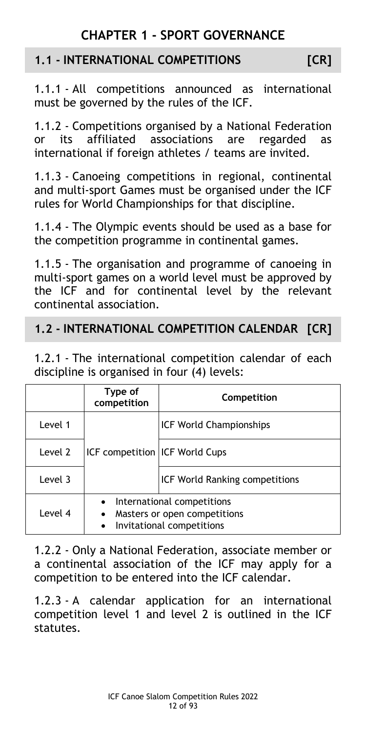# CHAPTER 1 - SPORT GOVERNANCE

## 1.1 - INTERNATIONAL COMPETITIONS [CR]

1.1.1 - All competitions announced as international must be governed by the rules of the ICF.

1.1.2 - Competitions organised by a National Federation or its affiliated associations are regarded as international if foreign athletes / teams are invited.

1.1.3 - Canoeing competitions in regional, continental and multi-sport Games must be organised under the ICF rules for World Championships for that discipline.

1.1.4 - The Olympic events should be used as a base for the competition programme in continental games.

1.1.5 - The organisation and programme of canoeing in multi-sport games on a world level must be approved by the ICF and for continental level by the relevant continental association.

## 1.2 - INTERNATIONAL COMPETITION CALENDAR [CR]

1.2.1 - The international competition calendar of each discipline is organised in four (4) levels:

| | Type of competition | Competition |
|---|---|---|
| Level 1 | ICF competition | ICF World Championships |
| Level 2 | | ICF World Cups |
| Level 3 | | ICF World Ranking competitions |
| Level 4 | • International competitions<br>• Masters or open competitions<br>• Invitational competitions | |

1.2.2 - Only a National Federation, associate member or a continental association of the ICF may apply for a competition to be entered into the ICF calendar.

1.2.3 - A calendar application for an international competition level 1 and level 2 is outlined in the ICF statutes.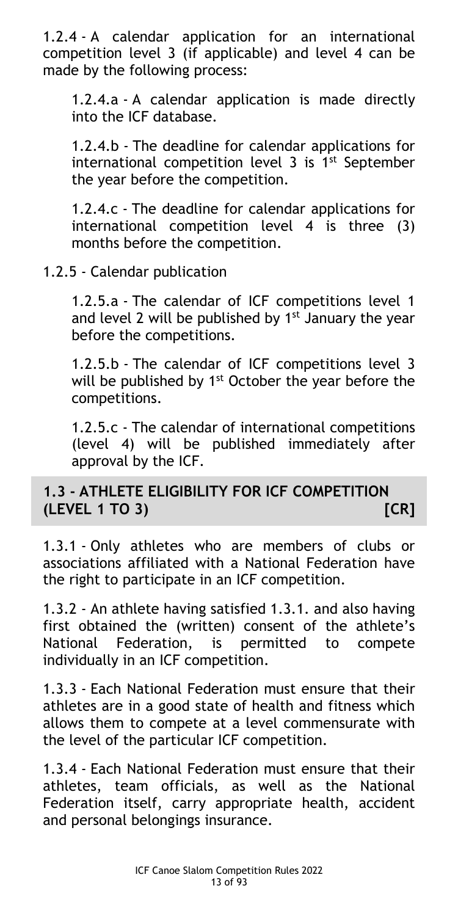1.2.4 - A calendar application for an international competition level 3 (if applicable) and level 4 can be made by the following process:

1.2.4.a - A calendar application is made directly into the ICF database.

1.2.4.b - The deadline for calendar applications for international competition level 3 is 1st September the year before the competition.

1.2.4.c - The deadline for calendar applications for international competition level 4 is three (3) months before the competition.

1.2.5 - Calendar publication

1.2.5.a - The calendar of ICF competitions level 1 and level 2 will be published by 1st January the year before the competitions.

1.2.5.b - The calendar of ICF competitions level 3 will be published by 1st October the year before the competitions.

1.2.5.c - The calendar of international competitions (level 4) will be published immediately after approval by the ICF.

## 1.3 - ATHLETE ELIGIBILITY FOR ICF COMPETITION (LEVEL 1 TO 3) [CR]

1.3.1 - Only athletes who are members of clubs or associations affiliated with a National Federation have the right to participate in an ICF competition.

1.3.2 - An athlete having satisfied 1.3.1. and also having first obtained the (written) consent of the athlete's National Federation, is permitted to compete individually in an ICF competition.

1.3.3 - Each National Federation must ensure that their athletes are in a good state of health and fitness which allows them to compete at a level commensurate with the level of the particular ICF competition.

1.3.4 - Each National Federation must ensure that their athletes, team officials, as well as the National Federation itself, carry appropriate health, accident and personal belongings insurance.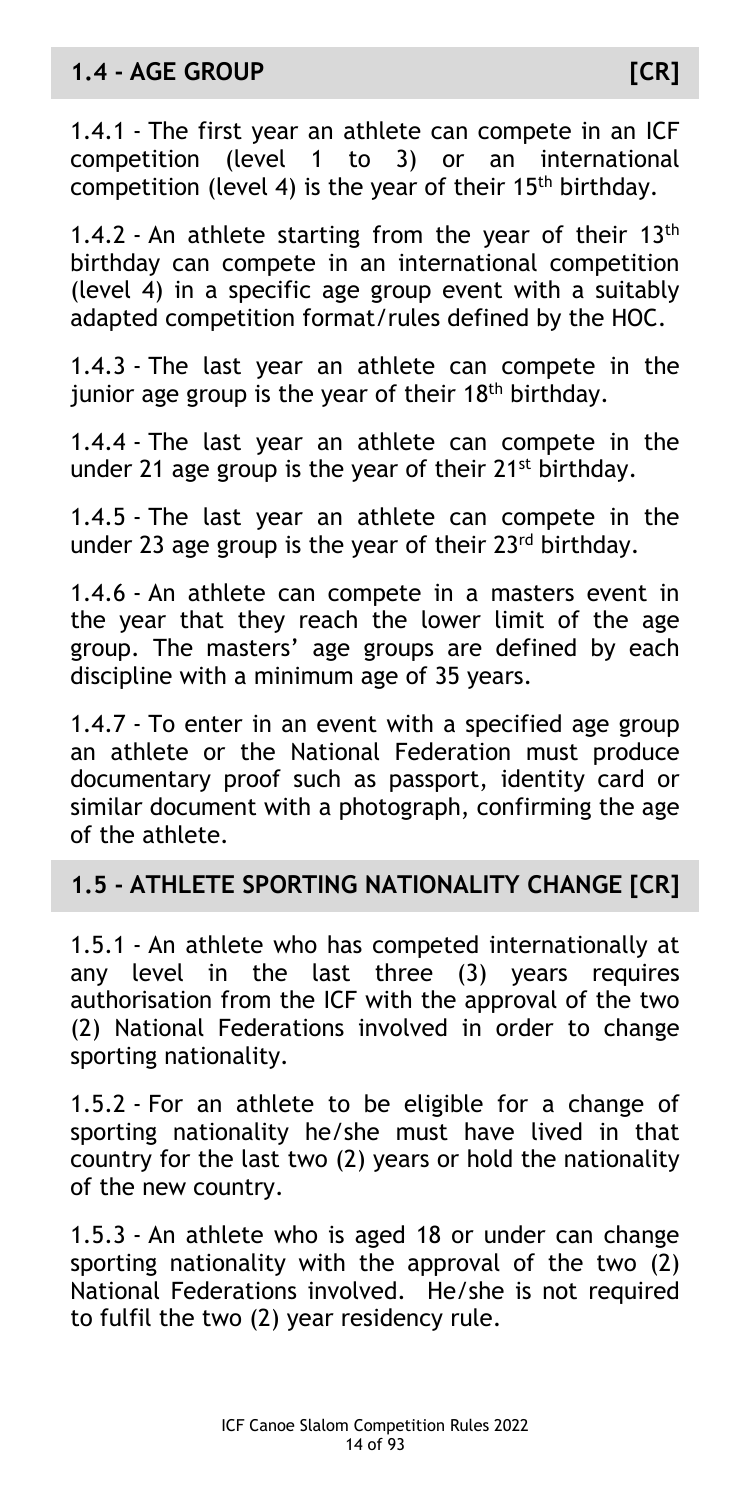## 1.4 - AGE GROUP [CR]

1.4.1 - The first year an athlete can compete in an ICF competition (level 1 to 3) or an international competition (level 4) is the year of their 15th birthday.

1.4.2 - An athlete starting from the year of their 13th birthday can compete in an international competition (level 4) in a specific age group event with a suitably adapted competition format/rules defined by the HOC.

1.4.3 - The last year an athlete can compete in the junior age group is the year of their 18th birthday.

1.4.4 - The last year an athlete can compete in the under 21 age group is the year of their 21st birthday.

1.4.5 - The last year an athlete can compete in the under 23 age group is the year of their 23rd birthday.

1.4.6 - An athlete can compete in a masters event in the year that they reach the lower limit of the age group. The masters' age groups are defined by each discipline with a minimum age of 35 years.

1.4.7 - To enter in an event with a specified age group an athlete or the National Federation must produce documentary proof such as passport, identity card or similar document with a photograph, confirming the age of the athlete.

## 1.5 - ATHLETE SPORTING NATIONALITY CHANGE [CR]

1.5.1 - An athlete who has competed internationally at any level in the last three (3) years requires authorisation from the ICF with the approval of the two (2) National Federations involved in order to change sporting nationality.

1.5.2 - For an athlete to be eligible for a change of sporting nationality he/she must have lived in that country for the last two (2) years or hold the nationality of the new country.

1.5.3 - An athlete who is aged 18 or under can change sporting nationality with the approval of the two (2) National Federations involved. He/she is not required to fulfil the two (2) year residency rule.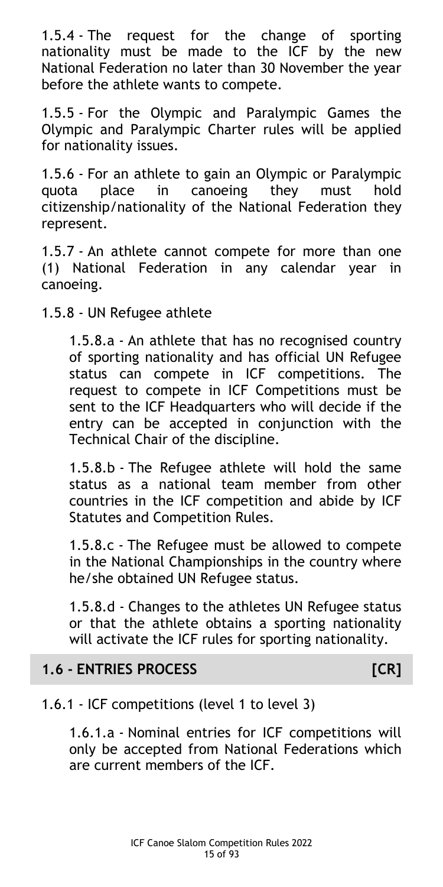1.5.4 - The request for the change of sporting nationality must be made to the ICF by the new National Federation no later than 30 November the year before the athlete wants to compete.

1.5.5 - For the Olympic and Paralympic Games the Olympic and Paralympic Charter rules will be applied for nationality issues.

1.5.6 - For an athlete to gain an Olympic or Paralympic quota place in canoeing they must hold citizenship/nationality of the National Federation they represent.

1.5.7 - An athlete cannot compete for more than one (1) National Federation in any calendar year in canoeing.

1.5.8 - UN Refugee athlete

1.5.8.a - An athlete that has no recognised country of sporting nationality and has official UN Refugee status can compete in ICF competitions. The request to compete in ICF Competitions must be sent to the ICF Headquarters who will decide if the entry can be accepted in conjunction with the Technical Chair of the discipline.

1.5.8.b - The Refugee athlete will hold the same status as a national team member from other countries in the ICF competition and abide by ICF Statutes and Competition Rules.

1.5.8.c - The Refugee must be allowed to compete in the National Championships in the country where he/she obtained UN Refugee status.

1.5.8.d - Changes to the athletes UN Refugee status or that the athlete obtains a sporting nationality will activate the ICF rules for sporting nationality.

## 1.6 - ENTRIES PROCESS [CR]

1.6.1 - ICF competitions (level 1 to level 3)

1.6.1.a - Nominal entries for ICF competitions will only be accepted from National Federations which are current members of the ICF.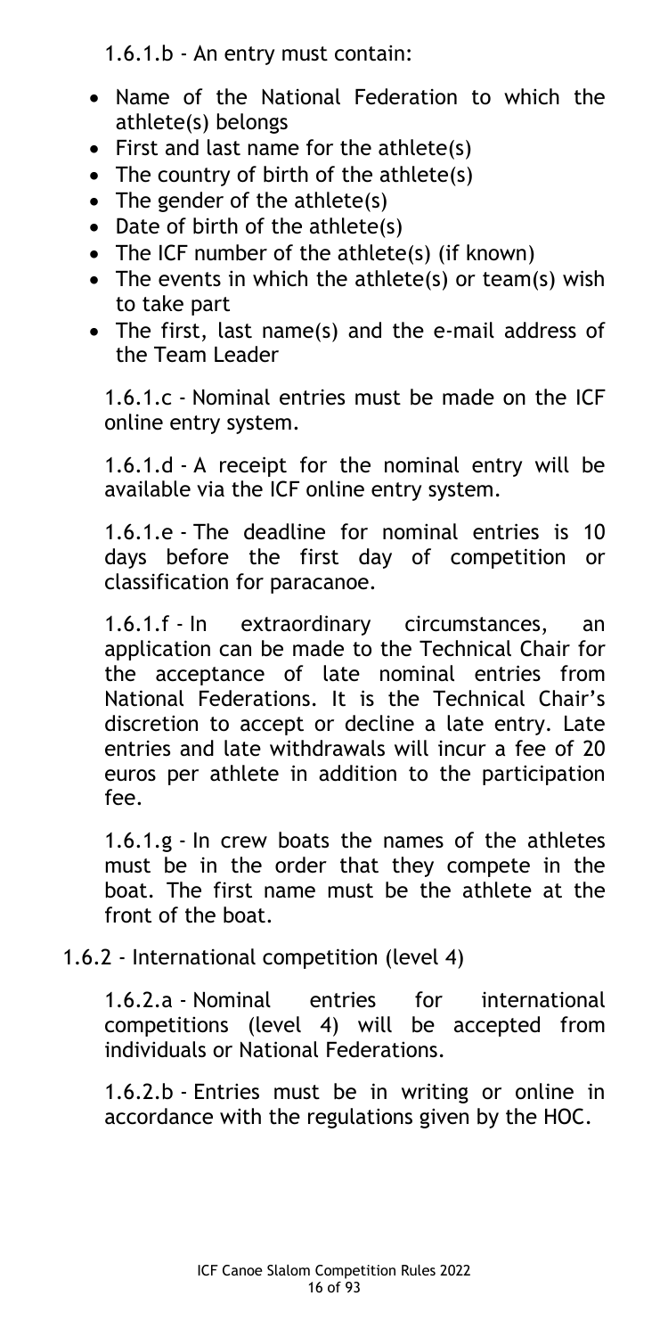1.6.1.b - An entry must contain:

- Name of the National Federation to which the athlete(s) belongs
- First and last name for the athlete(s)
- The country of birth of the athlete(s)
- The gender of the athlete(s)
- Date of birth of the athlete(s)
- The ICF number of the athlete(s) (if known)
- The events in which the athlete(s) or team(s) wish to take part
- The first, last name(s) and the e-mail address of the Team Leader

1.6.1.c - Nominal entries must be made on the ICF online entry system.

1.6.1.d - A receipt for the nominal entry will be available via the ICF online entry system.

1.6.1.e - The deadline for nominal entries is 10 days before the first day of competition or classification for paracanoe.

1.6.1.f - In extraordinary circumstances, an application can be made to the Technical Chair for the acceptance of late nominal entries from National Federations. It is the Technical Chair's discretion to accept or decline a late entry. Late entries and late withdrawals will incur a fee of 20 euros per athlete in addition to the participation fee.

1.6.1.g - In crew boats the names of the athletes must be in the order that they compete in the boat. The first name must be the athlete at the front of the boat.

1.6.2 - International competition (level 4)

1.6.2.a - Nominal entries for international competitions (level 4) will be accepted from individuals or National Federations.

1.6.2.b - Entries must be in writing or online in accordance with the regulations given by the HOC.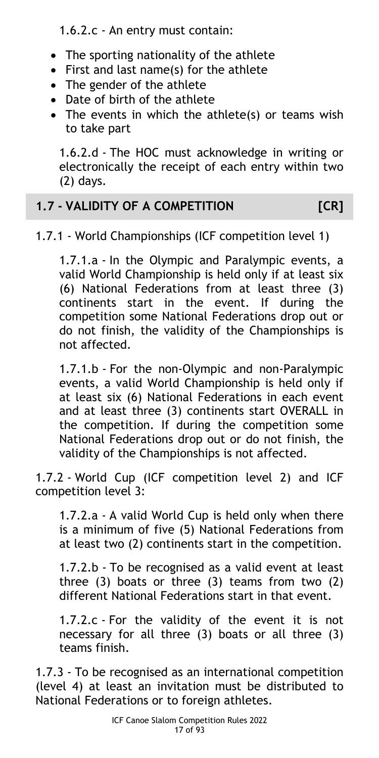1.6.2.c - An entry must contain:

- The sporting nationality of the athlete
- First and last name(s) for the athlete
- The gender of the athlete
- Date of birth of the athlete
- The events in which the athlete(s) or teams wish to take part

1.6.2.d - The HOC must acknowledge in writing or electronically the receipt of each entry within two (2) days.

## 1.7 - VALIDITY OF A COMPETITION [CR]

1.7.1 - World Championships (ICF competition level 1)

1.7.1.a - In the Olympic and Paralympic events, a valid World Championship is held only if at least six (6) National Federations from at least three (3) continents start in the event. If during the competition some National Federations drop out or do not finish, the validity of the Championships is not affected.

1.7.1.b - For the non-Olympic and non-Paralympic events, a valid World Championship is held only if at least six (6) National Federations in each event and at least three (3) continents start OVERALL in the competition. If during the competition some National Federations drop out or do not finish, the validity of the Championships is not affected.

1.7.2 - World Cup (ICF competition level 2) and ICF competition level 3:

1.7.2.a - A valid World Cup is held only when there is a minimum of five (5) National Federations from at least two (2) continents start in the competition.

1.7.2.b - To be recognised as a valid event at least three (3) boats or three (3) teams from two (2) different National Federations start in that event.

1.7.2.c - For the validity of the event it is not necessary for all three (3) boats or all three (3) teams finish.

1.7.3 - To be recognised as an international competition (level 4) at least an invitation must be distributed to National Federations or to foreign athletes.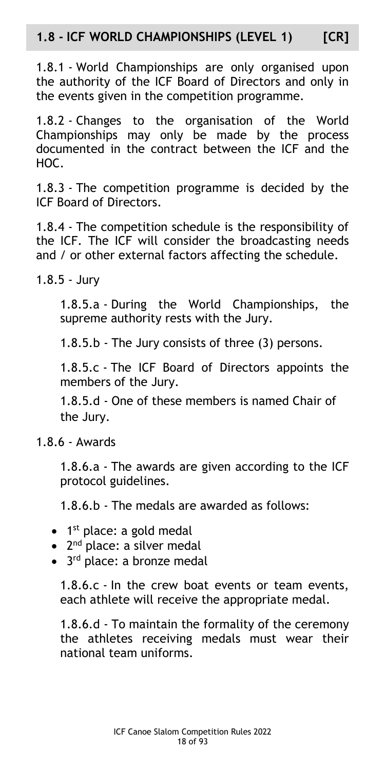## 1.8 - ICF WORLD CHAMPIONSHIPS (LEVEL 1) [CR]

1.8.1 - World Championships are only organised upon the authority of the ICF Board of Directors and only in the events given in the competition programme.

1.8.2 - Changes to the organisation of the World Championships may only be made by the process documented in the contract between the ICF and the HOC.

1.8.3 - The competition programme is decided by the ICF Board of Directors.

1.8.4 - The competition schedule is the responsibility of the ICF. The ICF will consider the broadcasting needs and / or other external factors affecting the schedule.

1.8.5 - Jury

1.8.5.a - During the World Championships, the supreme authority rests with the Jury.

1.8.5.b - The Jury consists of three (3) persons.

1.8.5.c - The ICF Board of Directors appoints the members of the Jury.

1.8.5.d - One of these members is named Chair of the Jury.

1.8.6 - Awards

1.8.6.a - The awards are given according to the ICF protocol guidelines.

1.8.6.b - The medals are awarded as follows:

- 1st place: a gold medal
- 2nd place: a silver medal
- 3rd place: a bronze medal

1.8.6.c - In the crew boat events or team events, each athlete will receive the appropriate medal.

1.8.6.d - To maintain the formality of the ceremony the athletes receiving medals must wear their national team uniforms.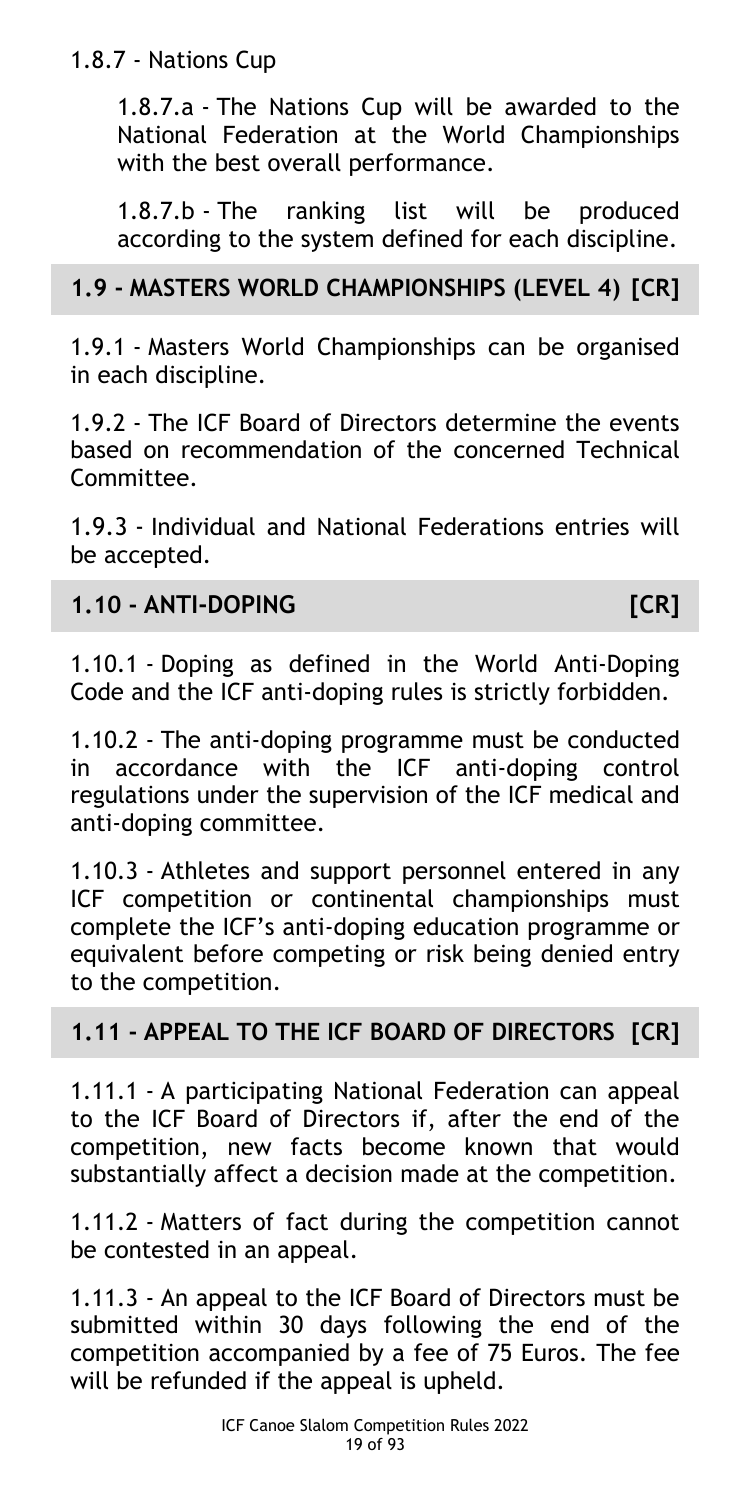1.8.7 - Nations Cup

1.8.7.a - The Nations Cup will be awarded to the National Federation at the World Championships with the best overall performance.

1.8.7.b - The ranking list will be produced according to the system defined for each discipline.

## 1.9 - MASTERS WORLD CHAMPIONSHIPS (LEVEL 4) [CR]

1.9.1 - Masters World Championships can be organised in each discipline.

1.9.2 - The ICF Board of Directors determine the events based on recommendation of the concerned Technical Committee.

1.9.3 - Individual and National Federations entries will be accepted.

## 1.10 - ANTI-DOPING [CR]

1.10.1 - Doping as defined in the World Anti-Doping Code and the ICF anti-doping rules is strictly forbidden.

1.10.2 - The anti-doping programme must be conducted in accordance with the ICF anti-doping control regulations under the supervision of the ICF medical and anti-doping committee.

1.10.3 - Athletes and support personnel entered in any ICF competition or continental championships must complete the ICF's anti-doping education programme or equivalent before competing or risk being denied entry to the competition.

## 1.11 - APPEAL TO THE ICF BOARD OF DIRECTORS [CR]

1.11.1 - A participating National Federation can appeal to the ICF Board of Directors if, after the end of the competition, new facts become known that would substantially affect a decision made at the competition.

1.11.2 - Matters of fact during the competition cannot be contested in an appeal.

1.11.3 - An appeal to the ICF Board of Directors must be submitted within 30 days following the end of the competition accompanied by a fee of 75 Euros. The fee will be refunded if the appeal is upheld.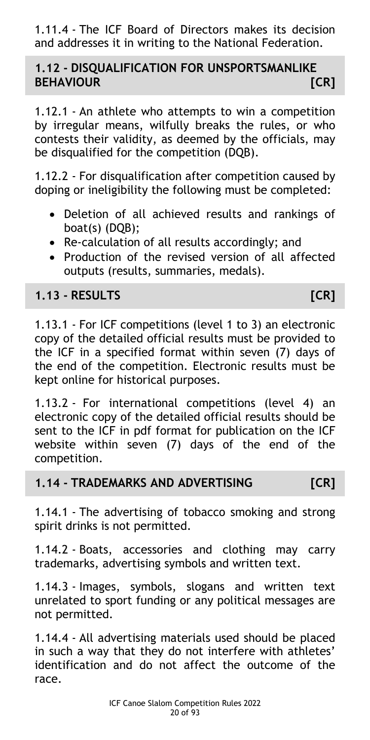1.11.4 - The ICF Board of Directors makes its decision and addresses it in writing to the National Federation.

## 1.12 - DISQUALIFICATION FOR UNSPORTSMANLIKE BEHAVIOUR [CR]

1.12.1 - An athlete who attempts to win a competition by irregular means, wilfully breaks the rules, or who contests their validity, as deemed by the officials, may be disqualified for the competition (DQB).

1.12.2 - For disqualification after competition caused by doping or ineligibility the following must be completed:

- Deletion of all achieved results and rankings of boat(s) (DQB);
- Re-calculation of all results accordingly; and
- Production of the revised version of all affected outputs (results, summaries, medals).

## 1.13 - RESULTS [CR]

1.13.1 - For ICF competitions (level 1 to 3) an electronic copy of the detailed official results must be provided to the ICF in a specified format within seven (7) days of the end of the competition. Electronic results must be kept online for historical purposes.

1.13.2 - For international competitions (level 4) an electronic copy of the detailed official results should be sent to the ICF in pdf format for publication on the ICF website within seven (7) days of the end of the competition.

## 1.14 - TRADEMARKS AND ADVERTISING [CR]

1.14.1 - The advertising of tobacco smoking and strong spirit drinks is not permitted.

1.14.2 - Boats, accessories and clothing may carry trademarks, advertising symbols and written text.

1.14.3 - Images, symbols, slogans and written text unrelated to sport funding or any political messages are not permitted.

1.14.4 - All advertising materials used should be placed in such a way that they do not interfere with athletes' identification and do not affect the outcome of the race.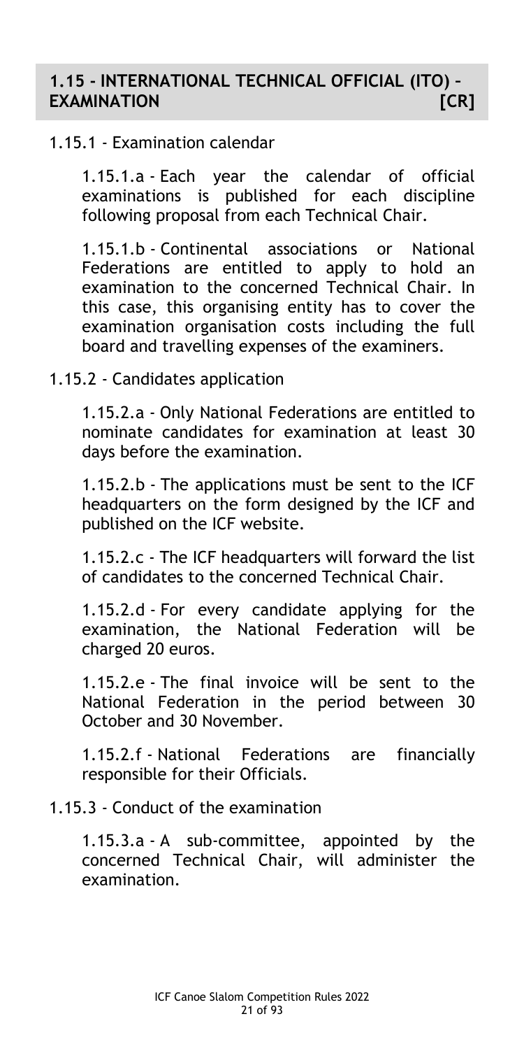## 1.15 - INTERNATIONAL TECHNICAL OFFICIAL (ITO) – EXAMINATION [CR]

1.15.1 - Examination calendar

1.15.1.a - Each year the calendar of official examinations is published for each discipline following proposal from each Technical Chair.

1.15.1.b - Continental associations or National Federations are entitled to apply to hold an examination to the concerned Technical Chair. In this case, this organising entity has to cover the examination organisation costs including the full board and travelling expenses of the examiners.

1.15.2 - Candidates application

1.15.2.a - Only National Federations are entitled to nominate candidates for examination at least 30 days before the examination.

1.15.2.b - The applications must be sent to the ICF headquarters on the form designed by the ICF and published on the ICF website.

1.15.2.c - The ICF headquarters will forward the list of candidates to the concerned Technical Chair.

1.15.2.d - For every candidate applying for the examination, the National Federation will be charged 20 euros.

1.15.2.e - The final invoice will be sent to the National Federation in the period between 30 October and 30 November.

1.15.2.f - National Federations are financially responsible for their Officials.

1.15.3 - Conduct of the examination

1.15.3.a - A sub-committee, appointed by the concerned Technical Chair, will administer the examination.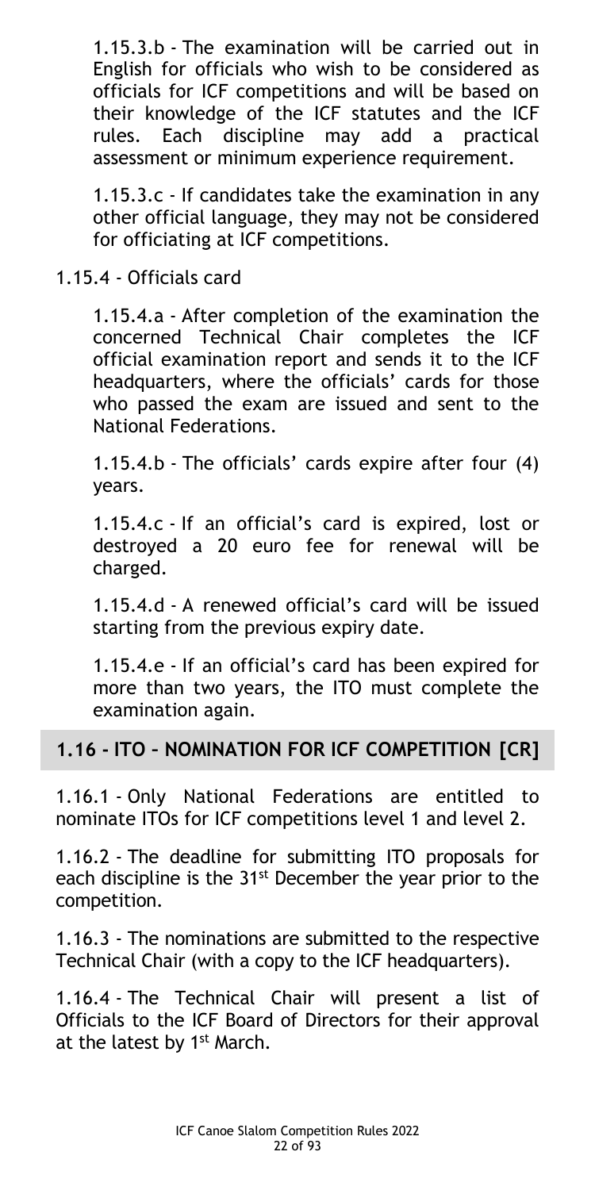1.15.3.b - The examination will be carried out in English for officials who wish to be considered as officials for ICF competitions and will be based on their knowledge of the ICF statutes and the ICF rules. Each discipline may add a practical assessment or minimum experience requirement.

1.15.3.c - If candidates take the examination in any other official language, they may not be considered for officiating at ICF competitions.

1.15.4 - Officials card

1.15.4.a - After completion of the examination the concerned Technical Chair completes the ICF official examination report and sends it to the ICF headquarters, where the officials' cards for those who passed the exam are issued and sent to the National Federations.

1.15.4.b - The officials' cards expire after four (4) years.

1.15.4.c - If an official's card is expired, lost or destroyed a 20 euro fee for renewal will be charged.

1.15.4.d - A renewed official's card will be issued starting from the previous expiry date.

1.15.4.e - If an official's card has been expired for more than two years, the ITO must complete the examination again.

## 1.16 - ITO – NOMINATION FOR ICF COMPETITION [CR]

1.16.1 - Only National Federations are entitled to nominate ITOs for ICF competitions level 1 and level 2.

1.16.2 - The deadline for submitting ITO proposals for each discipline is the 31st December the year prior to the competition.

1.16.3 - The nominations are submitted to the respective Technical Chair (with a copy to the ICF headquarters).

1.16.4 - The Technical Chair will present a list of Officials to the ICF Board of Directors for their approval at the latest by 1st March.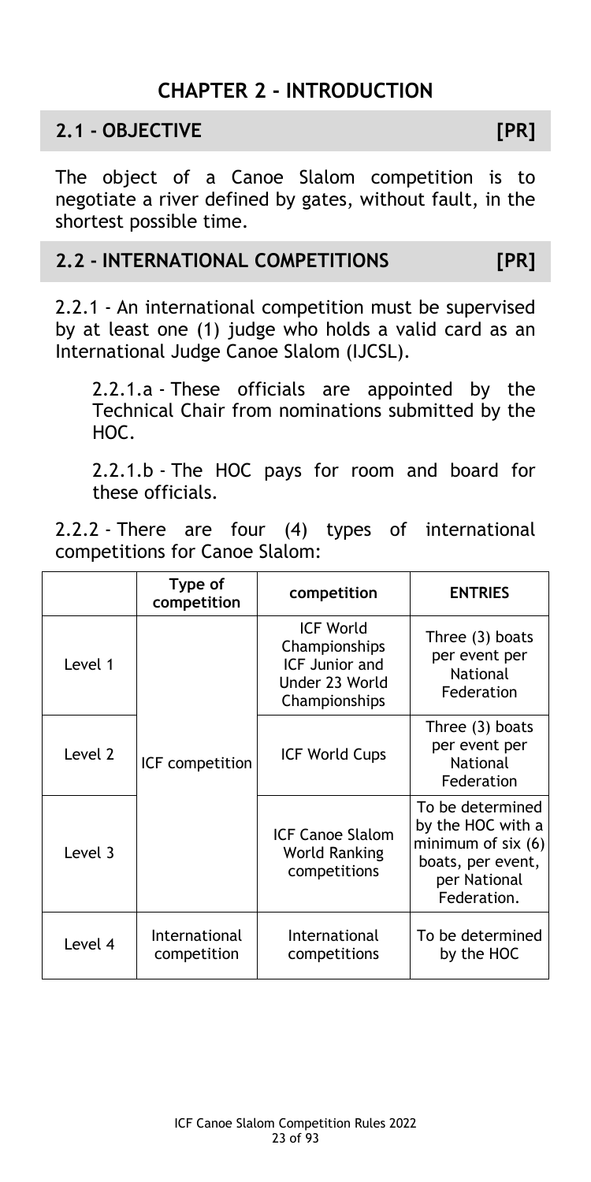# CHAPTER 2 - INTRODUCTION

## 2.1 - OBJECTIVE [PR]

The object of a Canoe Slalom competition is to negotiate a river defined by gates, without fault, in the shortest possible time.

## 2.2 - INTERNATIONAL COMPETITIONS [PR]

2.2.1 - An international competition must be supervised by at least one (1) judge who holds a valid card as an International Judge Canoe Slalom (IJCSL).

2.2.1.a - These officials are appointed by the Technical Chair from nominations submitted by the HOC.

2.2.1.b - The HOC pays for room and board for these officials.

2.2.2 - There are four (4) types of international competitions for Canoe Slalom:

| | Type of competition | competition | ENTRIES |
|---|---|---|---|
| Level 1 | ICF competition | ICF World Championships ICF Junior and Under 23 World Championships | Three (3) boats per event per National Federation |
| Level 2 | | ICF World Cups | Three (3) boats per event per National Federation |
| Level 3 | | ICF Canoe Slalom World Ranking competitions | To be determined by the HOC with a minimum of six (6) boats, per event, per National Federation. |
| Level 4 | International competition | International competitions | To be determined by the HOC |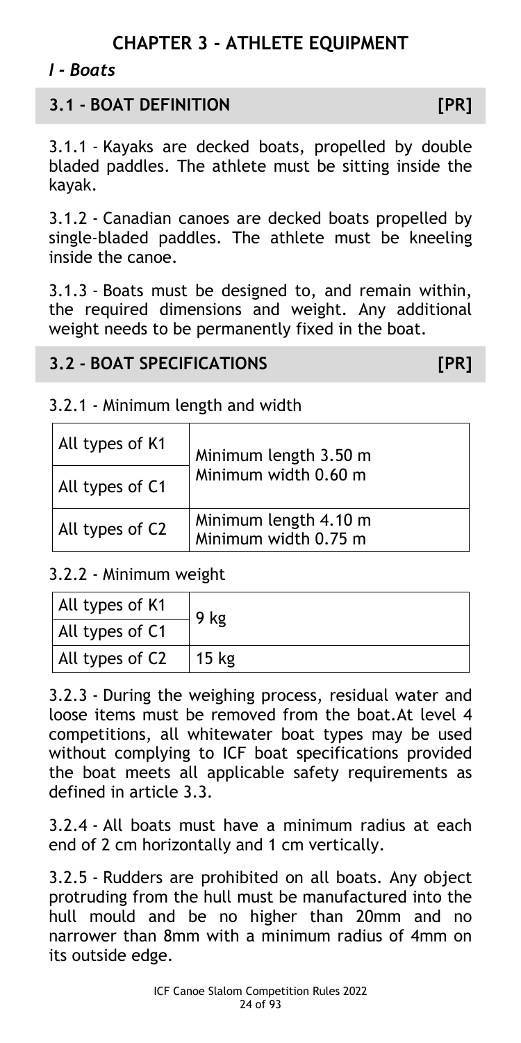# CHAPTER 3 - ATHLETE EQUIPMENT

*I - Boats*

## 3.1 - BOAT DEFINITION [PR]

3.1.1 - Kayaks are decked boats, propelled by double bladed paddles. The athlete must be sitting inside the kayak.

3.1.2 - Canadian canoes are decked boats propelled by single-bladed paddles. The athlete must be kneeling inside the canoe.

3.1.3 - Boats must be designed to, and remain within, the required dimensions and weight. Any additional weight needs to be permanently fixed in the boat.

## 3.2 - BOAT SPECIFICATIONS [PR]

3.2.1 - Minimum length and width

| | |
|---|---|
| All types of K1 | Minimum length 3.50 m<br>Minimum width 0.60 m |
| All types of C1 | |
| All types of C2 | Minimum length 4.10 m<br>Minimum width 0.75 m |

3.2.2 - Minimum weight

| | |
|---|---|
| All types of K1 | 9 kg |
| All types of C1 | |
| All types of C2 | 15 kg |

3.2.3 - During the weighing process, residual water and loose items must be removed from the boat.At level 4 competitions, all whitewater boat types may be used without complying to ICF boat specifications provided the boat meets all applicable safety requirements as defined in article 3.3.

3.2.4 - All boats must have a minimum radius at each end of 2 cm horizontally and 1 cm vertically.

3.2.5 - Rudders are prohibited on all boats. Any object protruding from the hull must be manufactured into the hull mould and be no higher than 20mm and no narrower than 8mm with a minimum radius of 4mm on its outside edge.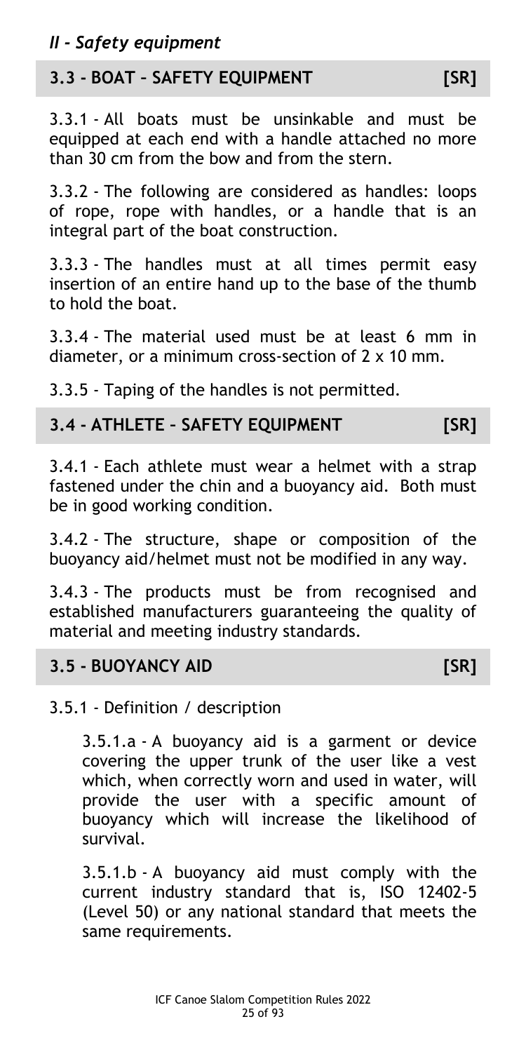## *II - Safety equipment*

### 3.3 - BOAT – SAFETY EQUIPMENT [SR]

3.3.1 - All boats must be unsinkable and must be equipped at each end with a handle attached no more than 30 cm from the bow and from the stern.

3.3.2 - The following are considered as handles: loops of rope, rope with handles, or a handle that is an integral part of the boat construction.

3.3.3 - The handles must at all times permit easy insertion of an entire hand up to the base of the thumb to hold the boat.

3.3.4 - The material used must be at least 6 mm in diameter, or a minimum cross-section of 2 x 10 mm.

3.3.5 - Taping of the handles is not permitted.

### 3.4 - ATHLETE – SAFETY EQUIPMENT [SR]

3.4.1 - Each athlete must wear a helmet with a strap fastened under the chin and a buoyancy aid. Both must be in good working condition.

3.4.2 - The structure, shape or composition of the buoyancy aid/helmet must not be modified in any way.

3.4.3 - The products must be from recognised and established manufacturers guaranteeing the quality of material and meeting industry standards.

### 3.5 - BUOYANCY AID [SR]

3.5.1 - Definition / description

3.5.1.a - A buoyancy aid is a garment or device covering the upper trunk of the user like a vest which, when correctly worn and used in water, will provide the user with a specific amount of buoyancy which will increase the likelihood of survival.

3.5.1.b - A buoyancy aid must comply with the current industry standard that is, ISO 12402-5 (Level 50) or any national standard that meets the same requirements.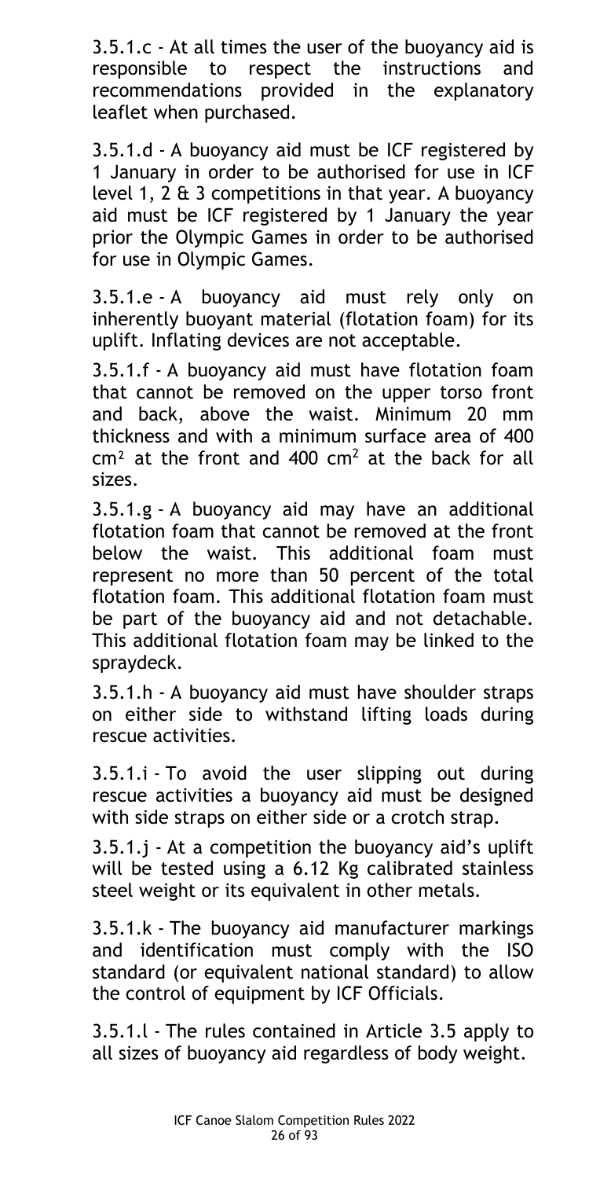3.5.1.c - At all times the user of the buoyancy aid is responsible to respect the instructions and recommendations provided in the explanatory leaflet when purchased.

3.5.1.d - A buoyancy aid must be ICF registered by 1 January in order to be authorised for use in ICF level 1, 2 & 3 competitions in that year. A buoyancy aid must be ICF registered by 1 January the year prior the Olympic Games in order to be authorised for use in Olympic Games.

3.5.1.e - A buoyancy aid must rely only on inherently buoyant material (flotation foam) for its uplift. Inflating devices are not acceptable.

3.5.1.f - A buoyancy aid must have flotation foam that cannot be removed on the upper torso front and back, above the waist. Minimum 20 mm thickness and with a minimum surface area of 400 $cm^2$ at the front and 400 $cm^2$ at the back for all sizes.

3.5.1.g - A buoyancy aid may have an additional flotation foam that cannot be removed at the front below the waist. This additional foam must represent no more than 50 percent of the total flotation foam. This additional flotation foam must be part of the buoyancy aid and not detachable. This additional flotation foam may be linked to the spraydeck.

3.5.1.h - A buoyancy aid must have shoulder straps on either side to withstand lifting loads during rescue activities.

3.5.1.i - To avoid the user slipping out during rescue activities a buoyancy aid must be designed with side straps on either side or a crotch strap.

3.5.1.j - At a competition the buoyancy aid's uplift will be tested using a 6.12 Kg calibrated stainless steel weight or its equivalent in other metals.

3.5.1.k - The buoyancy aid manufacturer markings and identification must comply with the ISO standard (or equivalent national standard) to allow the control of equipment by ICF Officials.

3.5.1.l - The rules contained in Article 3.5 apply to all sizes of buoyancy aid regardless of body weight.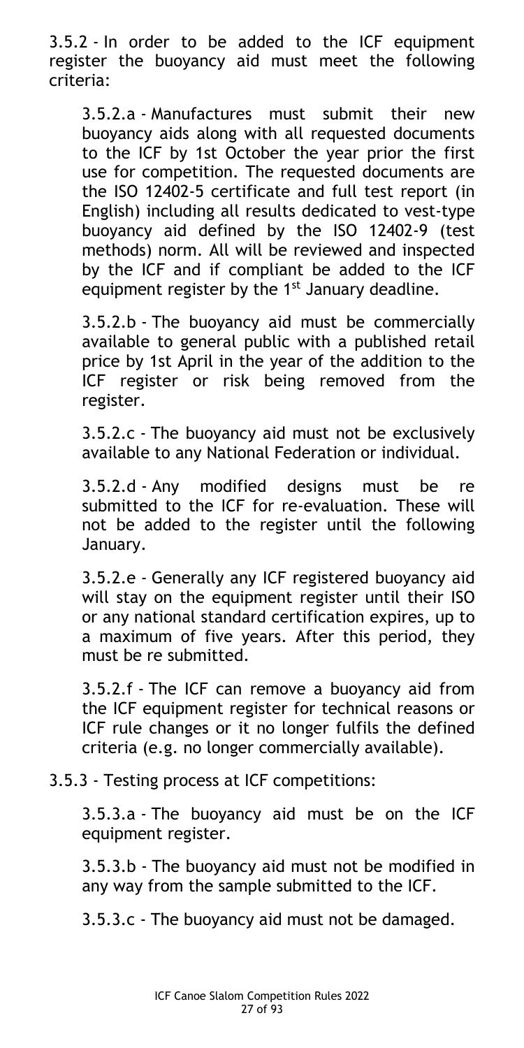3.5.2 - In order to be added to the ICF equipment register the buoyancy aid must meet the following criteria:

3.5.2.a - Manufactures must submit their new buoyancy aids along with all requested documents to the ICF by 1st October the year prior the first use for competition. The requested documents are the ISO 12402-5 certificate and full test report (in English) including all results dedicated to vest-type buoyancy aid defined by the ISO 12402-9 (test methods) norm. All will be reviewed and inspected by the ICF and if compliant be added to the ICF equipment register by the 1st January deadline.

3.5.2.b - The buoyancy aid must be commercially available to general public with a published retail price by 1st April in the year of the addition to the ICF register or risk being removed from the register.

3.5.2.c - The buoyancy aid must not be exclusively available to any National Federation or individual.

3.5.2.d - Any modified designs must be re submitted to the ICF for re-evaluation. These will not be added to the register until the following January.

3.5.2.e - Generally any ICF registered buoyancy aid will stay on the equipment register until their ISO or any national standard certification expires, up to a maximum of five years. After this period, they must be re submitted.

3.5.2.f - The ICF can remove a buoyancy aid from the ICF equipment register for technical reasons or ICF rule changes or it no longer fulfils the defined criteria (e.g. no longer commercially available).

3.5.3 - Testing process at ICF competitions:

3.5.3.a - The buoyancy aid must be on the ICF equipment register.

3.5.3.b - The buoyancy aid must not be modified in any way from the sample submitted to the ICF.

3.5.3.c - The buoyancy aid must not be damaged.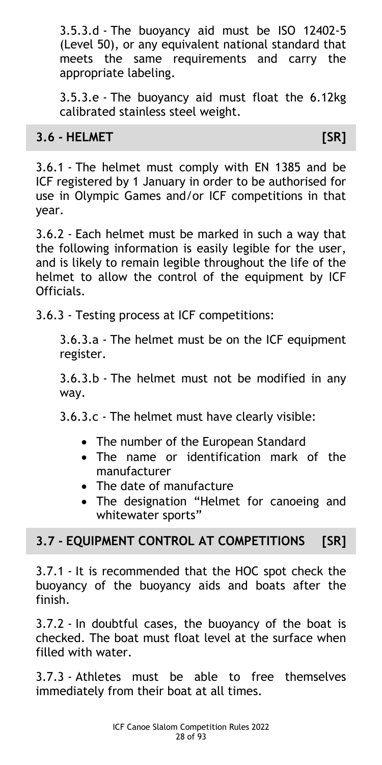3.5.3.d - The buoyancy aid must be ISO 12402-5 (Level 50), or any equivalent national standard that meets the same requirements and carry the appropriate labeling.

3.5.3.e - The buoyancy aid must float the 6.12kg calibrated stainless steel weight.

## 3.6 - HELMET [SR]

3.6.1 - The helmet must comply with EN 1385 and be ICF registered by 1 January in order to be authorised for use in Olympic Games and/or ICF competitions in that year.

3.6.2 - Each helmet must be marked in such a way that the following information is easily legible for the user, and is likely to remain legible throughout the life of the helmet to allow the control of the equipment by ICF Officials.

3.6.3 - Testing process at ICF competitions:

3.6.3.a - The helmet must be on the ICF equipment register.

3.6.3.b - The helmet must not be modified in any way.

3.6.3.c - The helmet must have clearly visible:

- The number of the European Standard
- The name or identification mark of the manufacturer
- The date of manufacture
- The designation "Helmet for canoeing and whitewater sports"

## 3.7 - EQUIPMENT CONTROL AT COMPETITIONS [SR]

3.7.1 - It is recommended that the HOC spot check the buoyancy of the buoyancy aids and boats after the finish.

3.7.2 - In doubtful cases, the buoyancy of the boat is checked. The boat must float level at the surface when filled with water.

3.7.3 - Athletes must be able to free themselves immediately from their boat at all times.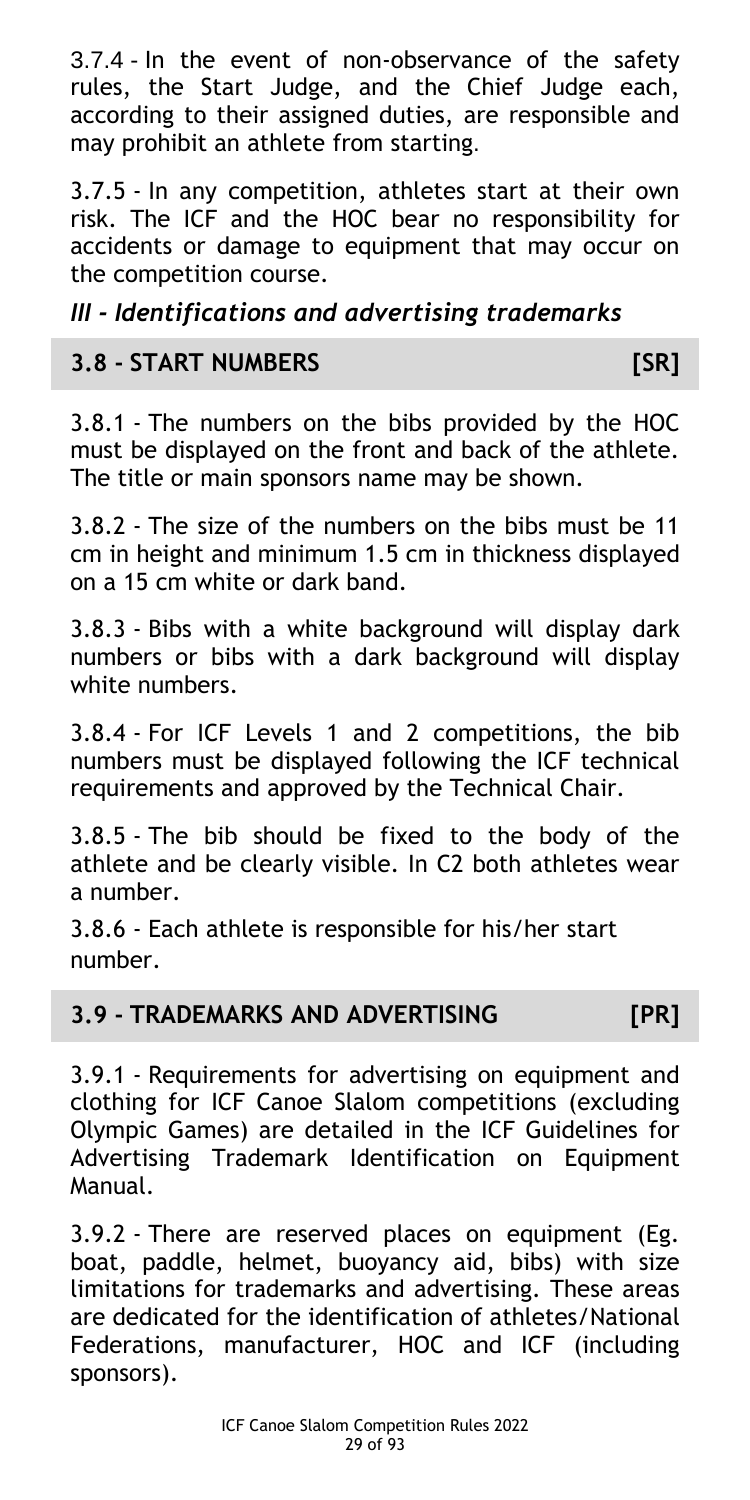3.7.4 - In the event of non-observance of the safety rules, the Start Judge, and the Chief Judge each, according to their assigned duties, are responsible and may prohibit an athlete from starting.

3.7.5 - In any competition, athletes start at their own risk. The ICF and the HOC bear no responsibility for accidents or damage to equipment that may occur on the competition course.

### *III - Identifications and advertising trademarks*

## 3.8 - START NUMBERS [SR]

3.8.1 - The numbers on the bibs provided by the HOC must be displayed on the front and back of the athlete. The title or main sponsors name may be shown.

3.8.2 - The size of the numbers on the bibs must be 11 cm in height and minimum 1.5 cm in thickness displayed on a 15 cm white or dark band.

3.8.3 - Bibs with a white background will display dark numbers or bibs with a dark background will display white numbers.

3.8.4 - For ICF Levels 1 and 2 competitions, the bib numbers must be displayed following the ICF technical requirements and approved by the Technical Chair.

3.8.5 - The bib should be fixed to the body of the athlete and be clearly visible. In C2 both athletes wear a number.

3.8.6 - Each athlete is responsible for his/her start number.

## 3.9 - TRADEMARKS AND ADVERTISING [PR]

3.9.1 - Requirements for advertising on equipment and clothing for ICF Canoe Slalom competitions (excluding Olympic Games) are detailed in the ICF Guidelines for Advertising Trademark Identification on Equipment Manual.

3.9.2 - There are reserved places on equipment (Eg. boat, paddle, helmet, buoyancy aid, bibs) with size limitations for trademarks and advertising. These areas are dedicated for the identification of athletes/National Federations, manufacturer, HOC and ICF (including sponsors).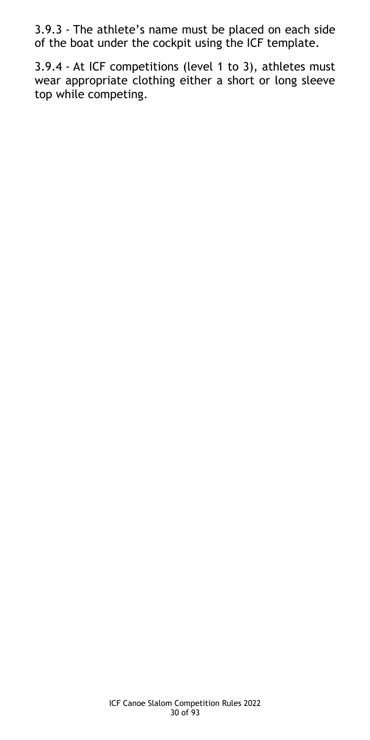3.9.3 - The athlete's name must be placed on each side of the boat under the cockpit using the ICF template.

3.9.4 - At ICF competitions (level 1 to 3), athletes must wear appropriate clothing either a short or long sleeve top while competing.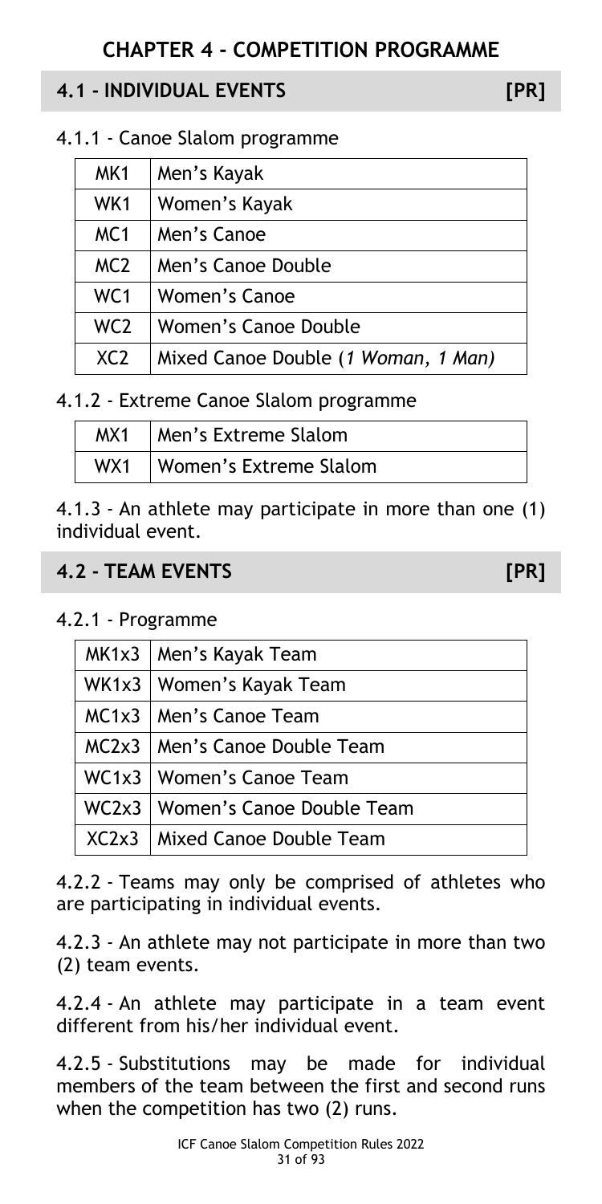# CHAPTER 4 - COMPETITION PROGRAMME

## 4.1 - INDIVIDUAL EVENTS [PR]

4.1.1 - Canoe Slalom programme

| | |
|---|---|
| MK1 | Men's Kayak |
| WK1 | Women's Kayak |
| MC1 | Men's Canoe |
| MC2 | Men's Canoe Double |
| WC1 | Women's Canoe |
| WC2 | Women's Canoe Double |
| XC2 | Mixed Canoe Double (*1 Woman, 1 Man*) |

4.1.2 - Extreme Canoe Slalom programme

| | |
|---|---|
| MX1 | Men's Extreme Slalom |
| WX1 | Women's Extreme Slalom |

4.1.3 - An athlete may participate in more than one (1) individual event.

## 4.2 - TEAM EVENTS [PR]

4.2.1 - Programme

| | |
|---|---|
| MK1x3 | Men's Kayak Team |
| WK1x3 | Women's Kayak Team |
| MC1x3 | Men's Canoe Team |
| MC2x3 | Men's Canoe Double Team |
| WC1x3 | Women's Canoe Team |
| WC2x3 | Women's Canoe Double Team |
| XC2x3 | Mixed Canoe Double Team |

4.2.2 - Teams may only be comprised of athletes who are participating in individual events.

4.2.3 - An athlete may not participate in more than two (2) team events.

4.2.4 - An athlete may participate in a team event different from his/her individual event.

4.2.5 - Substitutions may be made for individual members of the team between the first and second runs when the competition has two (2) runs.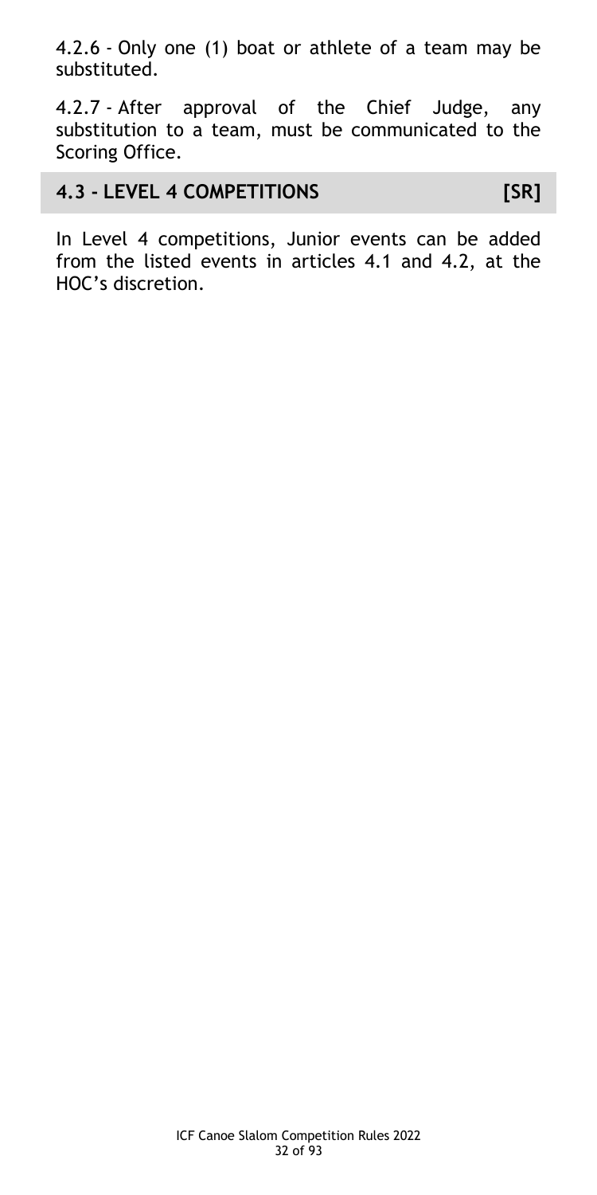4.2.6 - Only one (1) boat or athlete of a team may be substituted.

4.2.7 - After approval of the Chief Judge, any substitution to a team, must be communicated to the Scoring Office.

## 4.3 - LEVEL 4 COMPETITIONS [SR]

In Level 4 competitions, Junior events can be added from the listed events in articles 4.1 and 4.2, at the HOC's discretion.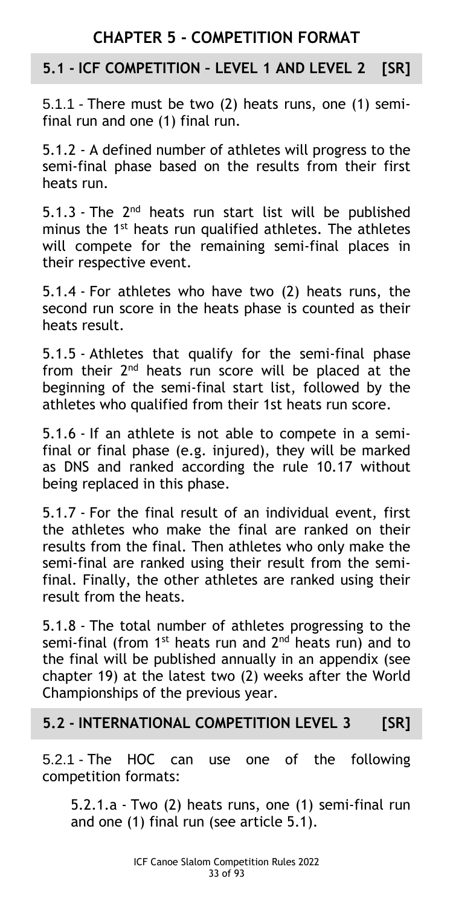# CHAPTER 5 - COMPETITION FORMAT

## 5.1 - ICF COMPETITION – LEVEL 1 AND LEVEL 2 [SR]

5.1.1 - There must be two (2) heats runs, one (1) semi-final run and one (1) final run.

5.1.2 - A defined number of athletes will progress to the semi-final phase based on the results from their first heats run.

5.1.3 - The 2nd heats run start list will be published minus the 1st heats run qualified athletes. The athletes will compete for the remaining semi-final places in their respective event.

5.1.4 - For athletes who have two (2) heats runs, the second run score in the heats phase is counted as their heats result.

5.1.5 - Athletes that qualify for the semi-final phase from their 2nd heats run score will be placed at the beginning of the semi-final start list, followed by the athletes who qualified from their 1st heats run score.

5.1.6 - If an athlete is not able to compete in a semi-final or final phase (e.g. injured), they will be marked as DNS and ranked according the rule 10.17 without being replaced in this phase.

5.1.7 - For the final result of an individual event, first the athletes who make the final are ranked on their results from the final. Then athletes who only make the semi-final are ranked using their result from the semi-final. Finally, the other athletes are ranked using their result from the heats.

5.1.8 - The total number of athletes progressing to the semi-final (from 1st heats run and 2nd heats run) and to the final will be published annually in an appendix (see chapter 19) at the latest two (2) weeks after the World Championships of the previous year.

## 5.2 - INTERNATIONAL COMPETITION LEVEL 3 [SR]

5.2.1 - The HOC can use one of the following competition formats:

5.2.1.a - Two (2) heats runs, one (1) semi-final run and one (1) final run (see article 5.1).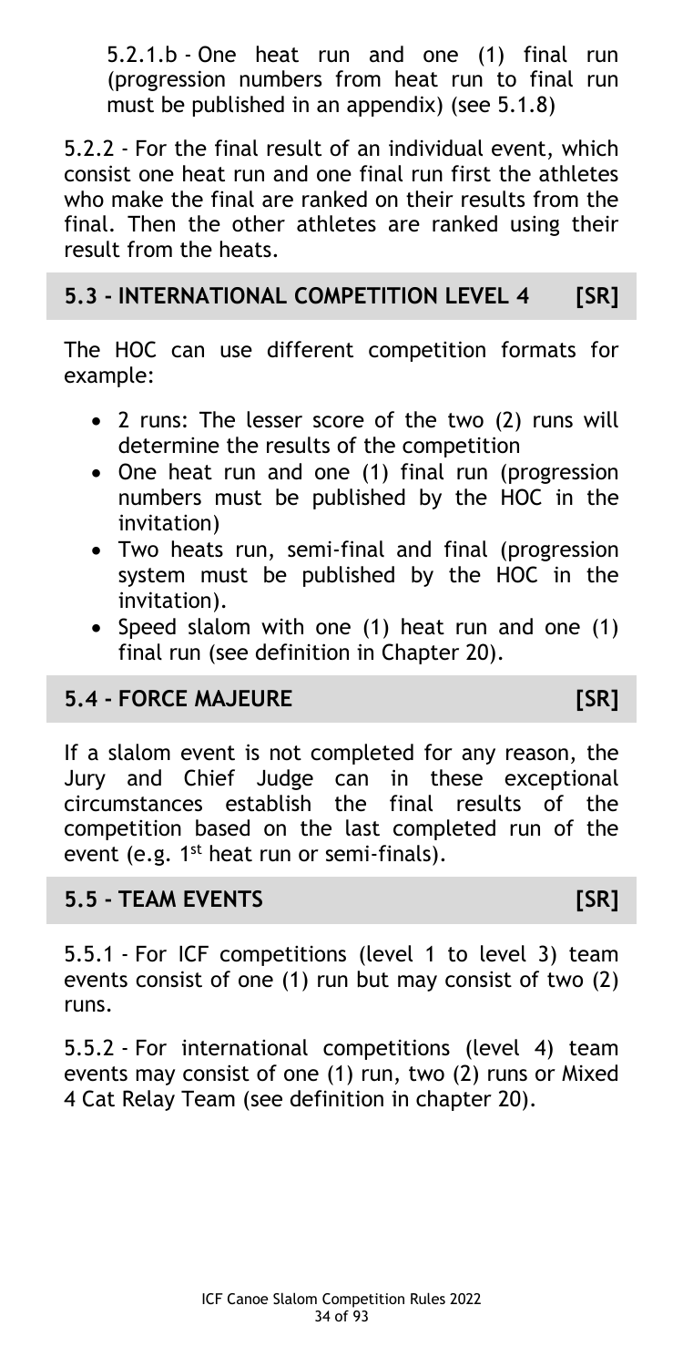5.2.1.b - One heat run and one (1) final run (progression numbers from heat run to final run must be published in an appendix) (see 5.1.8)

5.2.2 - For the final result of an individual event, which consist one heat run and one final run first the athletes who make the final are ranked on their results from the final. Then the other athletes are ranked using their result from the heats.

## 5.3 - INTERNATIONAL COMPETITION LEVEL 4 [SR]

The HOC can use different competition formats for example:

- 2 runs: The lesser score of the two (2) runs will determine the results of the competition
- One heat run and one (1) final run (progression numbers must be published by the HOC in the invitation)
- Two heats run, semi-final and final (progression system must be published by the HOC in the invitation).
- Speed slalom with one (1) heat run and one (1) final run (see definition in Chapter 20).

## 5.4 - FORCE MAJEURE [SR]

If a slalom event is not completed for any reason, the Jury and Chief Judge can in these exceptional circumstances establish the final results of the competition based on the last completed run of the event (e.g. 1st heat run or semi-finals).

## 5.5 - TEAM EVENTS [SR]

5.5.1 - For ICF competitions (level 1 to level 3) team events consist of one (1) run but may consist of two (2) runs.

5.5.2 - For international competitions (level 4) team events may consist of one (1) run, two (2) runs or Mixed 4 Cat Relay Team (see definition in chapter 20).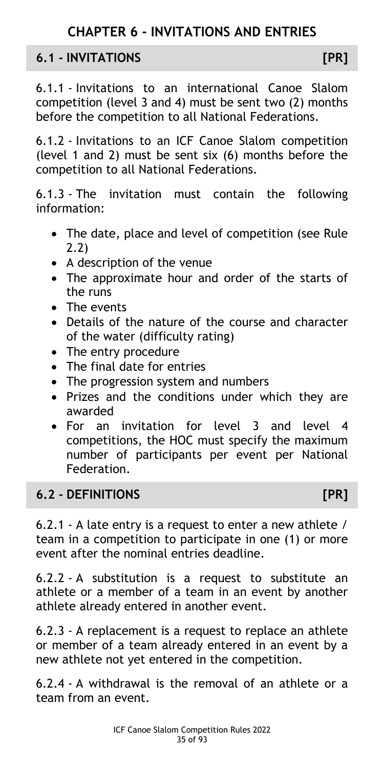# CHAPTER 6 - INVITATIONS AND ENTRIES

## 6.1 - INVITATIONS [PR]

6.1.1 - Invitations to an international Canoe Slalom competition (level 3 and 4) must be sent two (2) months before the competition to all National Federations.

6.1.2 - Invitations to an ICF Canoe Slalom competition (level 1 and 2) must be sent six (6) months before the competition to all National Federations.

6.1.3 - The invitation must contain the following information:

- The date, place and level of competition (see Rule 2.2)
- A description of the venue
- The approximate hour and order of the starts of the runs
- The events
- Details of the nature of the course and character of the water (difficulty rating)
- The entry procedure
- The final date for entries
- The progression system and numbers
- Prizes and the conditions under which they are awarded
- For an invitation for level 3 and level 4 competitions, the HOC must specify the maximum number of participants per event per National Federation.

## 6.2 - DEFINITIONS [PR]

6.2.1 - A late entry is a request to enter a new athlete / team in a competition to participate in one (1) or more event after the nominal entries deadline.

6.2.2 - A substitution is a request to substitute an athlete or a member of a team in an event by another athlete already entered in another event.

6.2.3 - A replacement is a request to replace an athlete or member of a team already entered in an event by a new athlete not yet entered in the competition.

6.2.4 - A withdrawal is the removal of an athlete or a team from an event.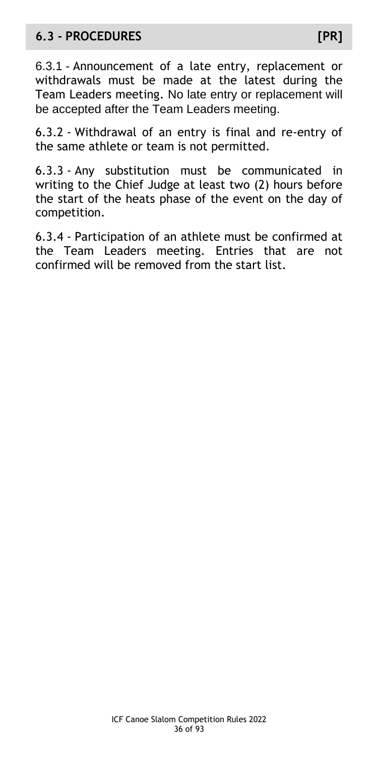## 6.3 - PROCEDURES [PR]

6.3.1 - Announcement of a late entry, replacement or withdrawals must be made at the latest during the Team Leaders meeting. No late entry or replacement will be accepted after the Team Leaders meeting.

6.3.2 - Withdrawal of an entry is final and re-entry of the same athlete or team is not permitted.

6.3.3 - Any substitution must be communicated in writing to the Chief Judge at least two (2) hours before the start of the heats phase of the event on the day of competition.

6.3.4 - Participation of an athlete must be confirmed at the Team Leaders meeting. Entries that are not confirmed will be removed from the start list.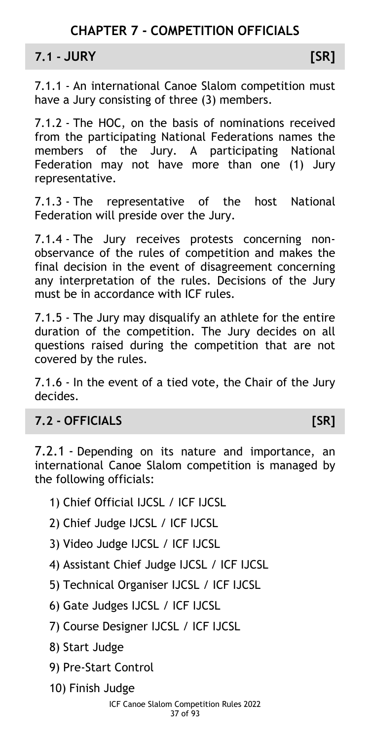# CHAPTER 7 - COMPETITION OFFICIALS

## 7.1 - JURY [SR]

7.1.1 - An international Canoe Slalom competition must have a Jury consisting of three (3) members.

7.1.2 - The HOC, on the basis of nominations received from the participating National Federations names the members of the Jury. A participating National Federation may not have more than one (1) Jury representative.

7.1.3 - The representative of the host National Federation will preside over the Jury.

7.1.4 - The Jury receives protests concerning non-observance of the rules of competition and makes the final decision in the event of disagreement concerning any interpretation of the rules. Decisions of the Jury must be in accordance with ICF rules.

7.1.5 - The Jury may disqualify an athlete for the entire duration of the competition. The Jury decides on all questions raised during the competition that are not covered by the rules.

7.1.6 - In the event of a tied vote, the Chair of the Jury decides.

## 7.2 - OFFICIALS [SR]

7.2.1 - Depending on its nature and importance, an international Canoe Slalom competition is managed by the following officials:

1) Chief Official IJCSL / ICF IJCSL
2) Chief Judge IJCSL / ICF IJCSL
3) Video Judge IJCSL / ICF IJCSL
4) Assistant Chief Judge IJCSL / ICF IJCSL
5) Technical Organiser IJCSL / ICF IJCSL
6) Gate Judges IJCSL / ICF IJCSL
7) Course Designer IJCSL / ICF IJCSL
8) Start Judge
9) Pre-Start Control
10) Finish Judge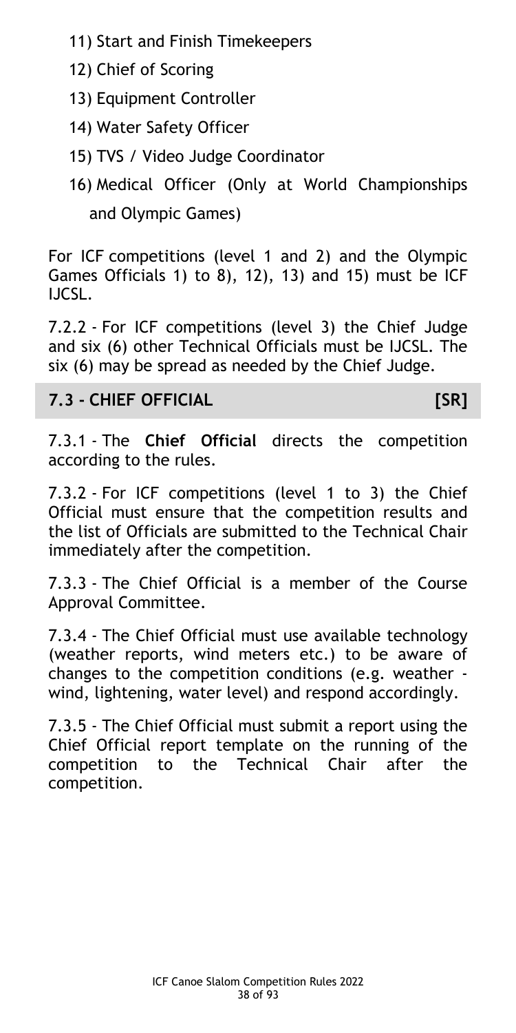11) Start and Finish Timekeepers

12) Chief of Scoring

13) Equipment Controller

14) Water Safety Officer

15) TVS / Video Judge Coordinator

16) Medical Officer (Only at World Championships and Olympic Games)

For ICF competitions (level 1 and 2) and the Olympic Games Officials 1) to 8), 12), 13) and 15) must be ICF IJCSL.

7.2.2 - For ICF competitions (level 3) the Chief Judge and six (6) other Technical Officials must be IJCSL. The six (6) may be spread as needed by the Chief Judge.

## 7.3 - CHIEF OFFICIAL [SR]

7.3.1 - The **Chief Official** directs the competition according to the rules.

7.3.2 - For ICF competitions (level 1 to 3) the Chief Official must ensure that the competition results and the list of Officials are submitted to the Technical Chair immediately after the competition.

7.3.3 - The Chief Official is a member of the Course Approval Committee.

7.3.4 - The Chief Official must use available technology (weather reports, wind meters etc.) to be aware of changes to the competition conditions (e.g. weather - wind, lightening, water level) and respond accordingly.

7.3.5 - The Chief Official must submit a report using the Chief Official report template on the running of the competition to the Technical Chair after the competition.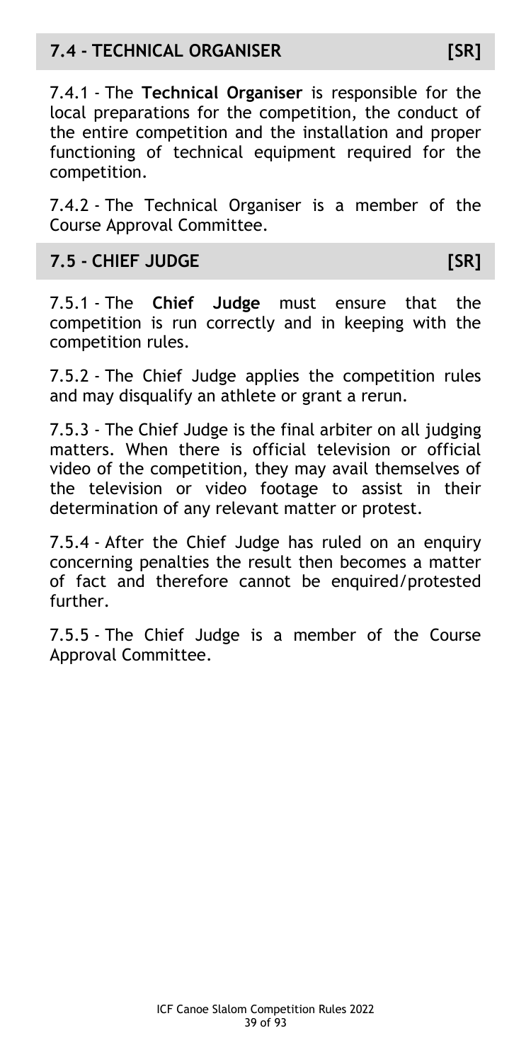## 7.4 - TECHNICAL ORGANISER [SR]

7.4.1 - The **Technical Organiser** is responsible for the local preparations for the competition, the conduct of the entire competition and the installation and proper functioning of technical equipment required for the competition.

7.4.2 - The Technical Organiser is a member of the Course Approval Committee.

## 7.5 - CHIEF JUDGE [SR]

7.5.1 - The **Chief Judge** must ensure that the competition is run correctly and in keeping with the competition rules.

7.5.2 - The Chief Judge applies the competition rules and may disqualify an athlete or grant a rerun.

7.5.3 - The Chief Judge is the final arbiter on all judging matters. When there is official television or official video of the competition, they may avail themselves of the television or video footage to assist in their determination of any relevant matter or protest.

7.5.4 - After the Chief Judge has ruled on an enquiry concerning penalties the result then becomes a matter of fact and therefore cannot be enquired/protested further.

7.5.5 - The Chief Judge is a member of the Course Approval Committee.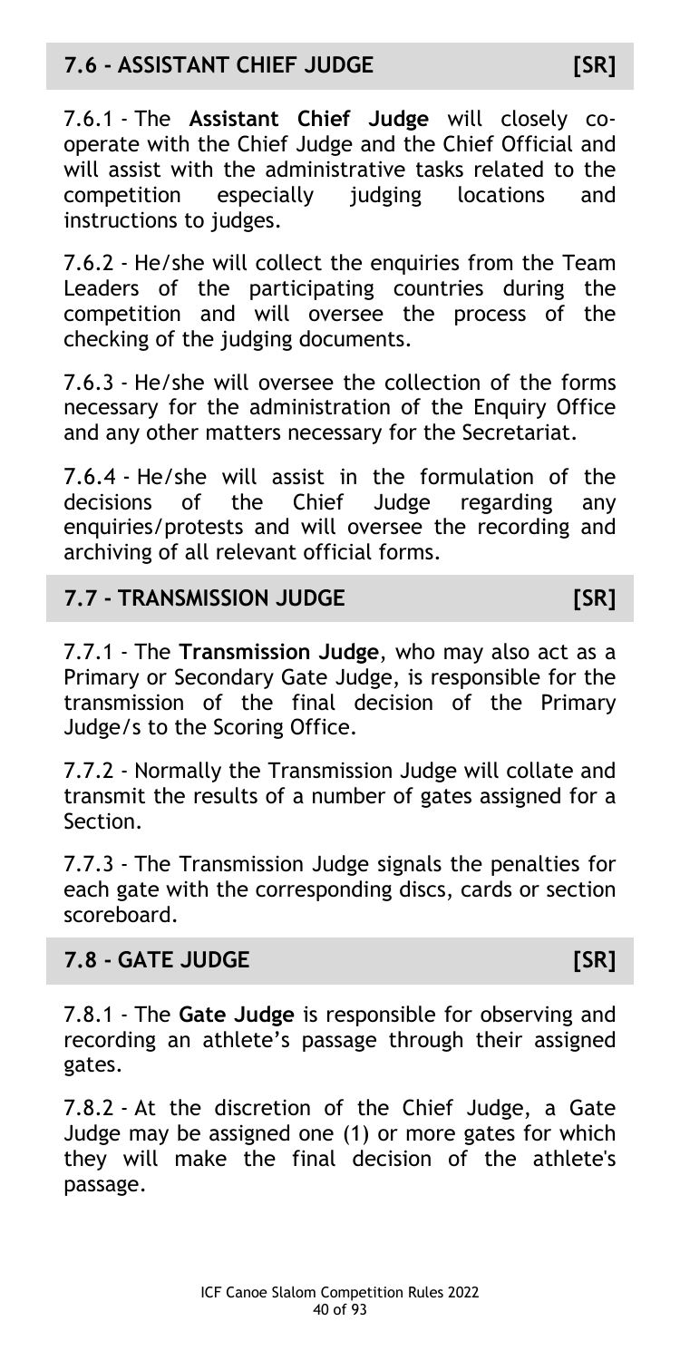## 7.6 - ASSISTANT CHIEF JUDGE [SR]

7.6.1 - The **Assistant Chief Judge** will closely co-operate with the Chief Judge and the Chief Official and will assist with the administrative tasks related to the competition especially judging locations and instructions to judges.

7.6.2 - He/she will collect the enquiries from the Team Leaders of the participating countries during the competition and will oversee the process of the checking of the judging documents.

7.6.3 - He/she will oversee the collection of the forms necessary for the administration of the Enquiry Office and any other matters necessary for the Secretariat.

7.6.4 - He/she will assist in the formulation of the decisions of the Chief Judge regarding any enquiries/protests and will oversee the recording and archiving of all relevant official forms.

## 7.7 - TRANSMISSION JUDGE [SR]

7.7.1 - The **Transmission Judge**, who may also act as a Primary or Secondary Gate Judge, is responsible for the transmission of the final decision of the Primary Judge/s to the Scoring Office.

7.7.2 - Normally the Transmission Judge will collate and transmit the results of a number of gates assigned for a Section.

7.7.3 - The Transmission Judge signals the penalties for each gate with the corresponding discs, cards or section scoreboard.

## 7.8 - GATE JUDGE [SR]

7.8.1 - The **Gate Judge** is responsible for observing and recording an athlete's passage through their assigned gates.

7.8.2 - At the discretion of the Chief Judge, a Gate Judge may be assigned one (1) or more gates for which they will make the final decision of the athlete's passage.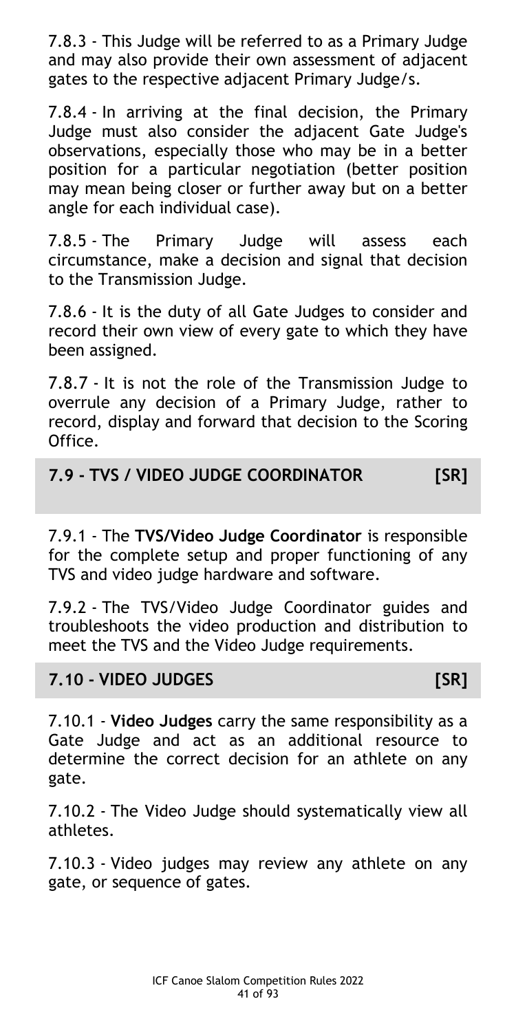7.8.3 - This Judge will be referred to as a Primary Judge and may also provide their own assessment of adjacent gates to the respective adjacent Primary Judge/s.

7.8.4 - In arriving at the final decision, the Primary Judge must also consider the adjacent Gate Judge's observations, especially those who may be in a better position for a particular negotiation (better position may mean being closer or further away but on a better angle for each individual case).

7.8.5 - The Primary Judge will assess each circumstance, make a decision and signal that decision to the Transmission Judge.

7.8.6 - It is the duty of all Gate Judges to consider and record their own view of every gate to which they have been assigned.

7.8.7 - It is not the role of the Transmission Judge to overrule any decision of a Primary Judge, rather to record, display and forward that decision to the Scoring Office.

## 7.9 - TVS / VIDEO JUDGE COORDINATOR [SR]

7.9.1 - The **TVS/Video Judge Coordinator** is responsible for the complete setup and proper functioning of any TVS and video judge hardware and software.

7.9.2 - The TVS/Video Judge Coordinator guides and troubleshoots the video production and distribution to meet the TVS and the Video Judge requirements.

## 7.10 - VIDEO JUDGES [SR]

7.10.1 - **Video Judges** carry the same responsibility as a Gate Judge and act as an additional resource to determine the correct decision for an athlete on any gate.

7.10.2 - The Video Judge should systematically view all athletes.

7.10.3 - Video judges may review any athlete on any gate, or sequence of gates.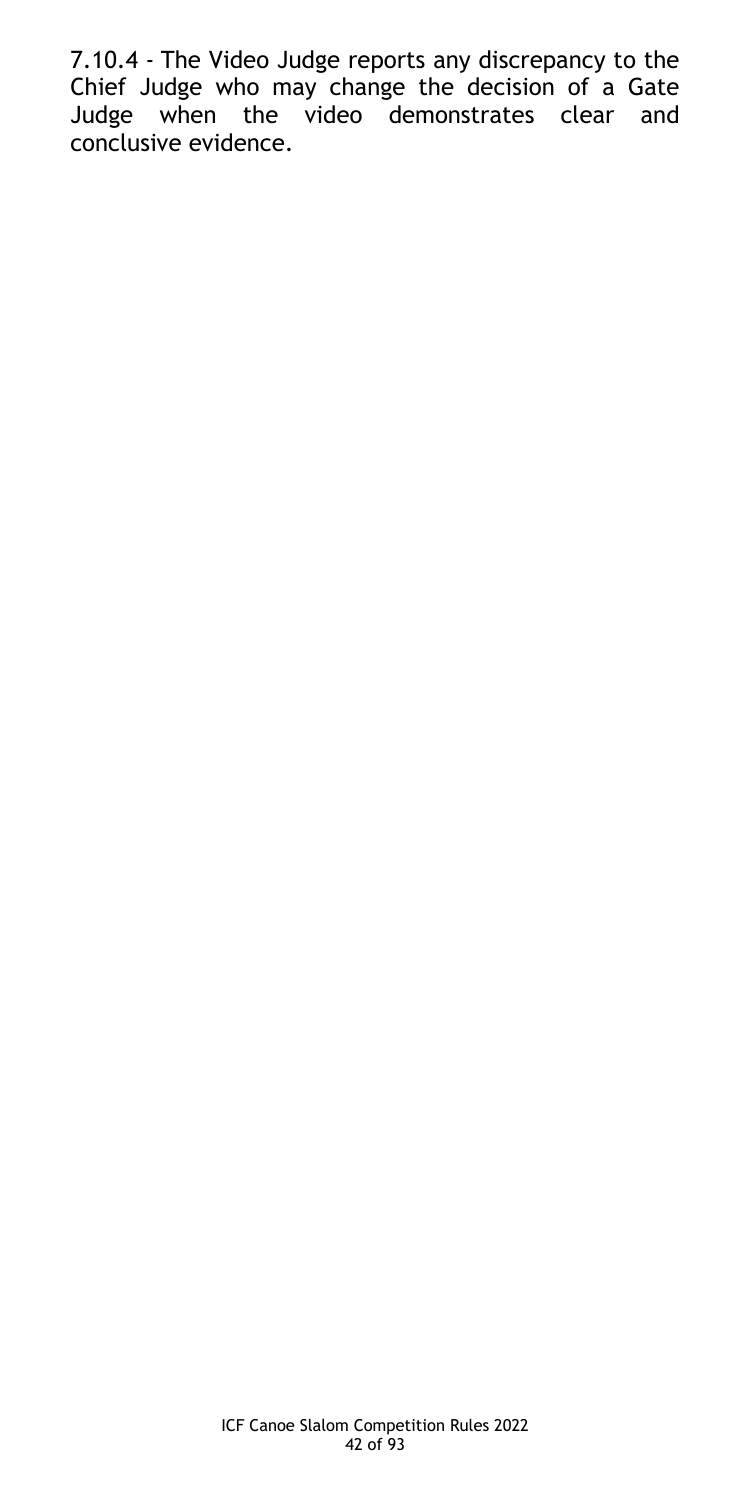7.10.4 - The Video Judge reports any discrepancy to the Chief Judge who may change the decision of a Gate Judge when the video demonstrates clear and conclusive evidence.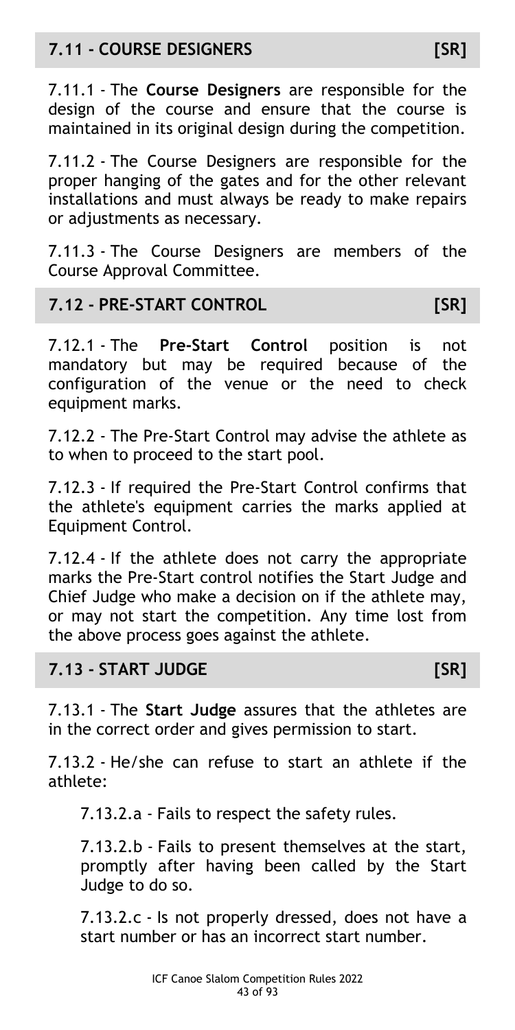## 7.11 - COURSE DESIGNERS [SR]

7.11.1 - The **Course Designers** are responsible for the design of the course and ensure that the course is maintained in its original design during the competition.

7.11.2 - The Course Designers are responsible for the proper hanging of the gates and for the other relevant installations and must always be ready to make repairs or adjustments as necessary.

7.11.3 - The Course Designers are members of the Course Approval Committee.

## 7.12 - PRE-START CONTROL [SR]

7.12.1 - The **Pre-Start Control** position is not mandatory but may be required because of the configuration of the venue or the need to check equipment marks.

7.12.2 - The Pre-Start Control may advise the athlete as to when to proceed to the start pool.

7.12.3 - If required the Pre-Start Control confirms that the athlete's equipment carries the marks applied at Equipment Control.

7.12.4 - If the athlete does not carry the appropriate marks the Pre-Start control notifies the Start Judge and Chief Judge who make a decision on if the athlete may, or may not start the competition. Any time lost from the above process goes against the athlete.

## 7.13 - START JUDGE [SR]

7.13.1 - The **Start Judge** assures that the athletes are in the correct order and gives permission to start.

7.13.2 - He/she can refuse to start an athlete if the athlete:

7.13.2.a - Fails to respect the safety rules.

7.13.2.b - Fails to present themselves at the start, promptly after having been called by the Start Judge to do so.

7.13.2.c - Is not properly dressed, does not have a start number or has an incorrect start number.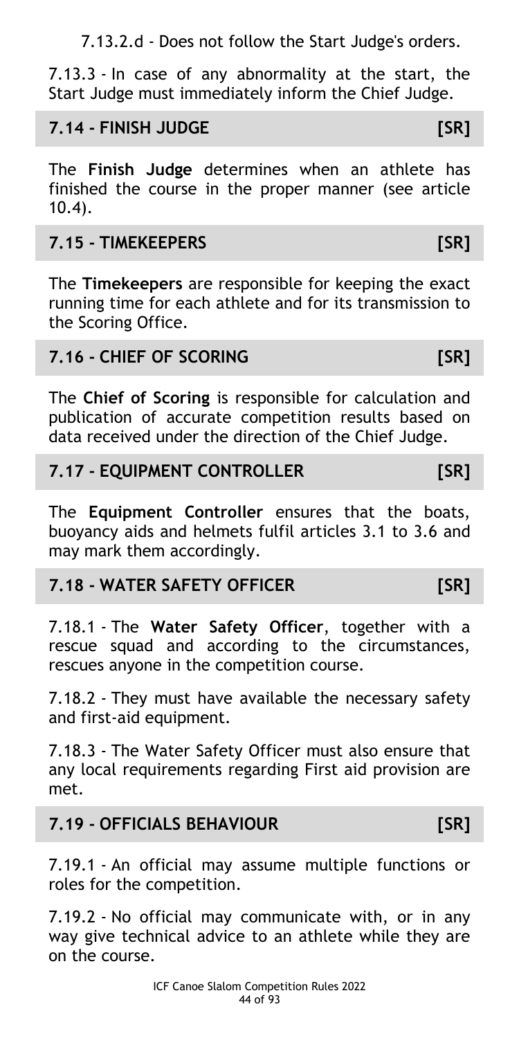7.13.2.d - Does not follow the Start Judge's orders.

7.13.3 - In case of any abnormality at the start, the Start Judge must immediately inform the Chief Judge.

## 7.14 - FINISH JUDGE [SR]

The **Finish Judge** determines when an athlete has finished the course in the proper manner (see article 10.4).

## 7.15 - TIMEKEEPERS [SR]

The **Timekeepers** are responsible for keeping the exact running time for each athlete and for its transmission to the Scoring Office.

## 7.16 - CHIEF OF SCORING [SR]

The **Chief of Scoring** is responsible for calculation and publication of accurate competition results based on data received under the direction of the Chief Judge.

## 7.17 - EQUIPMENT CONTROLLER [SR]

The **Equipment Controller** ensures that the boats, buoyancy aids and helmets fulfil articles 3.1 to 3.6 and may mark them accordingly.

## 7.18 - WATER SAFETY OFFICER [SR]

7.18.1 - The **Water Safety Officer**, together with a rescue squad and according to the circumstances, rescues anyone in the competition course.

7.18.2 - They must have available the necessary safety and first-aid equipment.

7.18.3 - The Water Safety Officer must also ensure that any local requirements regarding First aid provision are met.

## 7.19 - OFFICIALS BEHAVIOUR [SR]

7.19.1 - An official may assume multiple functions or roles for the competition.

7.19.2 - No official may communicate with, or in any way give technical advice to an athlete while they are on the course.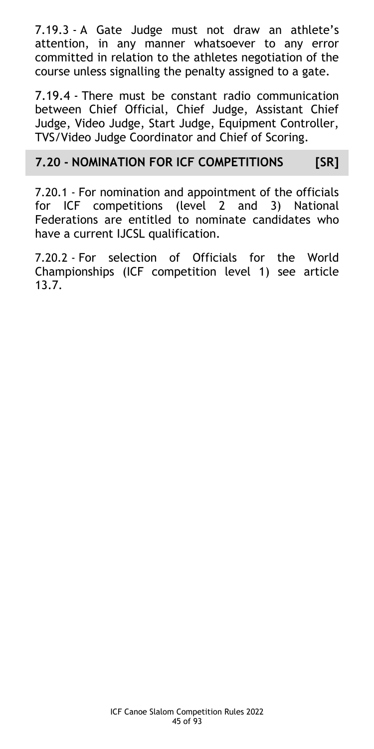7.19.3 - A Gate Judge must not draw an athlete's attention, in any manner whatsoever to any error committed in relation to the athletes negotiation of the course unless signalling the penalty assigned to a gate.

7.19.4 - There must be constant radio communication between Chief Official, Chief Judge, Assistant Chief Judge, Video Judge, Start Judge, Equipment Controller, TVS/Video Judge Coordinator and Chief of Scoring.

## 7.20 - NOMINATION FOR ICF COMPETITIONS [SR]

7.20.1 - For nomination and appointment of the officials for ICF competitions (level 2 and 3) National Federations are entitled to nominate candidates who have a current IJCSL qualification.

7.20.2 - For selection of Officials for the World Championships (ICF competition level 1) see article 13.7.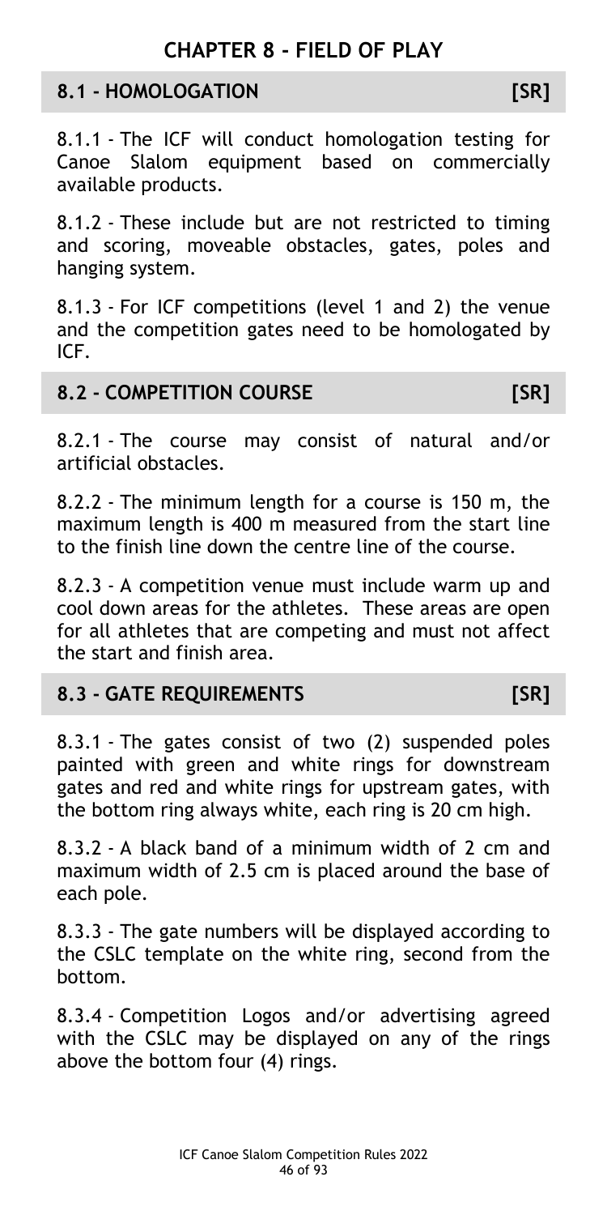# CHAPTER 8 - FIELD OF PLAY

## 8.1 - HOMOLOGATION [SR]

8.1.1 - The ICF will conduct homologation testing for Canoe Slalom equipment based on commercially available products.

8.1.2 - These include but are not restricted to timing and scoring, moveable obstacles, gates, poles and hanging system.

8.1.3 - For ICF competitions (level 1 and 2) the venue and the competition gates need to be homologated by ICF.

## 8.2 - COMPETITION COURSE [SR]

8.2.1 - The course may consist of natural and/or artificial obstacles.

8.2.2 - The minimum length for a course is 150 m, the maximum length is 400 m measured from the start line to the finish line down the centre line of the course.

8.2.3 - A competition venue must include warm up and cool down areas for the athletes. These areas are open for all athletes that are competing and must not affect the start and finish area.

## 8.3 - GATE REQUIREMENTS [SR]

8.3.1 - The gates consist of two (2) suspended poles painted with green and white rings for downstream gates and red and white rings for upstream gates, with the bottom ring always white, each ring is 20 cm high.

8.3.2 - A black band of a minimum width of 2 cm and maximum width of 2.5 cm is placed around the base of each pole.

8.3.3 - The gate numbers will be displayed according to the CSLC template on the white ring, second from the bottom.

8.3.4 - Competition Logos and/or advertising agreed with the CSLC may be displayed on any of the rings above the bottom four (4) rings.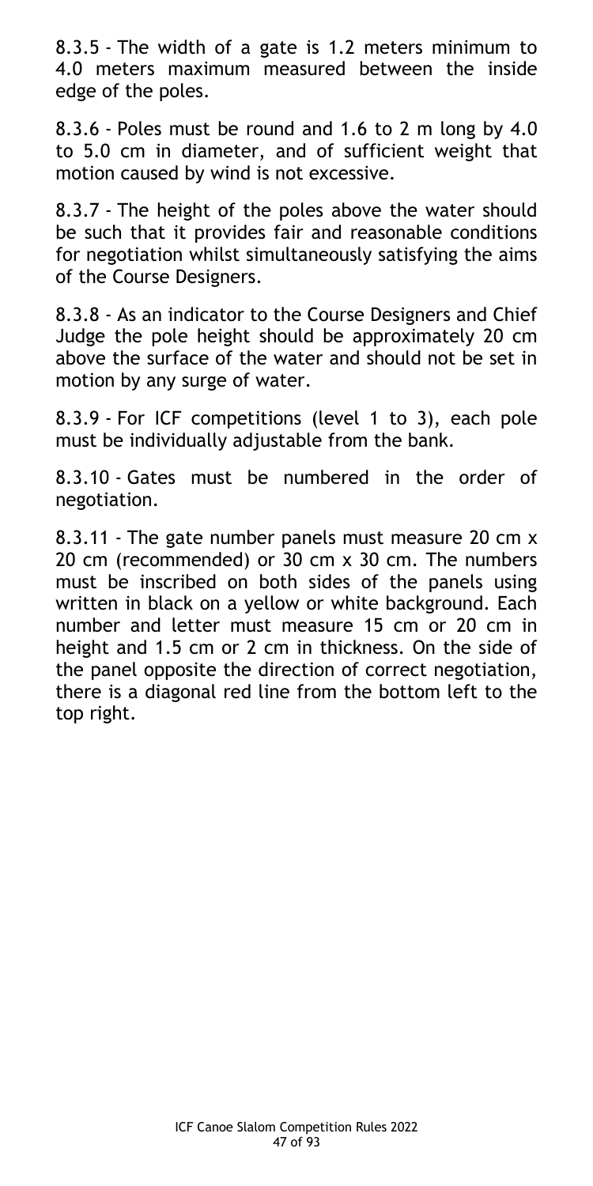8.3.5 - The width of a gate is 1.2 meters minimum to 4.0 meters maximum measured between the inside edge of the poles.

8.3.6 - Poles must be round and 1.6 to 2 m long by 4.0 to 5.0 cm in diameter, and of sufficient weight that motion caused by wind is not excessive.

8.3.7 - The height of the poles above the water should be such that it provides fair and reasonable conditions for negotiation whilst simultaneously satisfying the aims of the Course Designers.

8.3.8 - As an indicator to the Course Designers and Chief Judge the pole height should be approximately 20 cm above the surface of the water and should not be set in motion by any surge of water.

8.3.9 - For ICF competitions (level 1 to 3), each pole must be individually adjustable from the bank.

8.3.10 - Gates must be numbered in the order of negotiation.

8.3.11 - The gate number panels must measure 20 cm x 20 cm (recommended) or 30 cm x 30 cm. The numbers must be inscribed on both sides of the panels using written in black on a yellow or white background. Each number and letter must measure 15 cm or 20 cm in height and 1.5 cm or 2 cm in thickness. On the side of the panel opposite the direction of correct negotiation, there is a diagonal red line from the bottom left to the top right.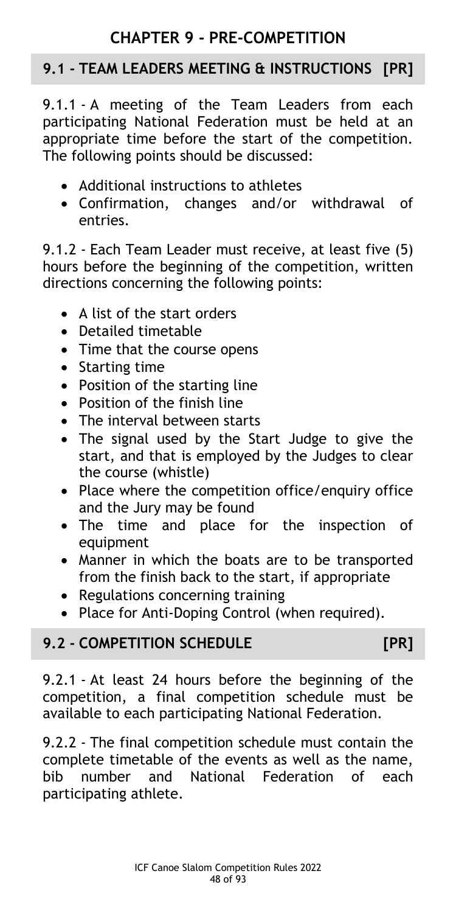# CHAPTER 9 - PRE-COMPETITION

## 9.1 - TEAM LEADERS MEETING & INSTRUCTIONS [PR]

9.1.1 - A meeting of the Team Leaders from each participating National Federation must be held at an appropriate time before the start of the competition. The following points should be discussed:

- Additional instructions to athletes
- Confirmation, changes and/or withdrawal of entries.

9.1.2 - Each Team Leader must receive, at least five (5) hours before the beginning of the competition, written directions concerning the following points:

- A list of the start orders
- Detailed timetable
- Time that the course opens
- Starting time
- Position of the starting line
- Position of the finish line
- The interval between starts
- The signal used by the Start Judge to give the start, and that is employed by the Judges to clear the course (whistle)
- Place where the competition office/enquiry office and the Jury may be found
- The time and place for the inspection of equipment
- Manner in which the boats are to be transported from the finish back to the start, if appropriate
- Regulations concerning training
- Place for Anti-Doping Control (when required).

## 9.2 - COMPETITION SCHEDULE [PR]

9.2.1 - At least 24 hours before the beginning of the competition, a final competition schedule must be available to each participating National Federation.

9.2.2 - The final competition schedule must contain the complete timetable of the events as well as the name, bib number and National Federation of each participating athlete.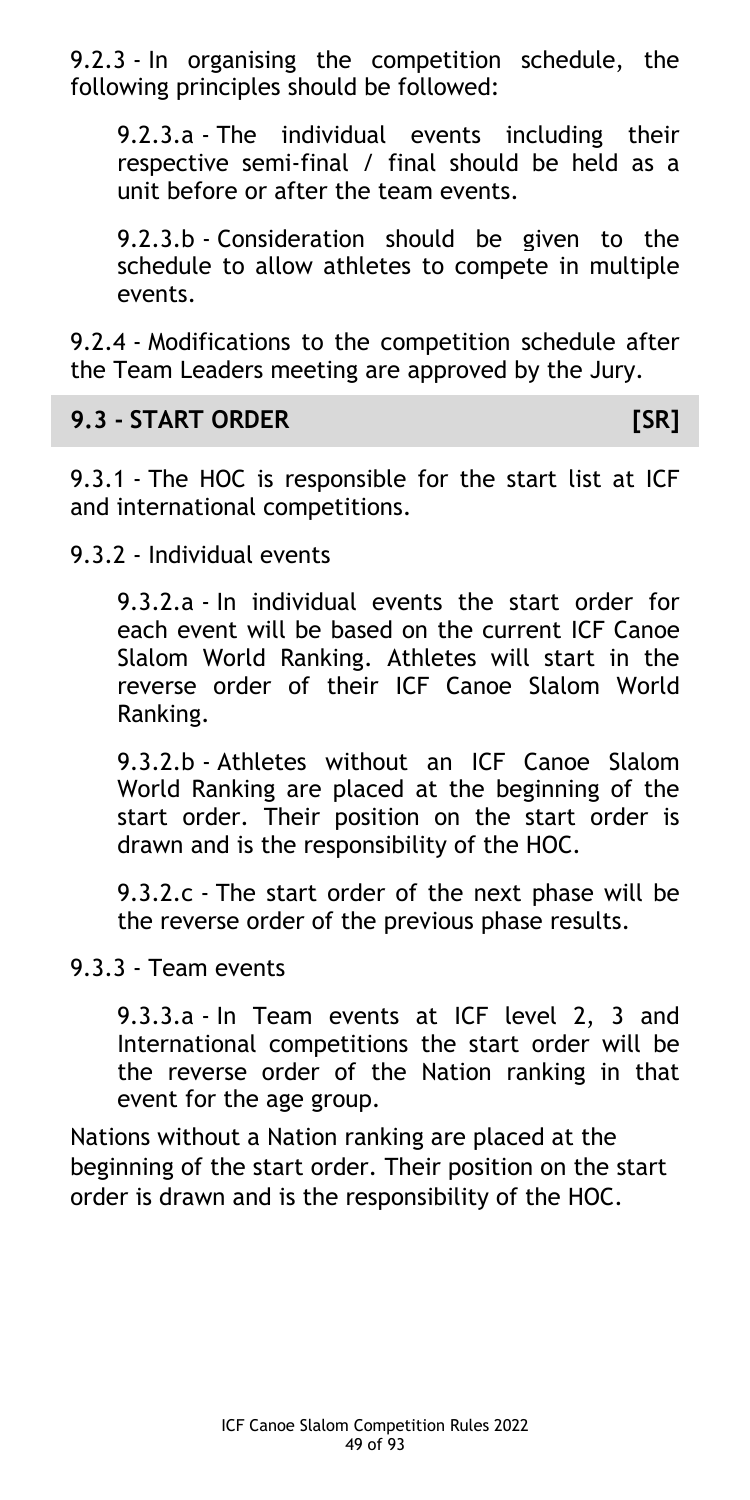9.2.3 - In organising the competition schedule, the following principles should be followed:

9.2.3.a - The individual events including their respective semi-final / final should be held as a unit before or after the team events.

9.2.3.b - Consideration should be given to the schedule to allow athletes to compete in multiple events.

9.2.4 - Modifications to the competition schedule after the Team Leaders meeting are approved by the Jury.

## 9.3 - START ORDER [SR]

9.3.1 - The HOC is responsible for the start list at ICF and international competitions.

9.3.2 - Individual events

9.3.2.a - In individual events the start order for each event will be based on the current ICF Canoe Slalom World Ranking. Athletes will start in the reverse order of their ICF Canoe Slalom World Ranking.

9.3.2.b - Athletes without an ICF Canoe Slalom World Ranking are placed at the beginning of the start order. Their position on the start order is drawn and is the responsibility of the HOC.

9.3.2.c - The start order of the next phase will be the reverse order of the previous phase results.

9.3.3 - Team events

9.3.3.a - In Team events at ICF level 2, 3 and International competitions the start order will be the reverse order of the Nation ranking in that event for the age group.

Nations without a Nation ranking are placed at the beginning of the start order. Their position on the start order is drawn and is the responsibility of the HOC.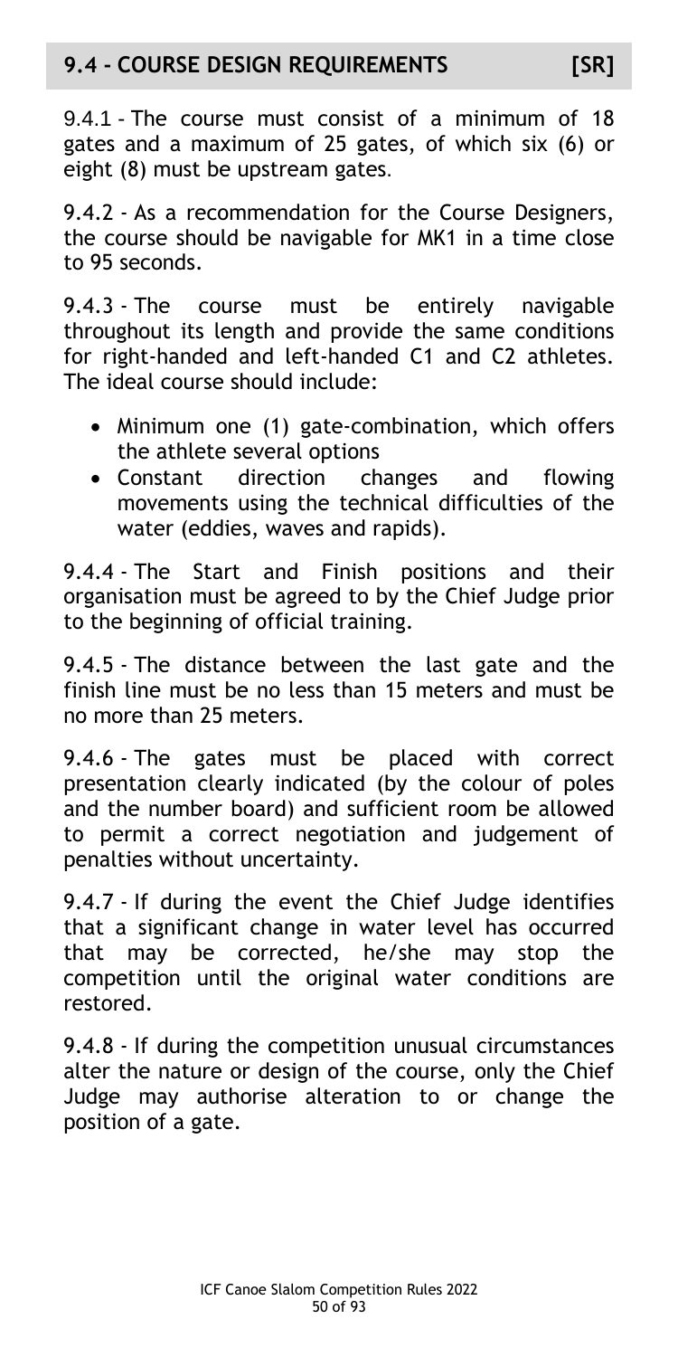## 9.4 - COURSE DESIGN REQUIREMENTS [SR]

9.4.1 - The course must consist of a minimum of 18 gates and a maximum of 25 gates, of which six (6) or eight (8) must be upstream gates.

9.4.2 - As a recommendation for the Course Designers, the course should be navigable for MK1 in a time close to 95 seconds.

9.4.3 - The course must be entirely navigable throughout its length and provide the same conditions for right-handed and left-handed C1 and C2 athletes. The ideal course should include:

- Minimum one (1) gate-combination, which offers the athlete several options
- Constant direction changes and flowing movements using the technical difficulties of the water (eddies, waves and rapids).

9.4.4 - The Start and Finish positions and their organisation must be agreed to by the Chief Judge prior to the beginning of official training.

9.4.5 - The distance between the last gate and the finish line must be no less than 15 meters and must be no more than 25 meters.

9.4.6 - The gates must be placed with correct presentation clearly indicated (by the colour of poles and the number board) and sufficient room be allowed to permit a correct negotiation and judgement of penalties without uncertainty.

9.4.7 - If during the event the Chief Judge identifies that a significant change in water level has occurred that may be corrected, he/she may stop the competition until the original water conditions are restored.

9.4.8 - If during the competition unusual circumstances alter the nature or design of the course, only the Chief Judge may authorise alteration to or change the position of a gate.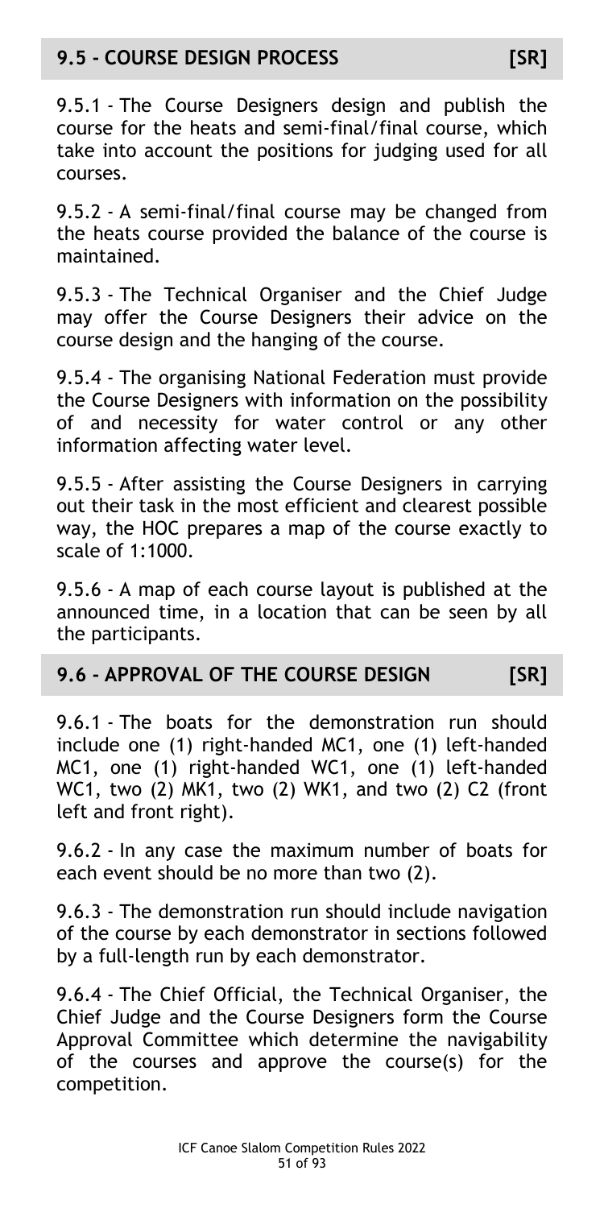## 9.5 - COURSE DESIGN PROCESS [SR]

9.5.1 - The Course Designers design and publish the course for the heats and semi-final/final course, which take into account the positions for judging used for all courses.

9.5.2 - A semi-final/final course may be changed from the heats course provided the balance of the course is maintained.

9.5.3 - The Technical Organiser and the Chief Judge may offer the Course Designers their advice on the course design and the hanging of the course.

9.5.4 - The organising National Federation must provide the Course Designers with information on the possibility of and necessity for water control or any other information affecting water level.

9.5.5 - After assisting the Course Designers in carrying out their task in the most efficient and clearest possible way, the HOC prepares a map of the course exactly to scale of 1:1000.

9.5.6 - A map of each course layout is published at the announced time, in a location that can be seen by all the participants.

## 9.6 - APPROVAL OF THE COURSE DESIGN [SR]

9.6.1 - The boats for the demonstration run should include one (1) right-handed MC1, one (1) left-handed MC1, one (1) right-handed WC1, one (1) left-handed WC1, two (2) MK1, two (2) WK1, and two (2) C2 (front left and front right).

9.6.2 - In any case the maximum number of boats for each event should be no more than two (2).

9.6.3 - The demonstration run should include navigation of the course by each demonstrator in sections followed by a full-length run by each demonstrator.

9.6.4 - The Chief Official, the Technical Organiser, the Chief Judge and the Course Designers form the Course Approval Committee which determine the navigability of the courses and approve the course(s) for the competition.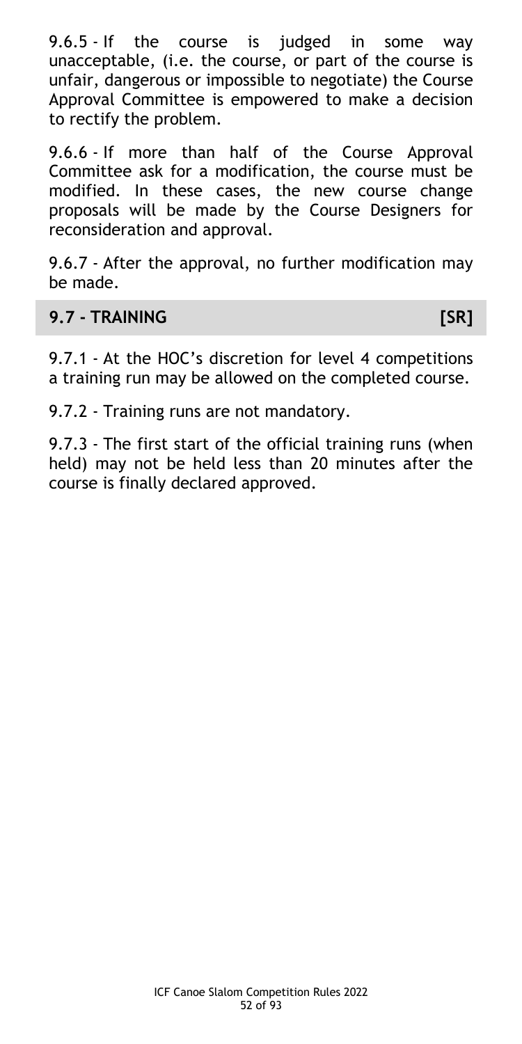9.6.5 - If the course is judged in some way unacceptable, (i.e. the course, or part of the course is unfair, dangerous or impossible to negotiate) the Course Approval Committee is empowered to make a decision to rectify the problem.

9.6.6 - If more than half of the Course Approval Committee ask for a modification, the course must be modified. In these cases, the new course change proposals will be made by the Course Designers for reconsideration and approval.

9.6.7 - After the approval, no further modification may be made.

## 9.7 - TRAINING [SR]

9.7.1 - At the HOC's discretion for level 4 competitions a training run may be allowed on the completed course.

9.7.2 - Training runs are not mandatory.

9.7.3 - The first start of the official training runs (when held) may not be held less than 20 minutes after the course is finally declared approved.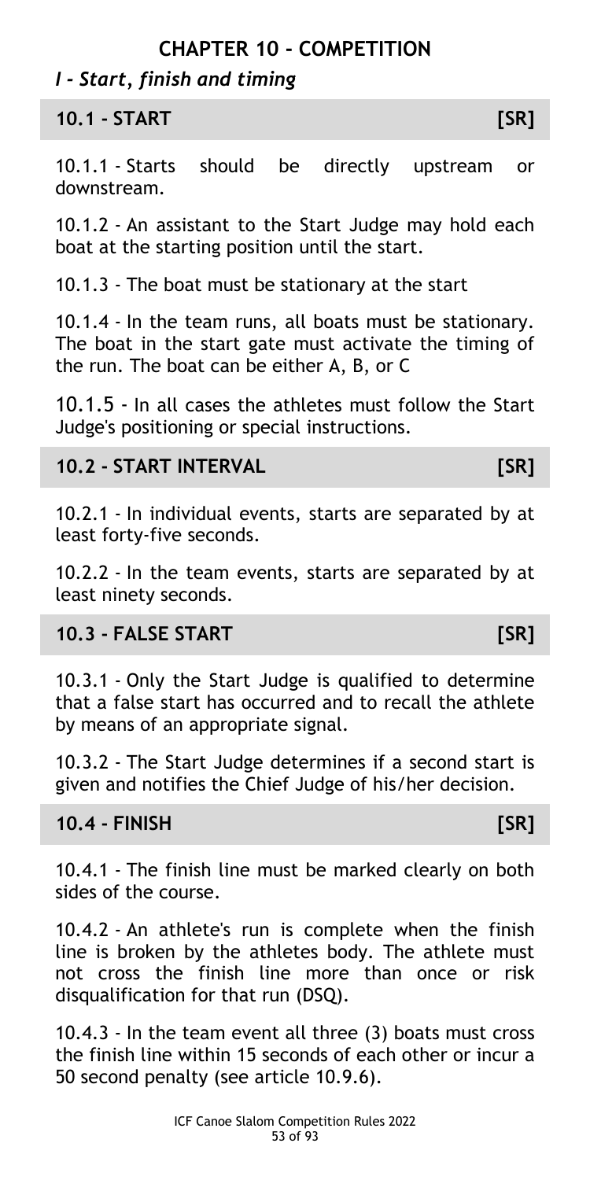# CHAPTER 10 - COMPETITION

## *I - Start, finish and timing*

### 10.1 - START [SR]

10.1.1 - Starts should be directly upstream or downstream.

10.1.2 - An assistant to the Start Judge may hold each boat at the starting position until the start.

10.1.3 - The boat must be stationary at the start

10.1.4 - In the team runs, all boats must be stationary. The boat in the start gate must activate the timing of the run. The boat can be either A, B, or C

10.1.5 - In all cases the athletes must follow the Start Judge's positioning or special instructions.

### 10.2 - START INTERVAL [SR]

10.2.1 - In individual events, starts are separated by at least forty-five seconds.

10.2.2 - In the team events, starts are separated by at least ninety seconds.

### 10.3 - FALSE START [SR]

10.3.1 - Only the Start Judge is qualified to determine that a false start has occurred and to recall the athlete by means of an appropriate signal.

10.3.2 - The Start Judge determines if a second start is given and notifies the Chief Judge of his/her decision.

### 10.4 - FINISH [SR]

10.4.1 - The finish line must be marked clearly on both sides of the course.

10.4.2 - An athlete's run is complete when the finish line is broken by the athletes body. The athlete must not cross the finish line more than once or risk disqualification for that run (DSQ).

10.4.3 - In the team event all three (3) boats must cross the finish line within 15 seconds of each other or incur a 50 second penalty (see article 10.9.6).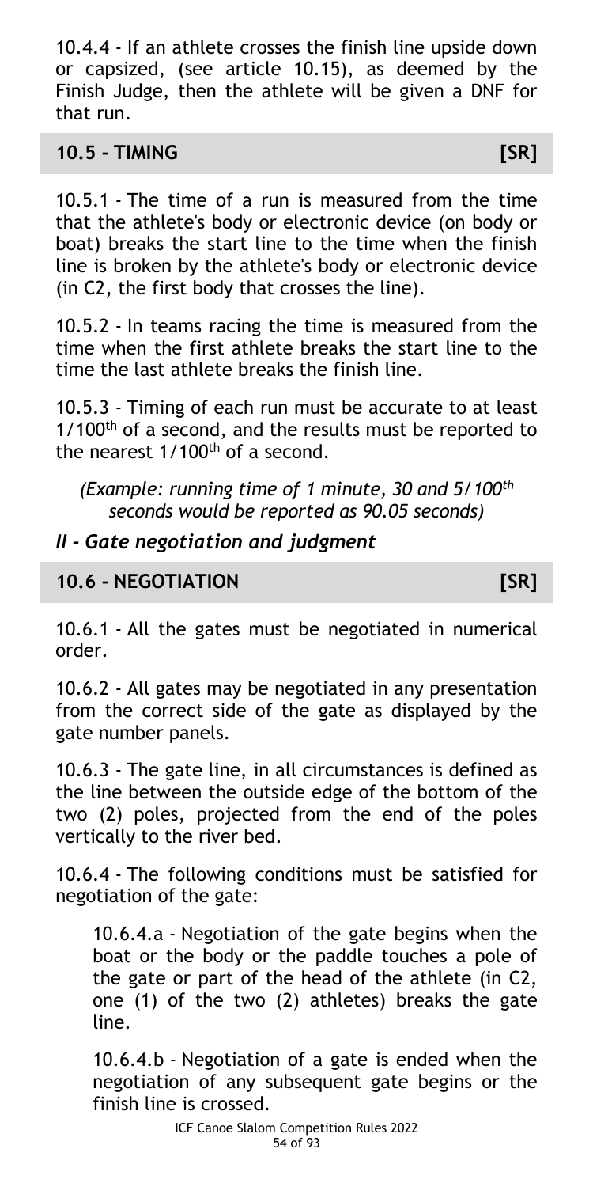10.4.4 - If an athlete crosses the finish line upside down or capsized, (see article 10.15), as deemed by the Finish Judge, then the athlete will be given a DNF for that run.

### 10.5 - TIMING [SR]

10.5.1 - The time of a run is measured from the time that the athlete's body or electronic device (on body or boat) breaks the start line to the time when the finish line is broken by the athlete's body or electronic device (in C2, the first body that crosses the line).

10.5.2 - In teams racing the time is measured from the time when the first athlete breaks the start line to the time the last athlete breaks the finish line.

10.5.3 - Timing of each run must be accurate to at least 1/100th of a second, and the results must be reported to the nearest 1/100th of a second.

*(Example: running time of 1 minute, 30 and 5/100th seconds would be reported as 90.05 seconds)*

## *II - Gate negotiation and judgment*

### 10.6 - NEGOTIATION [SR]

10.6.1 - All the gates must be negotiated in numerical order.

10.6.2 - All gates may be negotiated in any presentation from the correct side of the gate as displayed by the gate number panels.

10.6.3 - The gate line, in all circumstances is defined as the line between the outside edge of the bottom of the two (2) poles, projected from the end of the poles vertically to the river bed.

10.6.4 - The following conditions must be satisfied for negotiation of the gate:

10.6.4.a - Negotiation of the gate begins when the boat or the body or the paddle touches a pole of the gate or part of the head of the athlete (in C2, one (1) of the two (2) athletes) breaks the gate line.

10.6.4.b - Negotiation of a gate is ended when the negotiation of any subsequent gate begins or the finish line is crossed.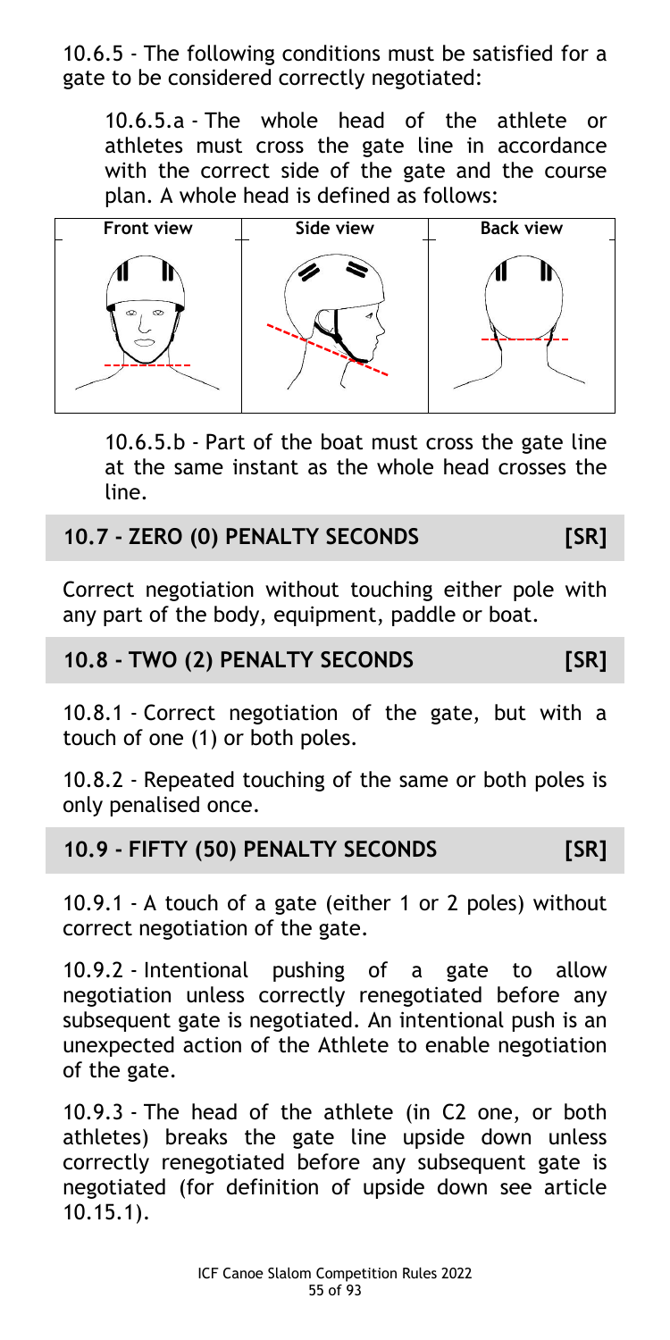10.6.5 - The following conditions must be satisfied for a gate to be considered correctly negotiated:

10.6.5.a - The whole head of the athlete or athletes must cross the gate line in accordance with the correct side of the gate and the course plan. A whole head is defined as follows:

| Front view | Side view | Back view |
| --- | --- | --- |
| | | |

10.6.5.b - Part of the boat must cross the gate line at the same instant as the whole head crosses the line.

## 10.7 - ZERO (0) PENALTY SECONDS [SR]

Correct negotiation without touching either pole with any part of the body, equipment, paddle or boat.

## 10.8 - TWO (2) PENALTY SECONDS [SR]

10.8.1 - Correct negotiation of the gate, but with a touch of one (1) or both poles.

10.8.2 - Repeated touching of the same or both poles is only penalised once.

## 10.9 - FIFTY (50) PENALTY SECONDS [SR]

10.9.1 - A touch of a gate (either 1 or 2 poles) without correct negotiation of the gate.

10.9.2 - Intentional pushing of a gate to allow negotiation unless correctly renegotiated before any subsequent gate is negotiated. An intentional push is an unexpected action of the Athlete to enable negotiation of the gate.

10.9.3 - The head of the athlete (in C2 one, or both athletes) breaks the gate line upside down unless correctly renegotiated before any subsequent gate is negotiated (for definition of upside down see article 10.15.1).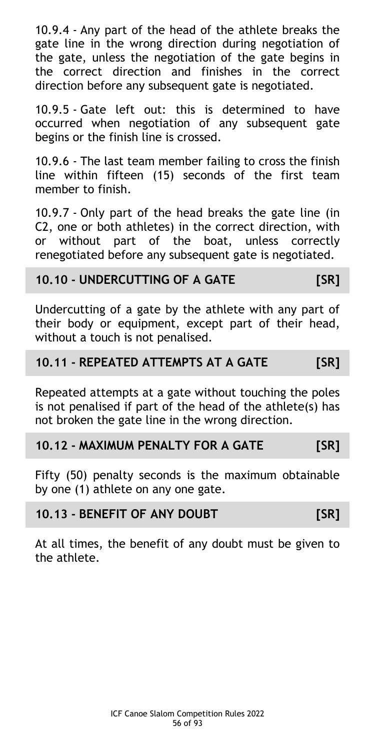10.9.4 - Any part of the head of the athlete breaks the gate line in the wrong direction during negotiation of the gate, unless the negotiation of the gate begins in the correct direction and finishes in the correct direction before any subsequent gate is negotiated.

10.9.5 - Gate left out: this is determined to have occurred when negotiation of any subsequent gate begins or the finish line is crossed.

10.9.6 - The last team member failing to cross the finish line within fifteen (15) seconds of the first team member to finish.

10.9.7 - Only part of the head breaks the gate line (in C2, one or both athletes) in the correct direction, with or without part of the boat, unless correctly renegotiated before any subsequent gate is negotiated.

## 10.10 - UNDERCUTTING OF A GATE [SR]

Undercutting of a gate by the athlete with any part of their body or equipment, except part of their head, without a touch is not penalised.

## 10.11 - REPEATED ATTEMPTS AT A GATE [SR]

Repeated attempts at a gate without touching the poles is not penalised if part of the head of the athlete(s) has not broken the gate line in the wrong direction.

## 10.12 - MAXIMUM PENALTY FOR A GATE [SR]

Fifty (50) penalty seconds is the maximum obtainable by one (1) athlete on any one gate.

## 10.13 - BENEFIT OF ANY DOUBT [SR]

At all times, the benefit of any doubt must be given to the athlete.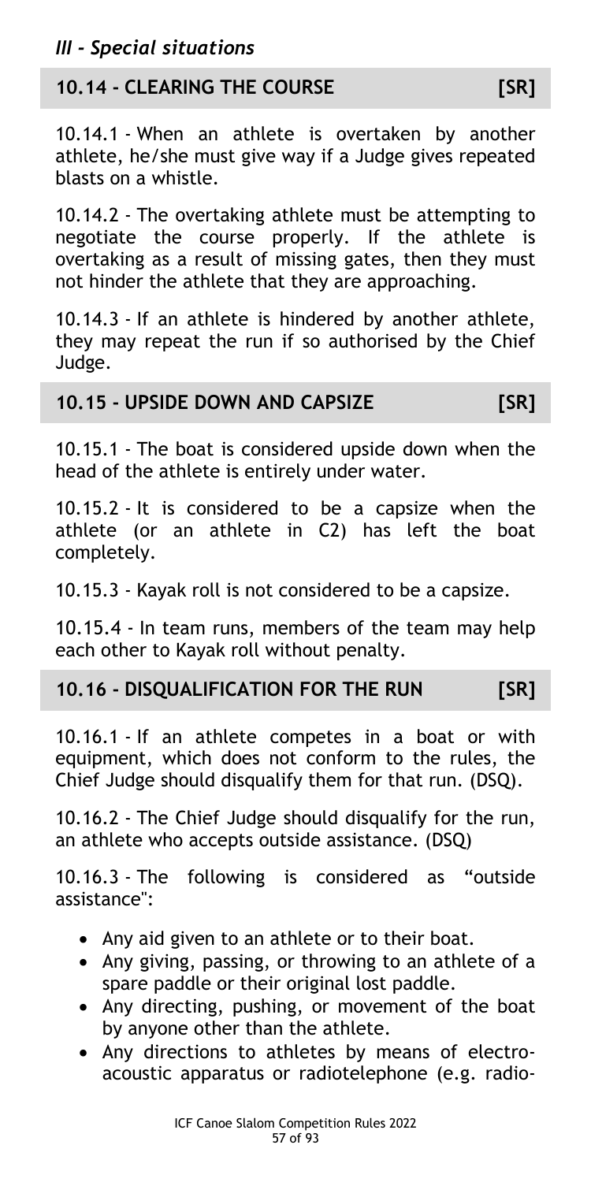### *III - Special situations*

## 10.14 - CLEARING THE COURSE [SR]

10.14.1 - When an athlete is overtaken by another athlete, he/she must give way if a Judge gives repeated blasts on a whistle.

10.14.2 - The overtaking athlete must be attempting to negotiate the course properly. If the athlete is overtaking as a result of missing gates, then they must not hinder the athlete that they are approaching.

10.14.3 - If an athlete is hindered by another athlete, they may repeat the run if so authorised by the Chief Judge.

## 10.15 - UPSIDE DOWN AND CAPSIZE [SR]

10.15.1 - The boat is considered upside down when the head of the athlete is entirely under water.

10.15.2 - It is considered to be a capsize when the athlete (or an athlete in C2) has left the boat completely.

10.15.3 - Kayak roll is not considered to be a capsize.

10.15.4 - In team runs, members of the team may help each other to Kayak roll without penalty.

## 10.16 - DISQUALIFICATION FOR THE RUN [SR]

10.16.1 - If an athlete competes in a boat or with equipment, which does not conform to the rules, the Chief Judge should disqualify them for that run. (DSQ).

10.16.2 - The Chief Judge should disqualify for the run, an athlete who accepts outside assistance. (DSQ)

10.16.3 - The following is considered as "outside assistance":

- Any aid given to an athlete or to their boat.
- Any giving, passing, or throwing to an athlete of a spare paddle or their original lost paddle.
- Any directing, pushing, or movement of the boat by anyone other than the athlete.
- Any directions to athletes by means of electro-acoustic apparatus or radiotelephone (e.g. radio-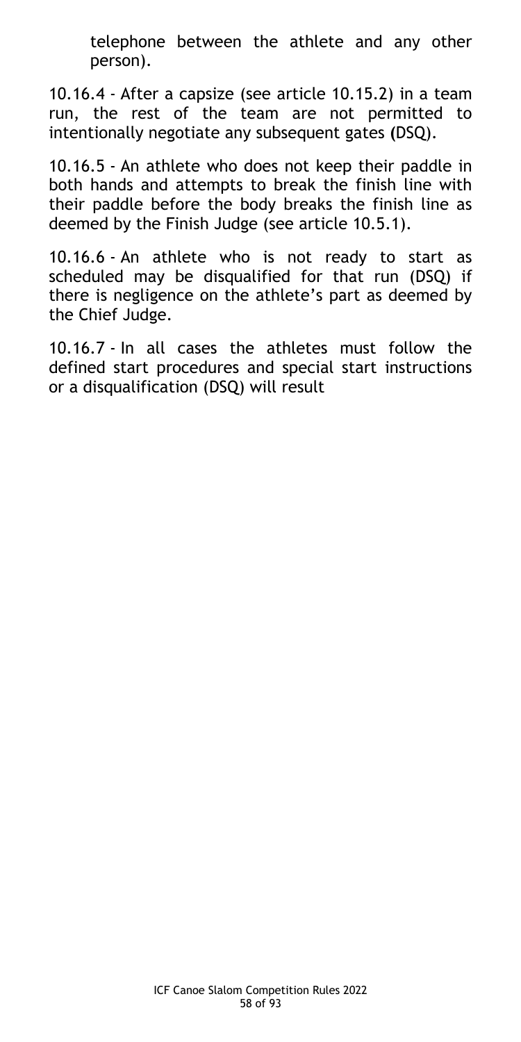telephone between the athlete and any other person).

10.16.4 - After a capsize (see article 10.15.2) in a team run, the rest of the team are not permitted to intentionally negotiate any subsequent gates **(**DSQ).

10.16.5 - An athlete who does not keep their paddle in both hands and attempts to break the finish line with their paddle before the body breaks the finish line as deemed by the Finish Judge (see article 10.5.1).

10.16.6 - An athlete who is not ready to start as scheduled may be disqualified for that run (DSQ) if there is negligence on the athlete's part as deemed by the Chief Judge.

10.16.7 - In all cases the athletes must follow the defined start procedures and special start instructions or a disqualification (DSQ) will result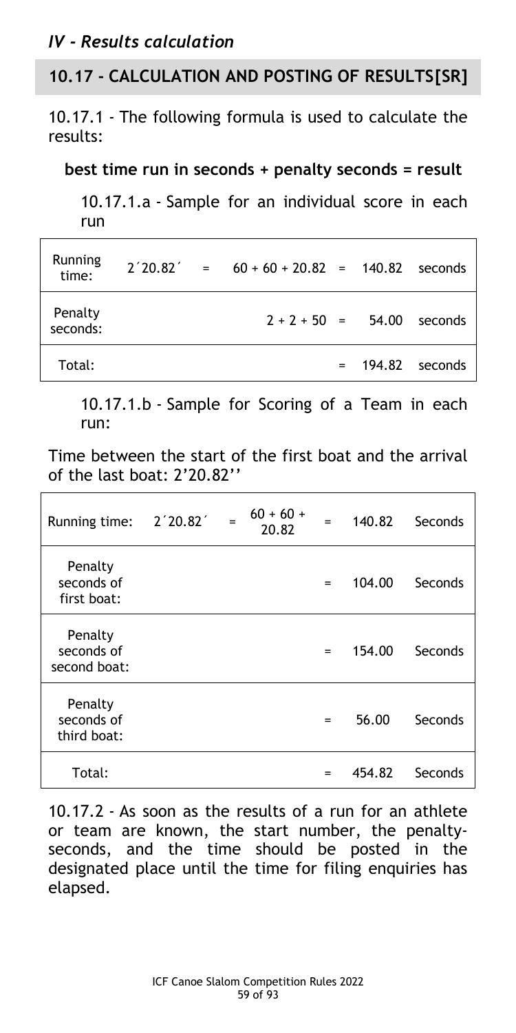## *IV - Results calculation*

### 10.17 - CALCULATION AND POSTING OF RESULTS[SR]

10.17.1 - The following formula is used to calculate the results:

**best time run in seconds + penalty seconds = result**

10.17.1.a - Sample for an individual score in each run

| | | | | | | |
|---|---|---|---|---|---|---|
| Running time: | 2´20.82´ | = | 60 + 60 + 20.82 | = | 140.82 | seconds |
| Penalty seconds: | | | 2 + 2 + 50 | = | 54.00 | seconds |
| Total: | | | | = | 194.82 | seconds |

10.17.1.b - Sample for Scoring of a Team in each run:

Time between the start of the first boat and the arrival of the last boat: 2'20.82''

| | | | | | | |
|---|---|---|---|---|---|---|
| Running time: | 2´20.82´ | = | 60 + 60 + 20.82 | = | 140.82 | Seconds |
| Penalty seconds of first boat: | | | | = | 104.00 | Seconds |
| Penalty seconds of second boat: | | | | = | 154.00 | Seconds |
| Penalty seconds of third boat: | | | | = | 56.00 | Seconds |
| Total: | | | | = | 454.82 | Seconds |

10.17.2 - As soon as the results of a run for an athlete or team are known, the start number, the penalty-seconds, and the time should be posted in the designated place until the time for filing enquiries has elapsed.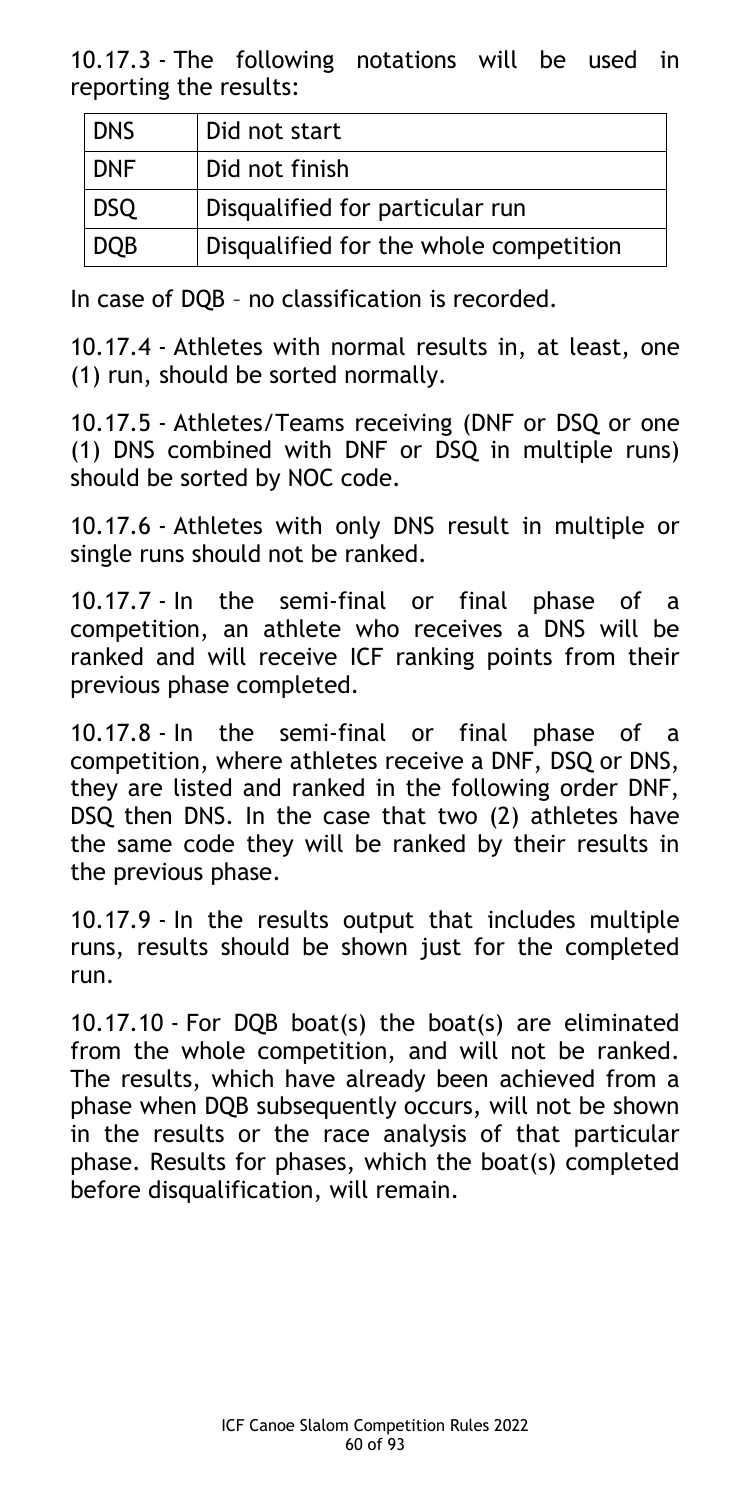10.17.3 - The following notations will be used in reporting the results:

| DNS | Did not start |
|---|---|
| DNF | Did not finish |
| DSQ | Disqualified for particular run |
| DQB | Disqualified for the whole competition |

In case of DQB – no classification is recorded.

10.17.4 - Athletes with normal results in, at least, one (1) run, should be sorted normally.

10.17.5 - Athletes/Teams receiving (DNF or DSQ or one (1) DNS combined with DNF or DSQ in multiple runs) should be sorted by NOC code.

10.17.6 - Athletes with only DNS result in multiple or single runs should not be ranked.

10.17.7 - In the semi-final or final phase of a competition, an athlete who receives a DNS will be ranked and will receive ICF ranking points from their previous phase completed.

10.17.8 - In the semi-final or final phase of a competition, where athletes receive a DNF, DSQ or DNS, they are listed and ranked in the following order DNF, DSQ then DNS. In the case that two (2) athletes have the same code they will be ranked by their results in the previous phase.

10.17.9 - In the results output that includes multiple runs, results should be shown just for the completed run.

10.17.10 - For DQB boat(s) the boat(s) are eliminated from the whole competition, and will not be ranked. The results, which have already been achieved from a phase when DQB subsequently occurs, will not be shown in the results or the race analysis of that particular phase. Results for phases, which the boat(s) completed before disqualification, will remain.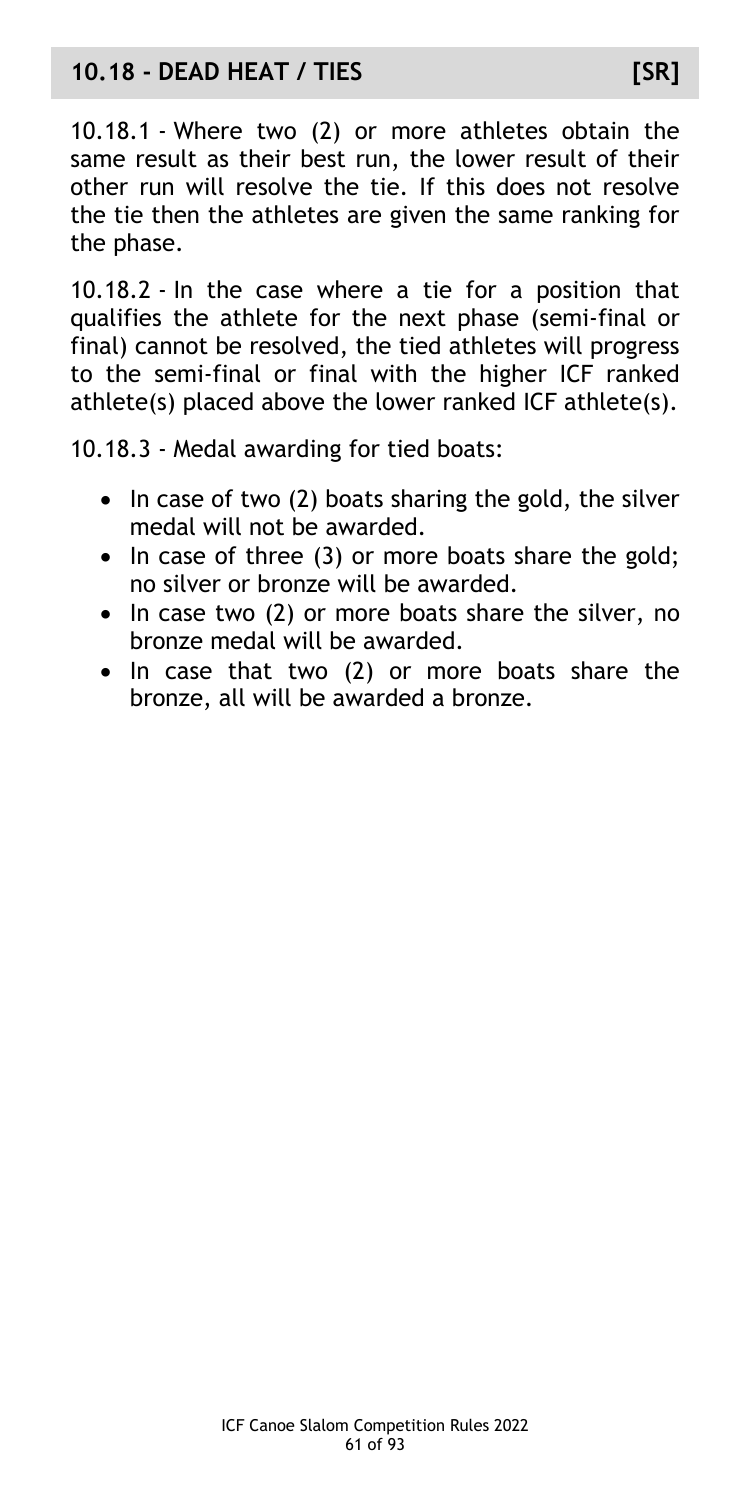## 10.18 - DEAD HEAT / TIES [SR]

10.18.1 - Where two (2) or more athletes obtain the same result as their best run, the lower result of their other run will resolve the tie. If this does not resolve the tie then the athletes are given the same ranking for the phase.

10.18.2 - In the case where a tie for a position that qualifies the athlete for the next phase (semi-final or final) cannot be resolved, the tied athletes will progress to the semi-final or final with the higher ICF ranked athlete(s) placed above the lower ranked ICF athlete(s).

10.18.3 - Medal awarding for tied boats:

- In case of two (2) boats sharing the gold, the silver medal will not be awarded.
- In case of three (3) or more boats share the gold; no silver or bronze will be awarded.
- In case two (2) or more boats share the silver, no bronze medal will be awarded.
- In case that two (2) or more boats share the bronze, all will be awarded a bronze.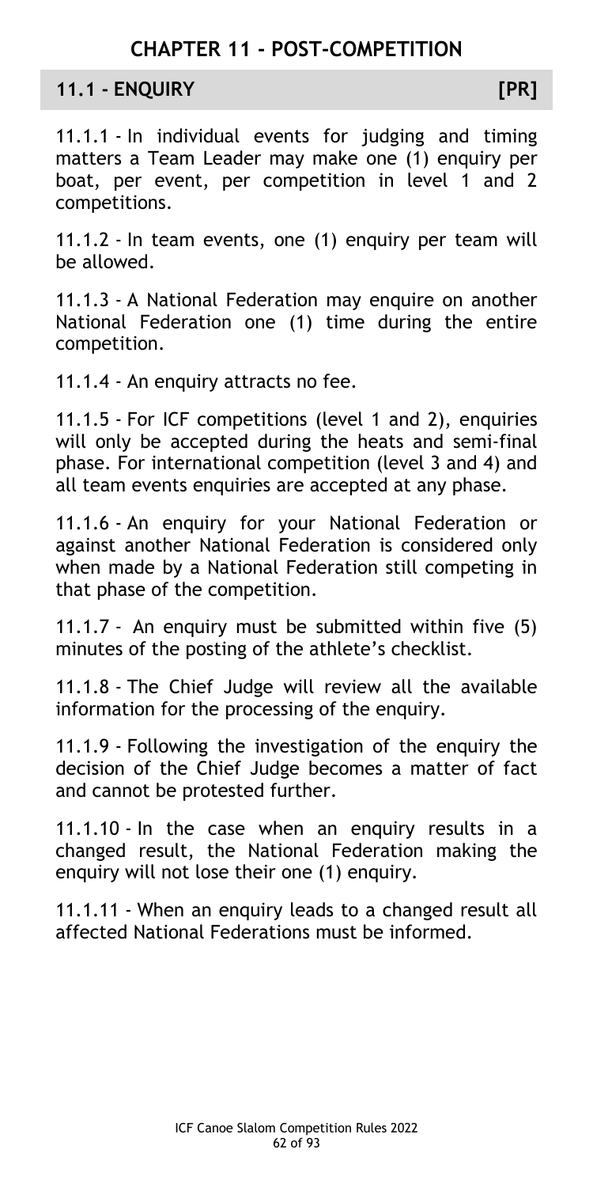# CHAPTER 11 - POST-COMPETITION

## 11.1 - ENQUIRY [PR]

11.1.1 - In individual events for judging and timing matters a Team Leader may make one (1) enquiry per boat, per event, per competition in level 1 and 2 competitions.

11.1.2 - In team events, one (1) enquiry per team will be allowed.

11.1.3 - A National Federation may enquire on another National Federation one (1) time during the entire competition.

11.1.4 - An enquiry attracts no fee.

11.1.5 - For ICF competitions (level 1 and 2), enquiries will only be accepted during the heats and semi-final phase. For international competition (level 3 and 4) and all team events enquiries are accepted at any phase.

11.1.6 - An enquiry for your National Federation or against another National Federation is considered only when made by a National Federation still competing in that phase of the competition.

11.1.7 - An enquiry must be submitted within five (5) minutes of the posting of the athlete's checklist.

11.1.8 - The Chief Judge will review all the available information for the processing of the enquiry.

11.1.9 - Following the investigation of the enquiry the decision of the Chief Judge becomes a matter of fact and cannot be protested further.

11.1.10 - In the case when an enquiry results in a changed result, the National Federation making the enquiry will not lose their one (1) enquiry.

11.1.11 - When an enquiry leads to a changed result all affected National Federations must be informed.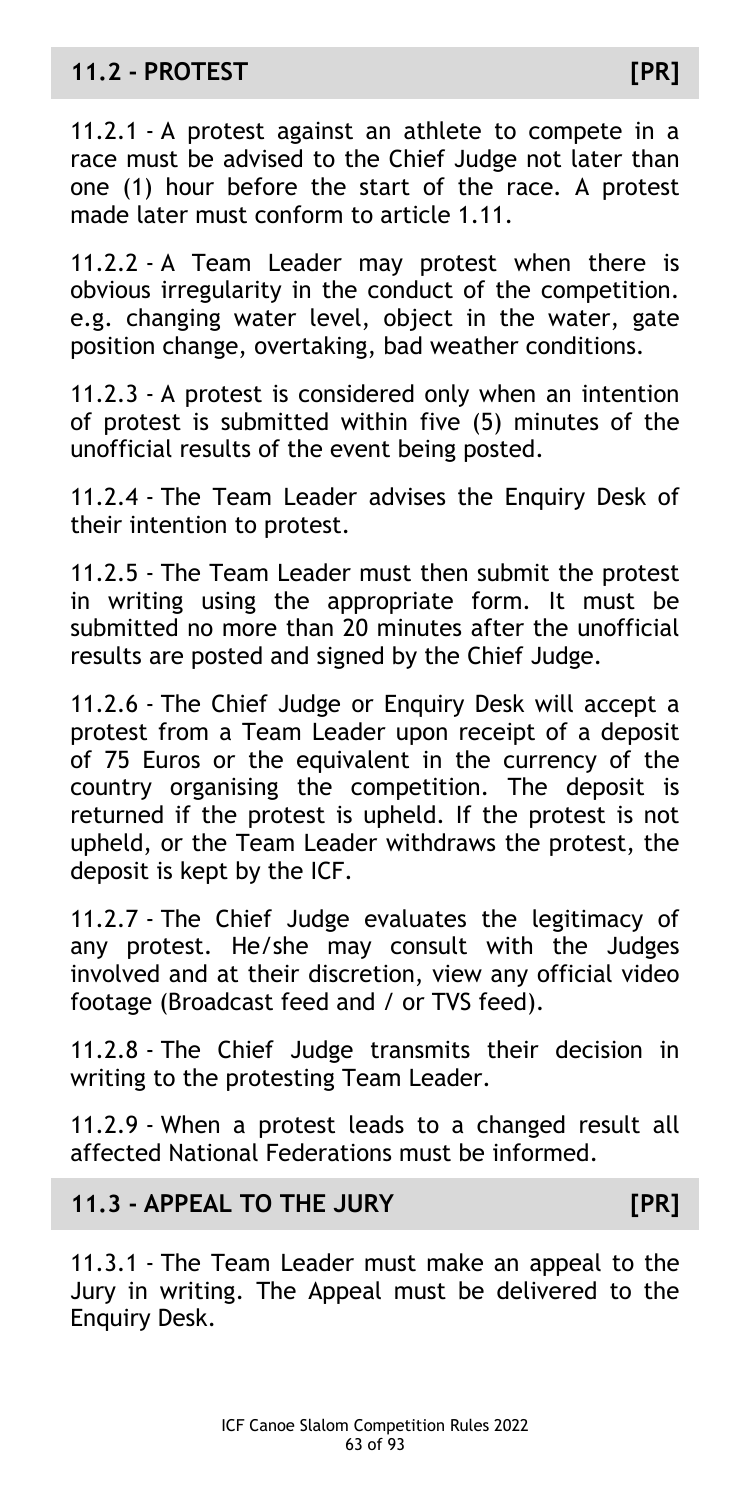## 11.2 - PROTEST [PR]

11.2.1 - A protest against an athlete to compete in a race must be advised to the Chief Judge not later than one (1) hour before the start of the race. A protest made later must conform to article 1.11.

11.2.2 - A Team Leader may protest when there is obvious irregularity in the conduct of the competition. e.g. changing water level, object in the water, gate position change, overtaking, bad weather conditions.

11.2.3 - A protest is considered only when an intention of protest is submitted within five (5) minutes of the unofficial results of the event being posted.

11.2.4 - The Team Leader advises the Enquiry Desk of their intention to protest.

11.2.5 - The Team Leader must then submit the protest in writing using the appropriate form. It must be submitted no more than 20 minutes after the unofficial results are posted and signed by the Chief Judge.

11.2.6 - The Chief Judge or Enquiry Desk will accept a protest from a Team Leader upon receipt of a deposit of 75 Euros or the equivalent in the currency of the country organising the competition. The deposit is returned if the protest is upheld. If the protest is not upheld, or the Team Leader withdraws the protest, the deposit is kept by the ICF.

11.2.7 - The Chief Judge evaluates the legitimacy of any protest. He/she may consult with the Judges involved and at their discretion, view any official video footage (Broadcast feed and / or TVS feed).

11.2.8 - The Chief Judge transmits their decision in writing to the protesting Team Leader.

11.2.9 - When a protest leads to a changed result all affected National Federations must be informed.

## 11.3 - APPEAL TO THE JURY [PR]

11.3.1 - The Team Leader must make an appeal to the Jury in writing. The Appeal must be delivered to the Enquiry Desk.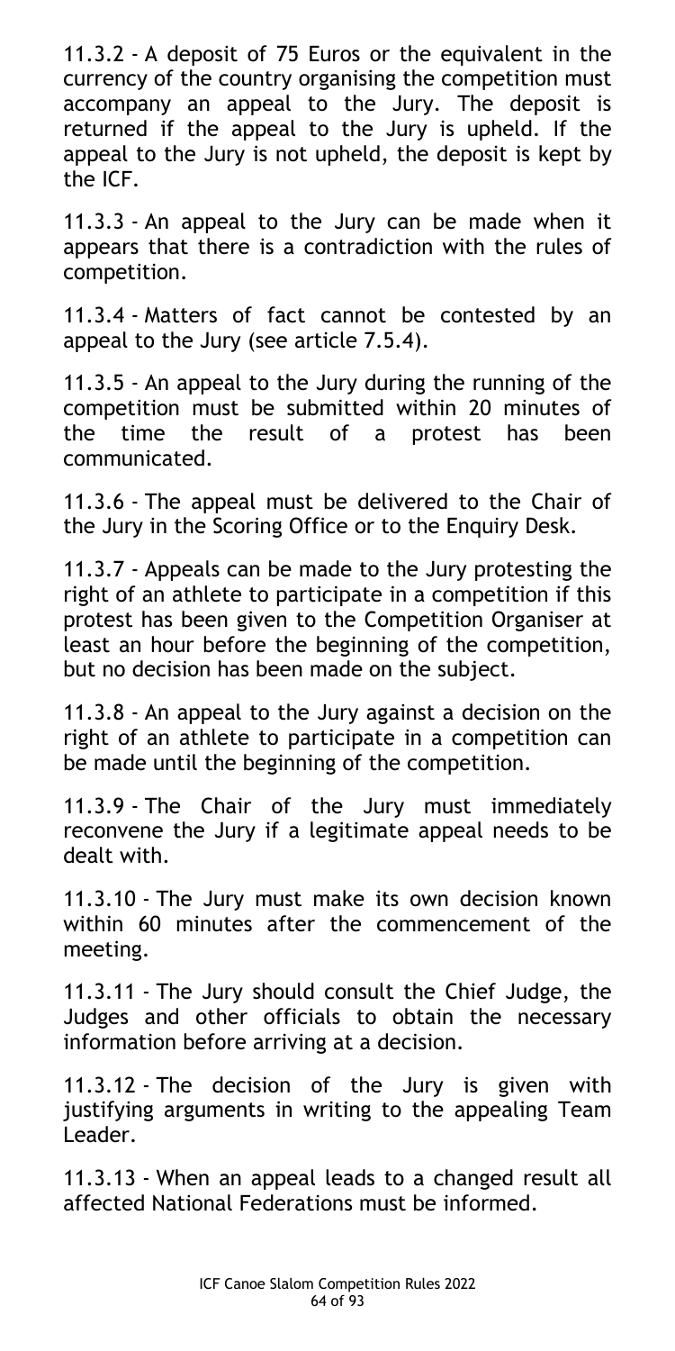11.3.2 - A deposit of 75 Euros or the equivalent in the currency of the country organising the competition must accompany an appeal to the Jury. The deposit is returned if the appeal to the Jury is upheld. If the appeal to the Jury is not upheld, the deposit is kept by the ICF.

11.3.3 - An appeal to the Jury can be made when it appears that there is a contradiction with the rules of competition.

11.3.4 - Matters of fact cannot be contested by an appeal to the Jury (see article 7.5.4).

11.3.5 - An appeal to the Jury during the running of the competition must be submitted within 20 minutes of the time the result of a protest has been communicated.

11.3.6 - The appeal must be delivered to the Chair of the Jury in the Scoring Office or to the Enquiry Desk.

11.3.7 - Appeals can be made to the Jury protesting the right of an athlete to participate in a competition if this protest has been given to the Competition Organiser at least an hour before the beginning of the competition, but no decision has been made on the subject.

11.3.8 - An appeal to the Jury against a decision on the right of an athlete to participate in a competition can be made until the beginning of the competition.

11.3.9 - The Chair of the Jury must immediately reconvene the Jury if a legitimate appeal needs to be dealt with.

11.3.10 - The Jury must make its own decision known within 60 minutes after the commencement of the meeting.

11.3.11 - The Jury should consult the Chief Judge, the Judges and other officials to obtain the necessary information before arriving at a decision.

11.3.12 - The decision of the Jury is given with justifying arguments in writing to the appealing Team Leader.

11.3.13 - When an appeal leads to a changed result all affected National Federations must be informed.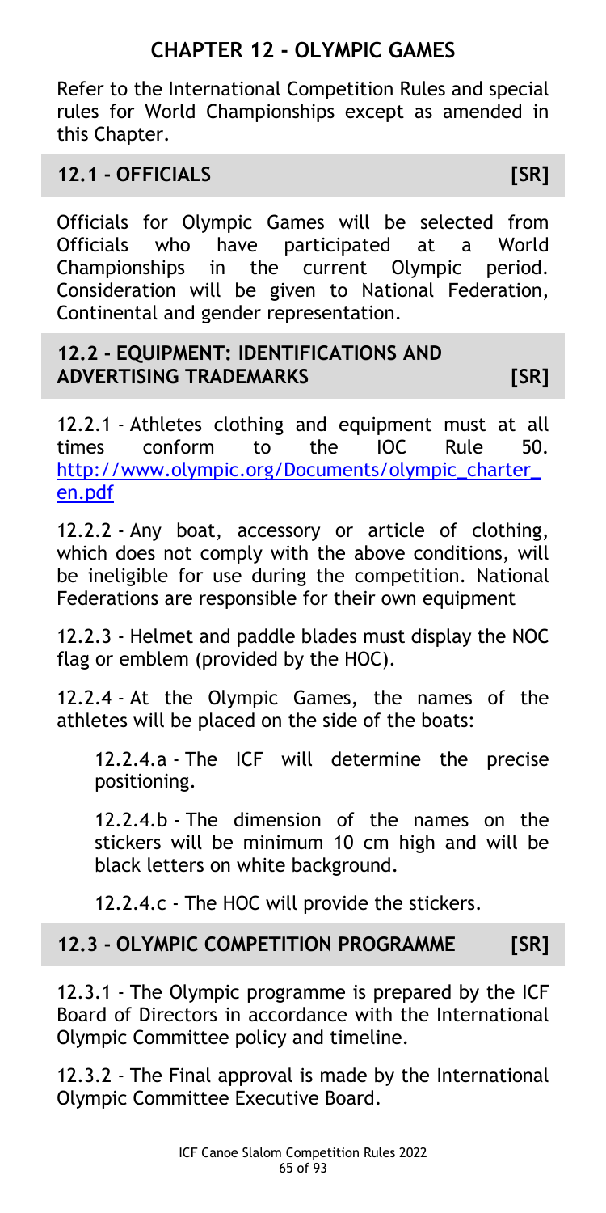# CHAPTER 12 - OLYMPIC GAMES

Refer to the International Competition Rules and special rules for World Championships except as amended in this Chapter.

## 12.1 - OFFICIALS [SR]

Officials for Olympic Games will be selected from Officials who have participated at a World Championships in the current Olympic period. Consideration will be given to National Federation, Continental and gender representation.

## 12.2 - EQUIPMENT: IDENTIFICATIONS AND ADVERTISING TRADEMARKS [SR]

12.2.1 - Athletes clothing and equipment must at all times conform to the IOC Rule 50. [http://www.olympic.org/Documents/olympic_charter_en.pdf](http://www.olympic.org/Documents/olympic_charter_en.pdf)

12.2.2 - Any boat, accessory or article of clothing, which does not comply with the above conditions, will be ineligible for use during the competition. National Federations are responsible for their own equipment

12.2.3 - Helmet and paddle blades must display the NOC flag or emblem (provided by the HOC).

12.2.4 - At the Olympic Games, the names of the athletes will be placed on the side of the boats:

> 12.2.4.a - The ICF will determine the precise positioning.
>
> 12.2.4.b - The dimension of the names on the stickers will be minimum 10 cm high and will be black letters on white background.
>
> 12.2.4.c - The HOC will provide the stickers.

## 12.3 - OLYMPIC COMPETITION PROGRAMME [SR]

12.3.1 - The Olympic programme is prepared by the ICF Board of Directors in accordance with the International Olympic Committee policy and timeline.

12.3.2 - The Final approval is made by the International Olympic Committee Executive Board.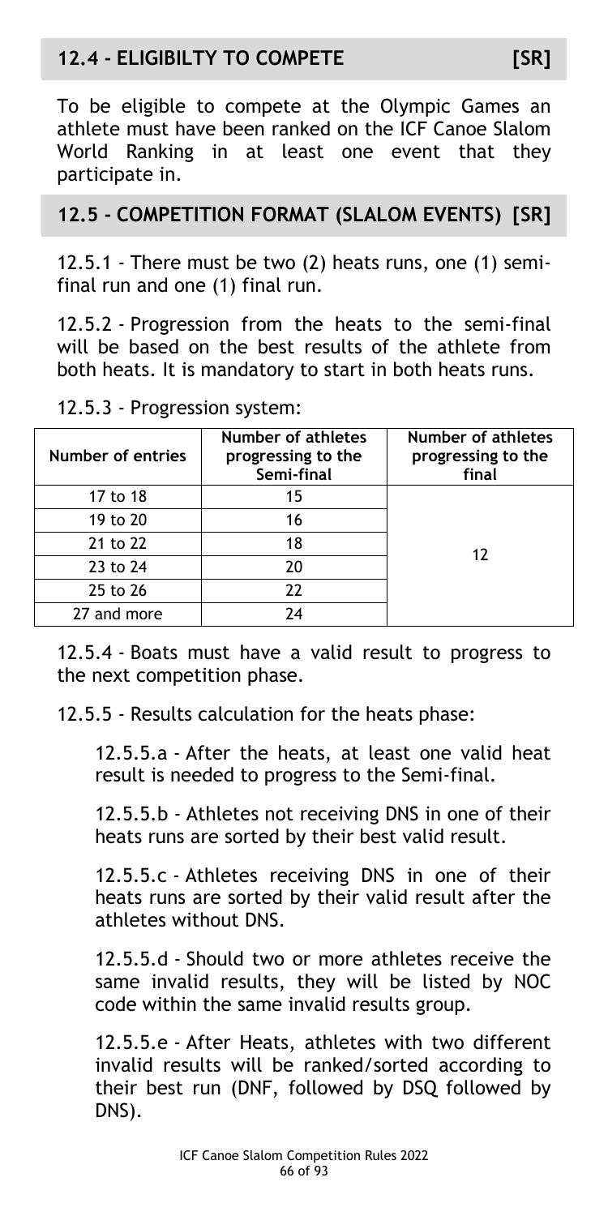## 12.4 - ELIGIBILTY TO COMPETE [SR]

To be eligible to compete at the Olympic Games an athlete must have been ranked on the ICF Canoe Slalom World Ranking in at least one event that they participate in.

## 12.5 - COMPETITION FORMAT (SLALOM EVENTS) [SR]

12.5.1 - There must be two (2) heats runs, one (1) semi-final run and one (1) final run.

12.5.2 - Progression from the heats to the semi-final will be based on the best results of the athlete from both heats. It is mandatory to start in both heats runs.

12.5.3 - Progression system:

| Number of entries | Number of athletes progressing to the Semi-final | Number of athletes progressing to the final |
|---|---|---|
| 17 to 18 | 15 | 12 |
| 19 to 20 | 16 | |
| 21 to 22 | 18 | |
| 23 to 24 | 20 | |
| 25 to 26 | 22 | |
| 27 and more | 24 | |

12.5.4 - Boats must have a valid result to progress to the next competition phase.

12.5.5 - Results calculation for the heats phase:

12.5.5.a - After the heats, at least one valid heat result is needed to progress to the Semi-final.

12.5.5.b - Athletes not receiving DNS in one of their heats runs are sorted by their best valid result.

12.5.5.c - Athletes receiving DNS in one of their heats runs are sorted by their valid result after the athletes without DNS.

12.5.5.d - Should two or more athletes receive the same invalid results, they will be listed by NOC code within the same invalid results group.

12.5.5.e - After Heats, athletes with two different invalid results will be ranked/sorted according to their best run (DNF, followed by DSQ followed by DNS).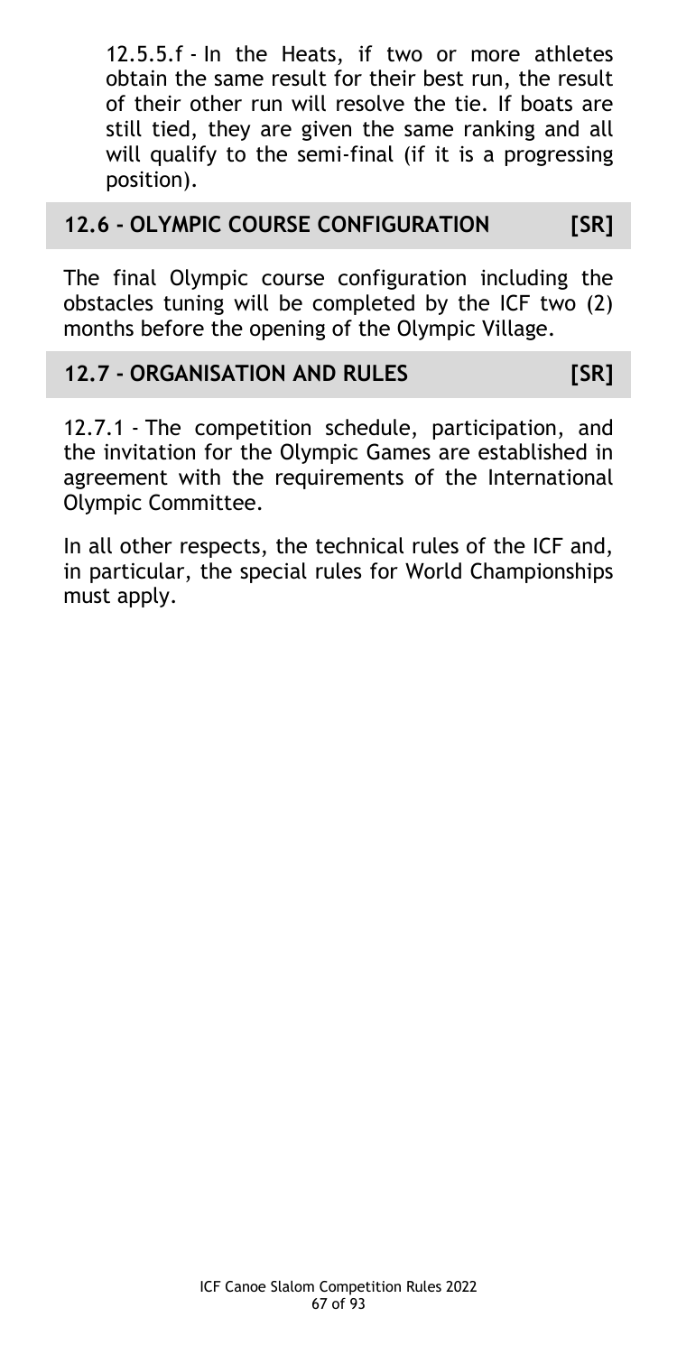12.5.5.f - In the Heats, if two or more athletes obtain the same result for their best run, the result of their other run will resolve the tie. If boats are still tied, they are given the same ranking and all will qualify to the semi-final (if it is a progressing position).

## 12.6 - OLYMPIC COURSE CONFIGURATION [SR]

The final Olympic course configuration including the obstacles tuning will be completed by the ICF two (2) months before the opening of the Olympic Village.

## 12.7 - ORGANISATION AND RULES [SR]

12.7.1 - The competition schedule, participation, and the invitation for the Olympic Games are established in agreement with the requirements of the International Olympic Committee.

In all other respects, the technical rules of the ICF and, in particular, the special rules for World Championships must apply.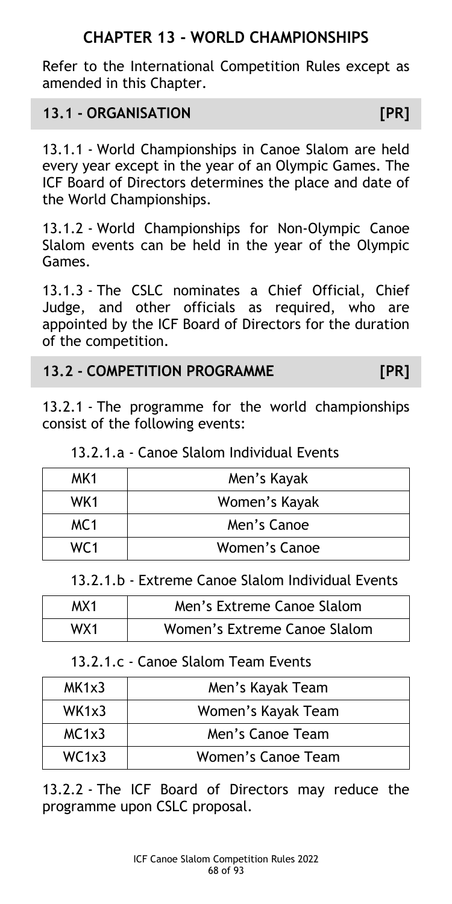# CHAPTER 13 - WORLD CHAMPIONSHIPS

Refer to the International Competition Rules except as amended in this Chapter.

## 13.1 - ORGANISATION [PR]

13.1.1 - World Championships in Canoe Slalom are held every year except in the year of an Olympic Games. The ICF Board of Directors determines the place and date of the World Championships.

13.1.2 - World Championships for Non-Olympic Canoe Slalom events can be held in the year of the Olympic Games.

13.1.3 - The CSLC nominates a Chief Official, Chief Judge, and other officials as required, who are appointed by the ICF Board of Directors for the duration of the competition.

## 13.2 - COMPETITION PROGRAMME [PR]

13.2.1 - The programme for the world championships consist of the following events:

13.2.1.a - Canoe Slalom Individual Events

| | |
|---|---|
| MK1 | Men's Kayak |
| WK1 | Women's Kayak |
| MC1 | Men's Canoe |
| WC1 | Women's Canoe |

13.2.1.b - Extreme Canoe Slalom Individual Events

| | |
|---|---|
| MX1 | Men's Extreme Canoe Slalom |
| WX1 | Women's Extreme Canoe Slalom |

13.2.1.c - Canoe Slalom Team Events

| | |
|---|---|
| MK1x3 | Men's Kayak Team |
| WK1x3 | Women's Kayak Team |
| MC1x3 | Men's Canoe Team |
| WC1x3 | Women's Canoe Team |

13.2.2 - The ICF Board of Directors may reduce the programme upon CSLC proposal.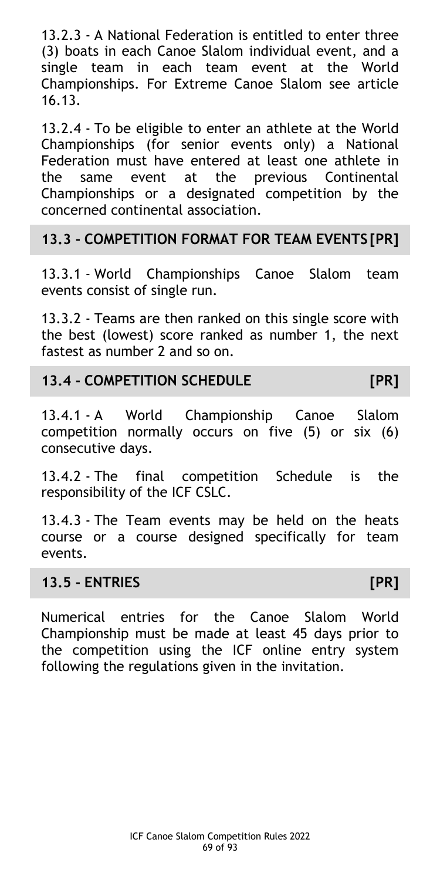13.2.3 - A National Federation is entitled to enter three (3) boats in each Canoe Slalom individual event, and a single team in each team event at the World Championships. For Extreme Canoe Slalom see article 16.13.

13.2.4 - To be eligible to enter an athlete at the World Championships (for senior events only) a National Federation must have entered at least one athlete in the same event at the previous Continental Championships or a designated competition by the concerned continental association.

## 13.3 - COMPETITION FORMAT FOR TEAM EVENTS [PR]

13.3.1 - World Championships Canoe Slalom team events consist of single run.

13.3.2 - Teams are then ranked on this single score with the best (lowest) score ranked as number 1, the next fastest as number 2 and so on.

## 13.4 - COMPETITION SCHEDULE [PR]

13.4.1 - A World Championship Canoe Slalom competition normally occurs on five (5) or six (6) consecutive days.

13.4.2 - The final competition Schedule is the responsibility of the ICF CSLC.

13.4.3 - The Team events may be held on the heats course or a course designed specifically for team events.

## 13.5 - ENTRIES [PR]

Numerical entries for the Canoe Slalom World Championship must be made at least 45 days prior to the competition using the ICF online entry system following the regulations given in the invitation.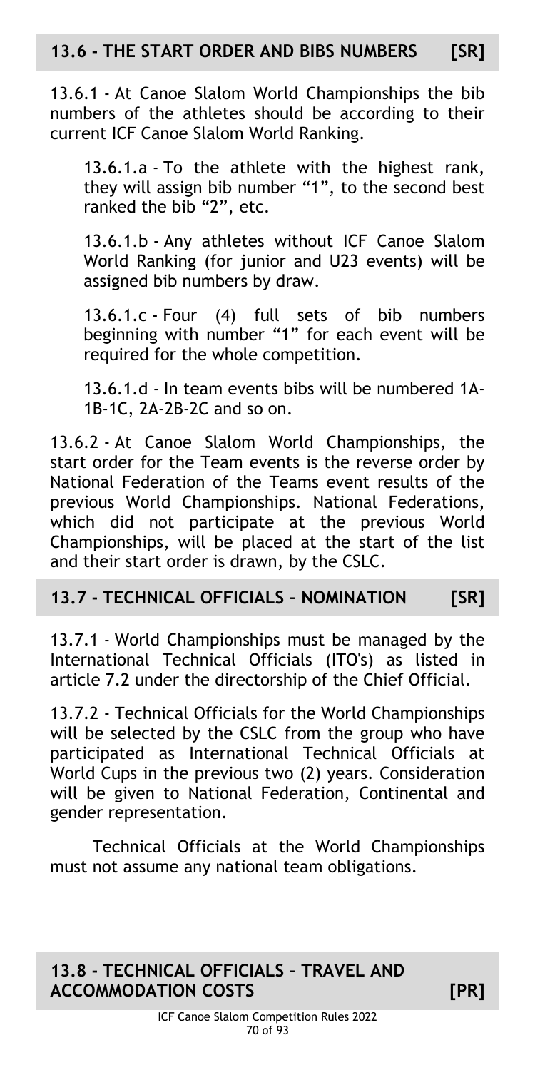## 13.6 - THE START ORDER AND BIBS NUMBERS [SR]

13.6.1 - At Canoe Slalom World Championships the bib numbers of the athletes should be according to their current ICF Canoe Slalom World Ranking.

13.6.1.a - To the athlete with the highest rank, they will assign bib number "1", to the second best ranked the bib "2", etc.

13.6.1.b - Any athletes without ICF Canoe Slalom World Ranking (for junior and U23 events) will be assigned bib numbers by draw.

13.6.1.c - Four (4) full sets of bib numbers beginning with number "1" for each event will be required for the whole competition.

13.6.1.d - In team events bibs will be numbered 1A-1B-1C, 2A-2B-2C and so on.

13.6.2 - At Canoe Slalom World Championships, the start order for the Team events is the reverse order by National Federation of the Teams event results of the previous World Championships. National Federations, which did not participate at the previous World Championships, will be placed at the start of the list and their start order is drawn, by the CSLC.

## 13.7 - TECHNICAL OFFICIALS – NOMINATION [SR]

13.7.1 - World Championships must be managed by the International Technical Officials (ITO's) as listed in article 7.2 under the directorship of the Chief Official.

13.7.2 - Technical Officials for the World Championships will be selected by the CSLC from the group who have participated as International Technical Officials at World Cups in the previous two (2) years. Consideration will be given to National Federation, Continental and gender representation.

Technical Officials at the World Championships must not assume any national team obligations.

## 13.8 - TECHNICAL OFFICIALS – TRAVEL AND ACCOMMODATION COSTS [PR]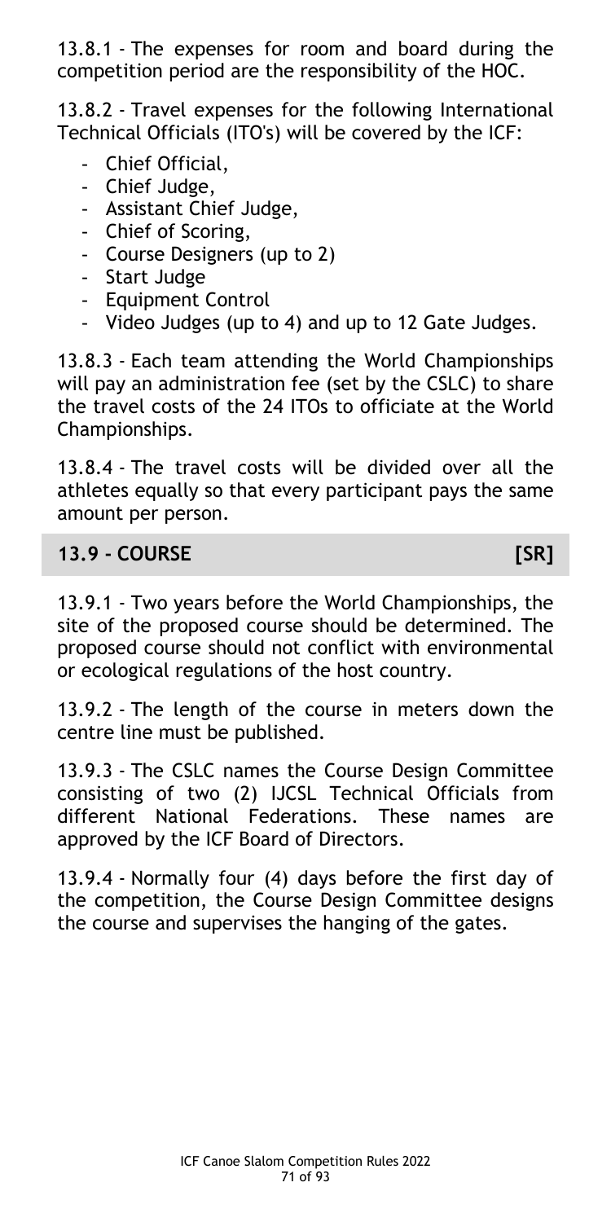13.8.1 - The expenses for room and board during the competition period are the responsibility of the HOC.

13.8.2 - Travel expenses for the following International Technical Officials (ITO's) will be covered by the ICF:

- Chief Official,
- Chief Judge,
- Assistant Chief Judge,
- Chief of Scoring,
- Course Designers (up to 2)
- Start Judge
- Equipment Control
- Video Judges (up to 4) and up to 12 Gate Judges.

13.8.3 - Each team attending the World Championships will pay an administration fee (set by the CSLC) to share the travel costs of the 24 ITOs to officiate at the World Championships.

13.8.4 - The travel costs will be divided over all the athletes equally so that every participant pays the same amount per person.

## 13.9 - COURSE [SR]

13.9.1 - Two years before the World Championships, the site of the proposed course should be determined. The proposed course should not conflict with environmental or ecological regulations of the host country.

13.9.2 - The length of the course in meters down the centre line must be published.

13.9.3 - The CSLC names the Course Design Committee consisting of two (2) IJCSL Technical Officials from different National Federations. These names are approved by the ICF Board of Directors.

13.9.4 - Normally four (4) days before the first day of the competition, the Course Design Committee designs the course and supervises the hanging of the gates.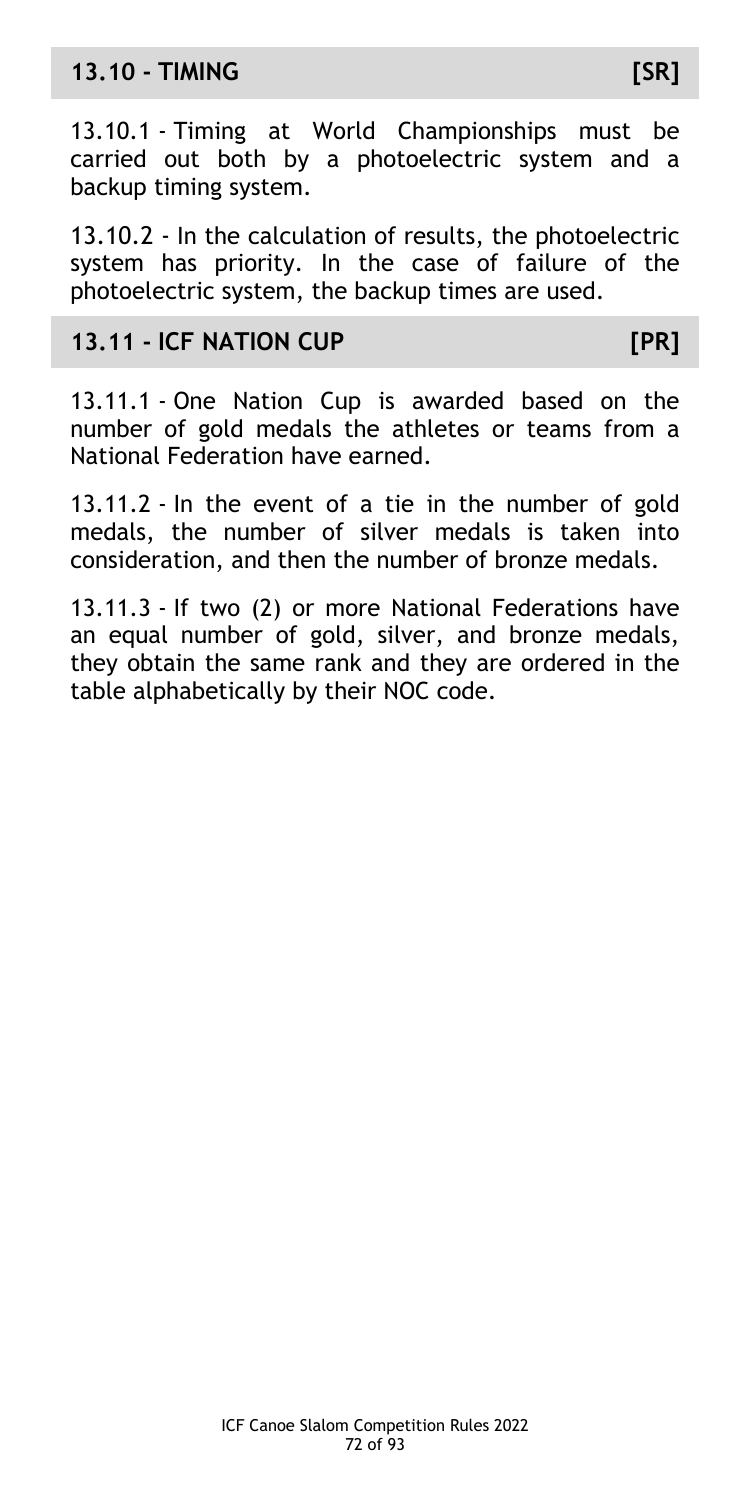## 13.10 - TIMING [SR]

13.10.1 - Timing at World Championships must be carried out both by a photoelectric system and a backup timing system.

13.10.2 - In the calculation of results, the photoelectric system has priority. In the case of failure of the photoelectric system, the backup times are used.

## 13.11 - ICF NATION CUP [PR]

13.11.1 - One Nation Cup is awarded based on the number of gold medals the athletes or teams from a National Federation have earned.

13.11.2 - In the event of a tie in the number of gold medals, the number of silver medals is taken into consideration, and then the number of bronze medals.

13.11.3 - If two (2) or more National Federations have an equal number of gold, silver, and bronze medals, they obtain the same rank and they are ordered in the table alphabetically by their NOC code.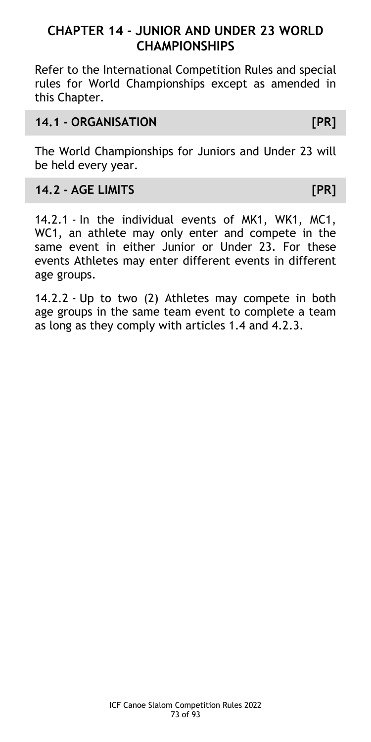# CHAPTER 14 - JUNIOR AND UNDER 23 WORLD CHAMPIONSHIPS

Refer to the International Competition Rules and special rules for World Championships except as amended in this Chapter.

## 14.1 - ORGANISATION [PR]

The World Championships for Juniors and Under 23 will be held every year.

## 14.2 - AGE LIMITS [PR]

14.2.1 - In the individual events of MK1, WK1, MC1, WC1, an athlete may only enter and compete in the same event in either Junior or Under 23. For these events Athletes may enter different events in different age groups.

14.2.2 - Up to two (2) Athletes may compete in both age groups in the same team event to complete a team as long as they comply with articles 1.4 and 4.2.3.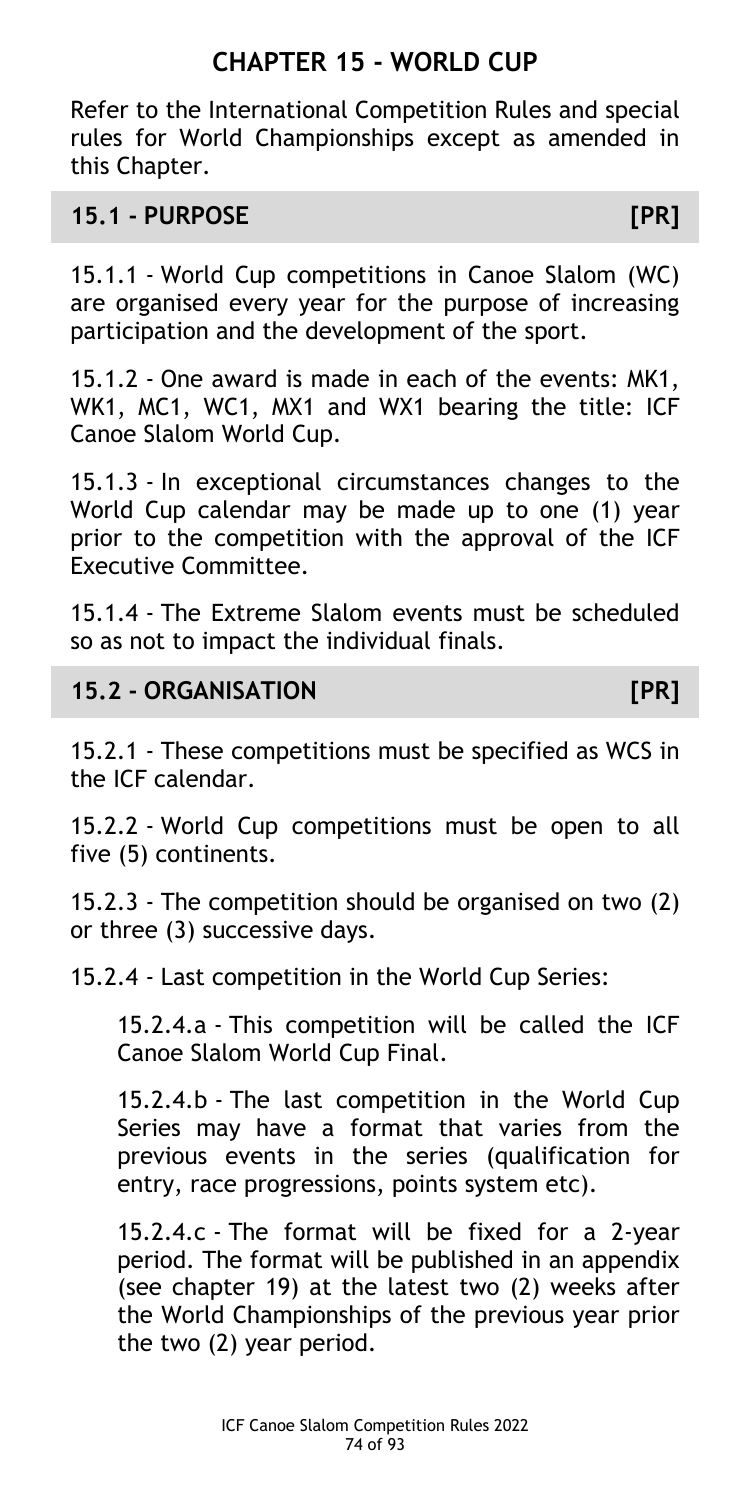# CHAPTER 15 - WORLD CUP

Refer to the International Competition Rules and special rules for World Championships except as amended in this Chapter.

## 15.1 - PURPOSE [PR]

15.1.1 - World Cup competitions in Canoe Slalom (WC) are organised every year for the purpose of increasing participation and the development of the sport.

15.1.2 - One award is made in each of the events: MK1, WK1, MC1, WC1, MX1 and WX1 bearing the title: ICF Canoe Slalom World Cup.

15.1.3 - In exceptional circumstances changes to the World Cup calendar may be made up to one (1) year prior to the competition with the approval of the ICF Executive Committee.

15.1.4 - The Extreme Slalom events must be scheduled so as not to impact the individual finals.

## 15.2 - ORGANISATION [PR]

15.2.1 - These competitions must be specified as WCS in the ICF calendar.

15.2.2 - World Cup competitions must be open to all five (5) continents.

15.2.3 - The competition should be organised on two (2) or three (3) successive days.

15.2.4 - Last competition in the World Cup Series:

> 15.2.4.a - This competition will be called the ICF Canoe Slalom World Cup Final.
>
> 15.2.4.b - The last competition in the World Cup Series may have a format that varies from the previous events in the series (qualification for entry, race progressions, points system etc).
>
> 15.2.4.c - The format will be fixed for a 2-year period. The format will be published in an appendix (see chapter 19) at the latest two (2) weeks after the World Championships of the previous year prior the two (2) year period.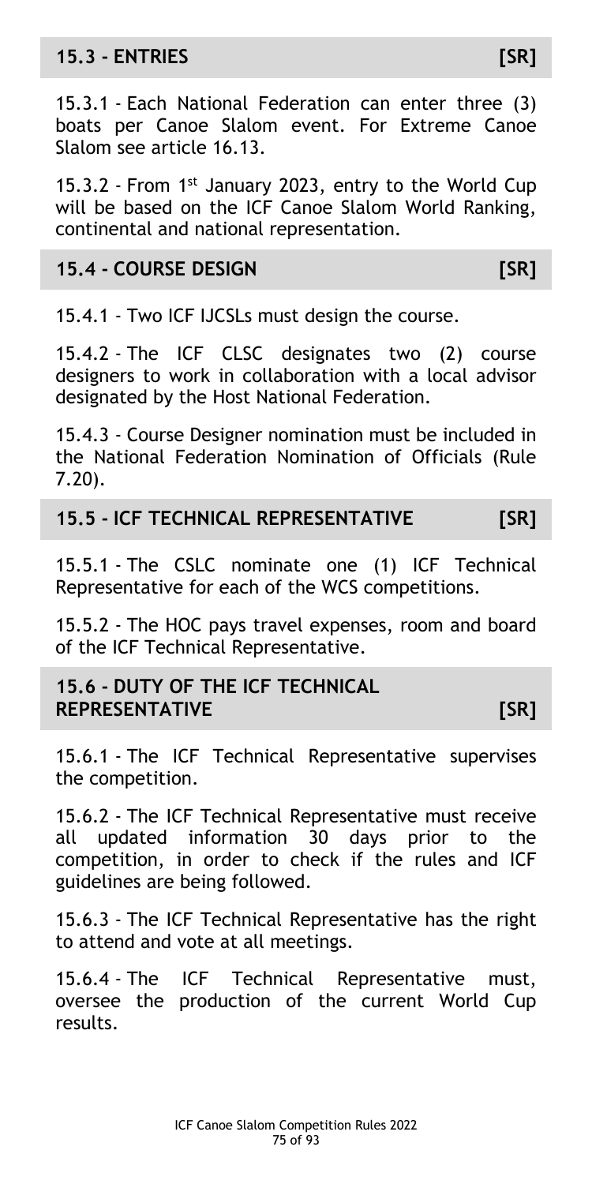## 15.3 - ENTRIES [SR]

15.3.1 - Each National Federation can enter three (3) boats per Canoe Slalom event. For Extreme Canoe Slalom see article 16.13.

15.3.2 - From 1st January 2023, entry to the World Cup will be based on the ICF Canoe Slalom World Ranking, continental and national representation.

## 15.4 - COURSE DESIGN [SR]

15.4.1 - Two ICF IJCSLs must design the course.

15.4.2 - The ICF CLSC designates two (2) course designers to work in collaboration with a local advisor designated by the Host National Federation.

15.4.3 - Course Designer nomination must be included in the National Federation Nomination of Officials (Rule 7.20).

## 15.5 - ICF TECHNICAL REPRESENTATIVE [SR]

15.5.1 - The CSLC nominate one (1) ICF Technical Representative for each of the WCS competitions.

15.5.2 - The HOC pays travel expenses, room and board of the ICF Technical Representative.

## 15.6 - DUTY OF THE ICF TECHNICAL REPRESENTATIVE [SR]

15.6.1 - The ICF Technical Representative supervises the competition.

15.6.2 - The ICF Technical Representative must receive all updated information 30 days prior to the competition, in order to check if the rules and ICF guidelines are being followed.

15.6.3 - The ICF Technical Representative has the right to attend and vote at all meetings.

15.6.4 - The ICF Technical Representative must, oversee the production of the current World Cup results.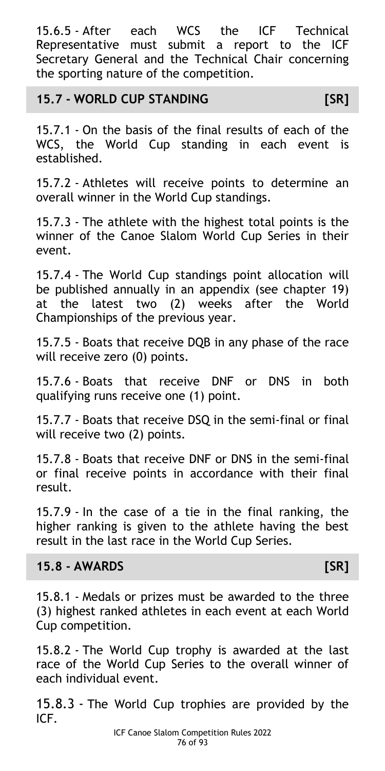15.6.5 - After each WCS the ICF Technical Representative must submit a report to the ICF Secretary General and the Technical Chair concerning the sporting nature of the competition.

## 15.7 - WORLD CUP STANDING [SR]

15.7.1 - On the basis of the final results of each of the WCS, the World Cup standing in each event is established.

15.7.2 - Athletes will receive points to determine an overall winner in the World Cup standings.

15.7.3 - The athlete with the highest total points is the winner of the Canoe Slalom World Cup Series in their event.

15.7.4 - The World Cup standings point allocation will be published annually in an appendix (see chapter 19) at the latest two (2) weeks after the World Championships of the previous year.

15.7.5 - Boats that receive DQB in any phase of the race will receive zero (0) points.

15.7.6 - Boats that receive DNF or DNS in both qualifying runs receive one (1) point.

15.7.7 - Boats that receive DSQ in the semi-final or final will receive two (2) points.

15.7.8 - Boats that receive DNF or DNS in the semi-final or final receive points in accordance with their final result.

15.7.9 - In the case of a tie in the final ranking, the higher ranking is given to the athlete having the best result in the last race in the World Cup Series.

## 15.8 - AWARDS [SR]

15.8.1 - Medals or prizes must be awarded to the three (3) highest ranked athletes in each event at each World Cup competition.

15.8.2 - The World Cup trophy is awarded at the last race of the World Cup Series to the overall winner of each individual event.

15.8.3 - The World Cup trophies are provided by the ICF.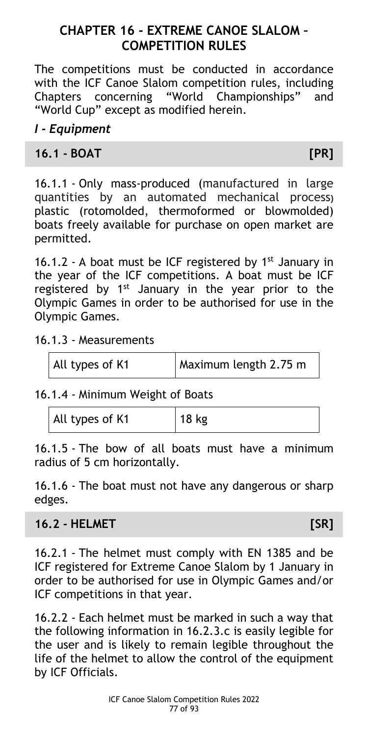## CHAPTER 16 - EXTREME CANOE SLALOM – COMPETITION RULES

The competitions must be conducted in accordance with the ICF Canoe Slalom competition rules, including Chapters concerning "World Championships" and "World Cup" except as modified herein.

### *I - Equipment*

### 16.1 - BOAT [PR]

16.1.1 - Only mass-produced (manufactured in large quantities by an automated mechanical process) plastic (rotomolded, thermoformed or blowmolded) boats freely available for purchase on open market are permitted.

16.1.2 - A boat must be ICF registered by 1st January in the year of the ICF competitions. A boat must be ICF registered by 1st January in the year prior to the Olympic Games in order to be authorised for use in the Olympic Games.

16.1.3 - Measurements

| All types of K1 | Maximum length 2.75 m |
|---|---|

16.1.4 - Minimum Weight of Boats

| All types of K1 | 18 kg |
|---|---|

16.1.5 - The bow of all boats must have a minimum radius of 5 cm horizontally.

16.1.6 - The boat must not have any dangerous or sharp edges.

### 16.2 - HELMET [SR]

16.2.1 - The helmet must comply with EN 1385 and be ICF registered for Extreme Canoe Slalom by 1 January in order to be authorised for use in Olympic Games and/or ICF competitions in that year.

16.2.2 - Each helmet must be marked in such a way that the following information in 16.2.3.c is easily legible for the user and is likely to remain legible throughout the life of the helmet to allow the control of the equipment by ICF Officials.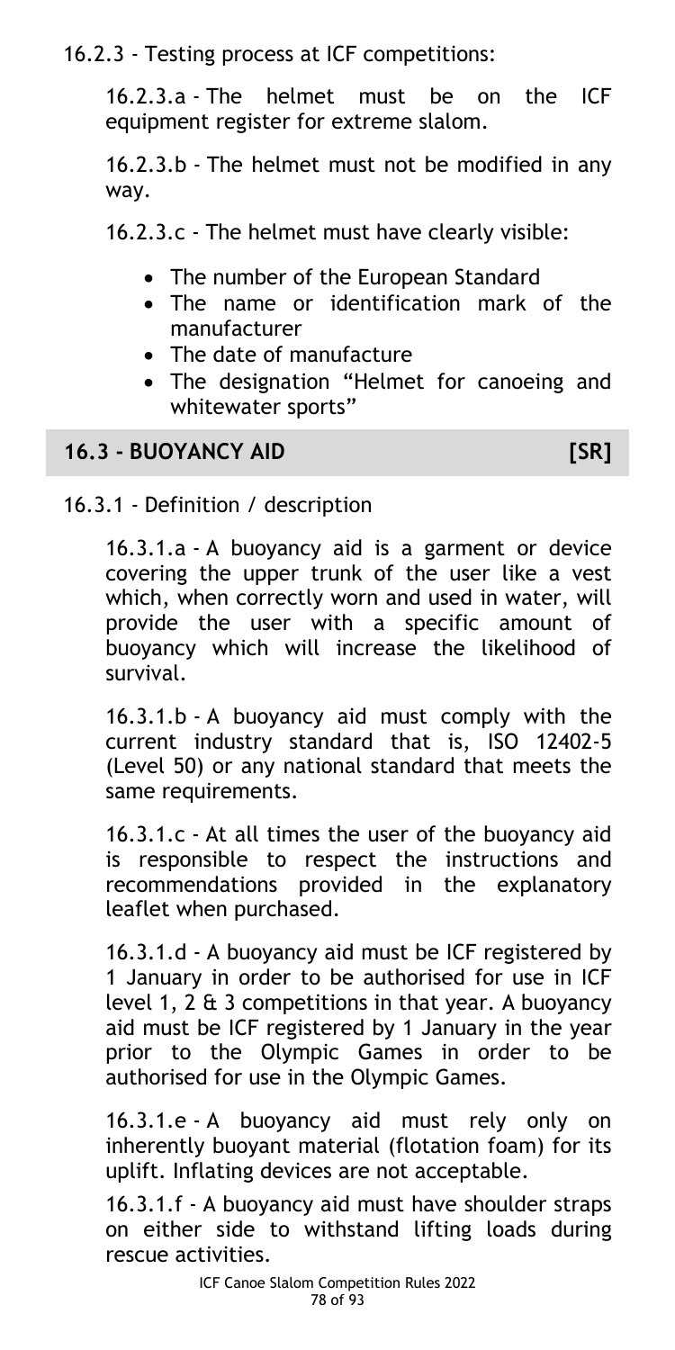16.2.3 - Testing process at ICF competitions:

16.2.3.a - The helmet must be on the ICF equipment register for extreme slalom.

16.2.3.b - The helmet must not be modified in any way.

16.2.3.c - The helmet must have clearly visible:

- The number of the European Standard
- The name or identification mark of the manufacturer
- The date of manufacture
- The designation "Helmet for canoeing and whitewater sports"

## 16.3 - BUOYANCY AID [SR]

16.3.1 - Definition / description

16.3.1.a - A buoyancy aid is a garment or device covering the upper trunk of the user like a vest which, when correctly worn and used in water, will provide the user with a specific amount of buoyancy which will increase the likelihood of survival.

16.3.1.b - A buoyancy aid must comply with the current industry standard that is, ISO 12402-5 (Level 50) or any national standard that meets the same requirements.

16.3.1.c - At all times the user of the buoyancy aid is responsible to respect the instructions and recommendations provided in the explanatory leaflet when purchased.

16.3.1.d - A buoyancy aid must be ICF registered by 1 January in order to be authorised for use in ICF level 1, 2 & 3 competitions in that year. A buoyancy aid must be ICF registered by 1 January in the year prior to the Olympic Games in order to be authorised for use in the Olympic Games.

16.3.1.e - A buoyancy aid must rely only on inherently buoyant material (flotation foam) for its uplift. Inflating devices are not acceptable.

16.3.1.f - A buoyancy aid must have shoulder straps on either side to withstand lifting loads during rescue activities.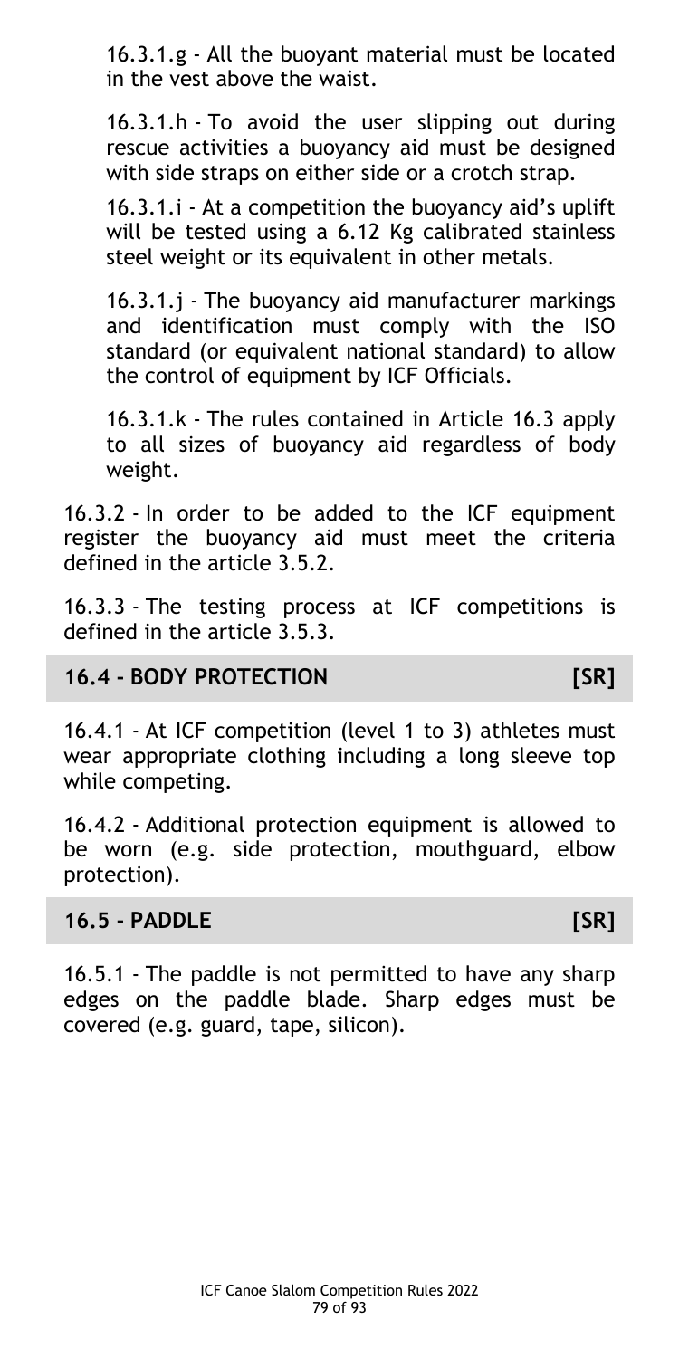16.3.1.g - All the buoyant material must be located in the vest above the waist.

16.3.1.h - To avoid the user slipping out during rescue activities a buoyancy aid must be designed with side straps on either side or a crotch strap.

16.3.1.i - At a competition the buoyancy aid's uplift will be tested using a 6.12 Kg calibrated stainless steel weight or its equivalent in other metals.

16.3.1.j - The buoyancy aid manufacturer markings and identification must comply with the ISO standard (or equivalent national standard) to allow the control of equipment by ICF Officials.

16.3.1.k - The rules contained in Article 16.3 apply to all sizes of buoyancy aid regardless of body weight.

16.3.2 - In order to be added to the ICF equipment register the buoyancy aid must meet the criteria defined in the article 3.5.2.

16.3.3 - The testing process at ICF competitions is defined in the article 3.5.3.

## 16.4 - BODY PROTECTION [SR]

16.4.1 - At ICF competition (level 1 to 3) athletes must wear appropriate clothing including a long sleeve top while competing.

16.4.2 - Additional protection equipment is allowed to be worn (e.g. side protection, mouthguard, elbow protection).

## 16.5 - PADDLE [SR]

16.5.1 - The paddle is not permitted to have any sharp edges on the paddle blade. Sharp edges must be covered (e.g. guard, tape, silicon).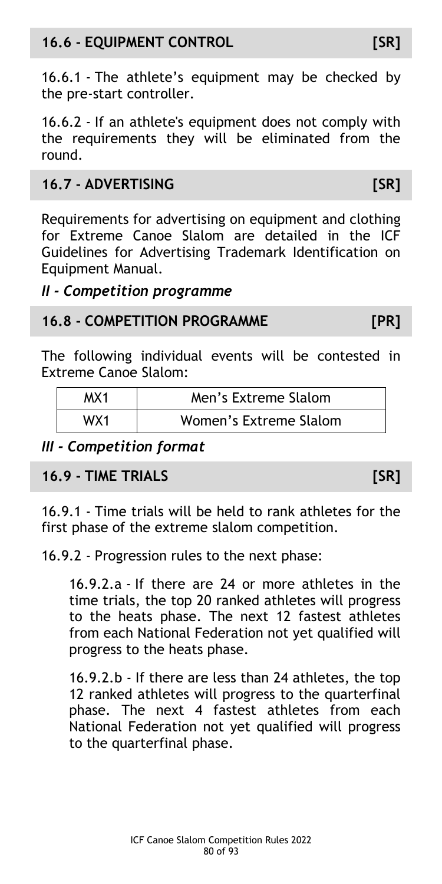## 16.6 - EQUIPMENT CONTROL [SR]

16.6.1 - The athlete's equipment may be checked by the pre-start controller.

16.6.2 - If an athlete's equipment does not comply with the requirements they will be eliminated from the round.

## 16.7 - ADVERTISING [SR]

Requirements for advertising on equipment and clothing for Extreme Canoe Slalom are detailed in the ICF Guidelines for Advertising Trademark Identification on Equipment Manual.

### *II - Competition programme*

## 16.8 - COMPETITION PROGRAMME [PR]

The following individual events will be contested in Extreme Canoe Slalom:

| | |
|---|---|
| MX1 | Men's Extreme Slalom |
| WX1 | Women's Extreme Slalom |

### *III - Competition format*

## 16.9 - TIME TRIALS [SR]

16.9.1 - Time trials will be held to rank athletes for the first phase of the extreme slalom competition.

16.9.2 - Progression rules to the next phase:

16.9.2.a - If there are 24 or more athletes in the time trials, the top 20 ranked athletes will progress to the heats phase. The next 12 fastest athletes from each National Federation not yet qualified will progress to the heats phase.

16.9.2.b - If there are less than 24 athletes, the top 12 ranked athletes will progress to the quarterfinal phase. The next 4 fastest athletes from each National Federation not yet qualified will progress to the quarterfinal phase.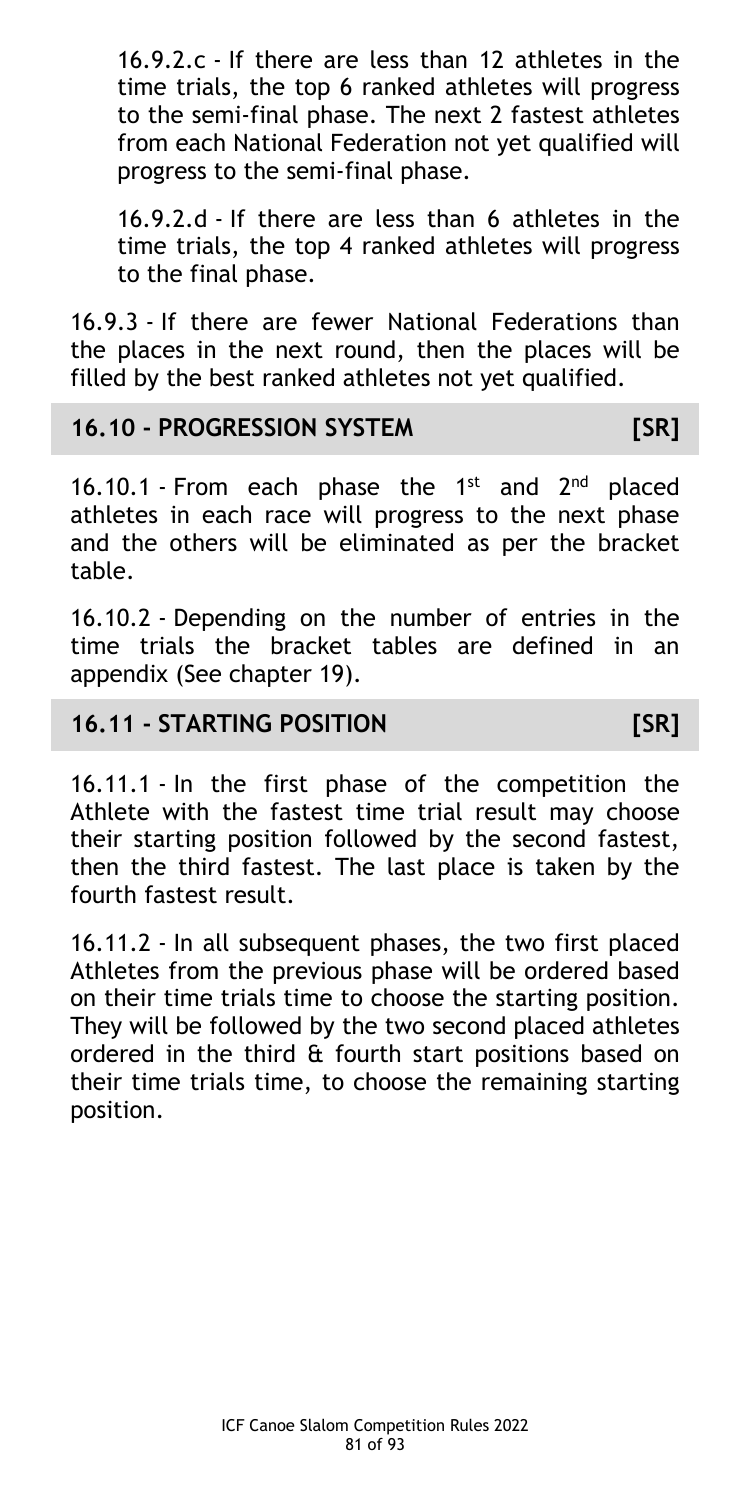16.9.2.c - If there are less than 12 athletes in the time trials, the top 6 ranked athletes will progress to the semi-final phase. The next 2 fastest athletes from each National Federation not yet qualified will progress to the semi-final phase.

16.9.2.d - If there are less than 6 athletes in the time trials, the top 4 ranked athletes will progress to the final phase.

16.9.3 - If there are fewer National Federations than the places in the next round, then the places will be filled by the best ranked athletes not yet qualified.

## 16.10 - PROGRESSION SYSTEM [SR]

16.10.1 - From each phase the 1st and 2nd placed athletes in each race will progress to the next phase and the others will be eliminated as per the bracket table.

16.10.2 - Depending on the number of entries in the time trials the bracket tables are defined in an appendix (See chapter 19).

## 16.11 - STARTING POSITION [SR]

16.11.1 - In the first phase of the competition the Athlete with the fastest time trial result may choose their starting position followed by the second fastest, then the third fastest. The last place is taken by the fourth fastest result.

16.11.2 - In all subsequent phases, the two first placed Athletes from the previous phase will be ordered based on their time trials time to choose the starting position. They will be followed by the two second placed athletes ordered in the third & fourth start positions based on their time trials time, to choose the remaining starting position.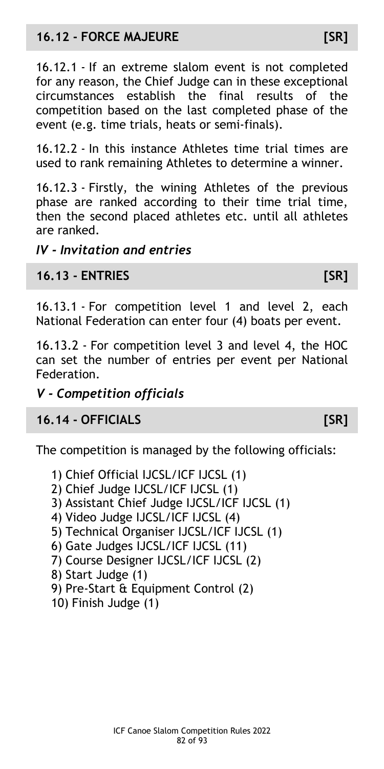## 16.12 - FORCE MAJEURE [SR]

16.12.1 - If an extreme slalom event is not completed for any reason, the Chief Judge can in these exceptional circumstances establish the final results of the competition based on the last completed phase of the event (e.g. time trials, heats or semi-finals).

16.12.2 - In this instance Athletes time trial times are used to rank remaining Athletes to determine a winner.

16.12.3 - Firstly, the wining Athletes of the previous phase are ranked according to their time trial time, then the second placed athletes etc. until all athletes are ranked.

### *IV - Invitation and entries*

## 16.13 - ENTRIES [SR]

16.13.1 - For competition level 1 and level 2, each National Federation can enter four (4) boats per event.

16.13.2 - For competition level 3 and level 4, the HOC can set the number of entries per event per National Federation.

### *V - Competition officials*

## 16.14 - OFFICIALS [SR]

The competition is managed by the following officials:

1) Chief Official IJCSL/ICF IJCSL (1)
2) Chief Judge IJCSL/ICF IJCSL (1)
3) Assistant Chief Judge IJCSL/ICF IJCSL (1)
4) Video Judge IJCSL/ICF IJCSL (4)
5) Technical Organiser IJCSL/ICF IJCSL (1)
6) Gate Judges IJCSL/ICF IJCSL (11)
7) Course Designer IJCSL/ICF IJCSL (2)
8) Start Judge (1)
9) Pre-Start & Equipment Control (2)
10) Finish Judge (1)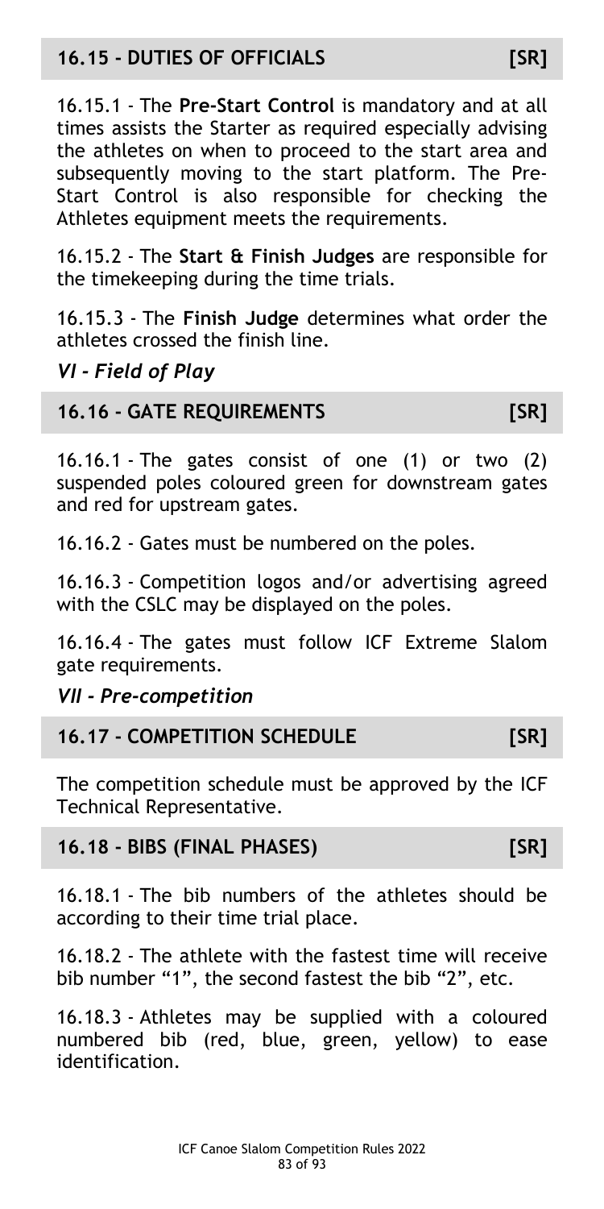## 16.15 - DUTIES OF OFFICIALS [SR]

16.15.1 - The **Pre-Start Control** is mandatory and at all times assists the Starter as required especially advising the athletes on when to proceed to the start area and subsequently moving to the start platform. The Pre-Start Control is also responsible for checking the Athletes equipment meets the requirements.

16.15.2 - The **Start & Finish Judges** are responsible for the timekeeping during the time trials.

16.15.3 - The **Finish Judge** determines what order the athletes crossed the finish line.

### *VI - Field of Play*

## 16.16 - GATE REQUIREMENTS [SR]

16.16.1 - The gates consist of one (1) or two (2) suspended poles coloured green for downstream gates and red for upstream gates.

16.16.2 - Gates must be numbered on the poles.

16.16.3 - Competition logos and/or advertising agreed with the CSLC may be displayed on the poles.

16.16.4 - The gates must follow ICF Extreme Slalom gate requirements.

### *VII - Pre-competition*

## 16.17 - COMPETITION SCHEDULE [SR]

The competition schedule must be approved by the ICF Technical Representative.

## 16.18 - BIBS (FINAL PHASES) [SR]

16.18.1 - The bib numbers of the athletes should be according to their time trial place.

16.18.2 - The athlete with the fastest time will receive bib number "1", the second fastest the bib "2", etc.

16.18.3 - Athletes may be supplied with a coloured numbered bib (red, blue, green, yellow) to ease identification.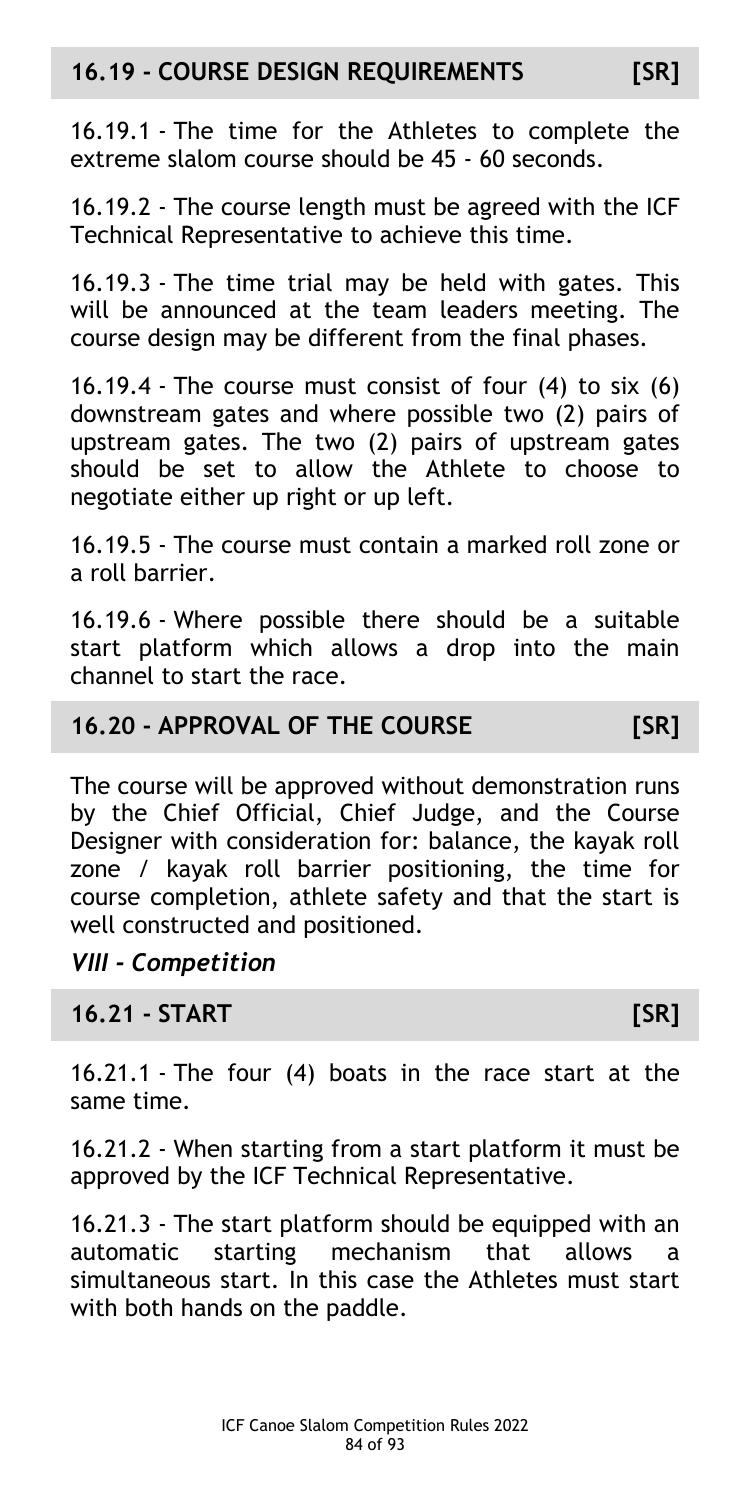## 16.19 - COURSE DESIGN REQUIREMENTS [SR]

16.19.1 - The time for the Athletes to complete the extreme slalom course should be 45 - 60 seconds.

16.19.2 - The course length must be agreed with the ICF Technical Representative to achieve this time.

16.19.3 - The time trial may be held with gates. This will be announced at the team leaders meeting. The course design may be different from the final phases.

16.19.4 - The course must consist of four (4) to six (6) downstream gates and where possible two (2) pairs of upstream gates. The two (2) pairs of upstream gates should be set to allow the Athlete to choose to negotiate either up right or up left.

16.19.5 - The course must contain a marked roll zone or a roll barrier.

16.19.6 - Where possible there should be a suitable start platform which allows a drop into the main channel to start the race.

## 16.20 - APPROVAL OF THE COURSE [SR]

The course will be approved without demonstration runs by the Chief Official, Chief Judge, and the Course Designer with consideration for: balance, the kayak roll zone / kayak roll barrier positioning, the time for course completion, athlete safety and that the start is well constructed and positioned.

### *VIII - Competition*

## 16.21 - START [SR]

16.21.1 - The four (4) boats in the race start at the same time.

16.21.2 - When starting from a start platform it must be approved by the ICF Technical Representative.

16.21.3 - The start platform should be equipped with an automatic starting mechanism that allows a simultaneous start. In this case the Athletes must start with both hands on the paddle.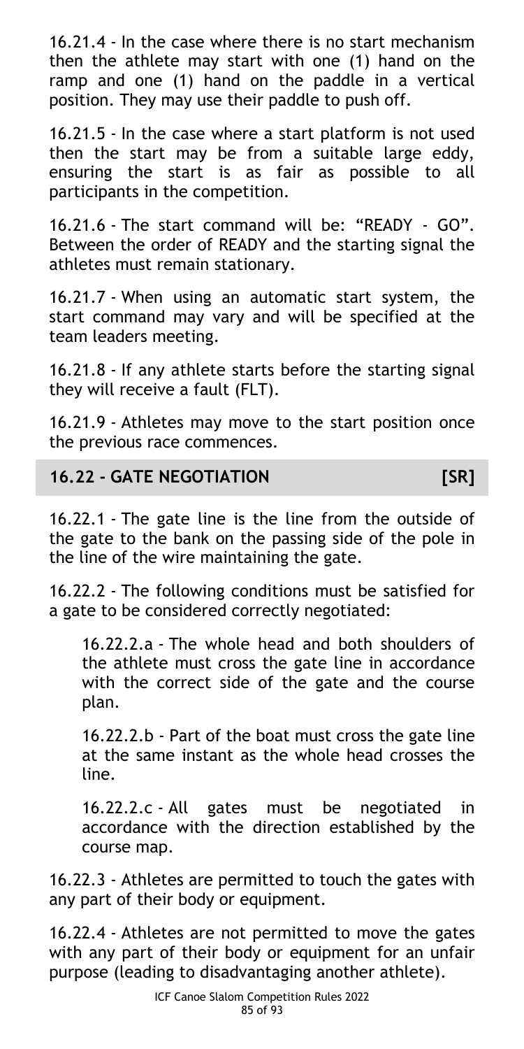16.21.4 - In the case where there is no start mechanism then the athlete may start with one (1) hand on the ramp and one (1) hand on the paddle in a vertical position. They may use their paddle to push off.

16.21.5 - In the case where a start platform is not used then the start may be from a suitable large eddy, ensuring the start is as fair as possible to all participants in the competition.

16.21.6 - The start command will be: "READY - GO". Between the order of READY and the starting signal the athletes must remain stationary.

16.21.7 - When using an automatic start system, the start command may vary and will be specified at the team leaders meeting.

16.21.8 - If any athlete starts before the starting signal they will receive a fault (FLT).

16.21.9 - Athletes may move to the start position once the previous race commences.

## 16.22 - GATE NEGOTIATION [SR]

16.22.1 - The gate line is the line from the outside of the gate to the bank on the passing side of the pole in the line of the wire maintaining the gate.

16.22.2 - The following conditions must be satisfied for a gate to be considered correctly negotiated:

16.22.2.a - The whole head and both shoulders of the athlete must cross the gate line in accordance with the correct side of the gate and the course plan.

16.22.2.b - Part of the boat must cross the gate line at the same instant as the whole head crosses the line.

16.22.2.c - All gates must be negotiated in accordance with the direction established by the course map.

16.22.3 - Athletes are permitted to touch the gates with any part of their body or equipment.

16.22.4 - Athletes are not permitted to move the gates with any part of their body or equipment for an unfair purpose (leading to disadvantaging another athlete).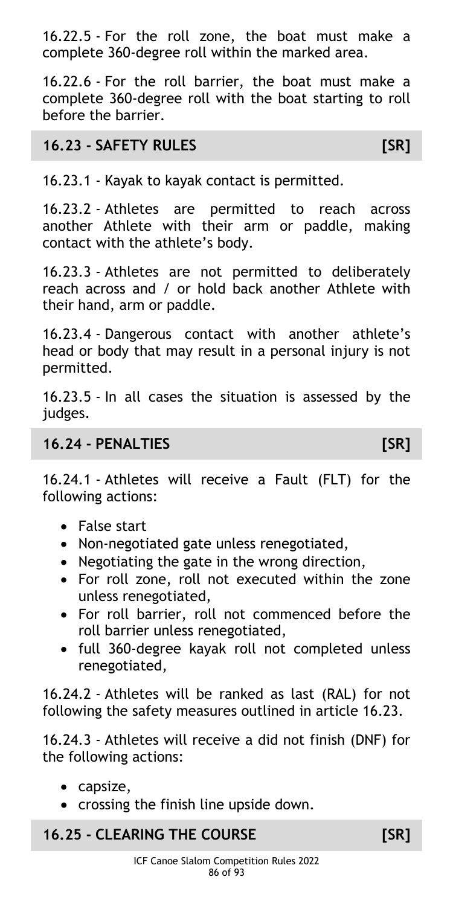16.22.5 - For the roll zone, the boat must make a complete 360-degree roll within the marked area.

16.22.6 - For the roll barrier, the boat must make a complete 360-degree roll with the boat starting to roll before the barrier.

## 16.23 - SAFETY RULES [SR]

16.23.1 - Kayak to kayak contact is permitted.

16.23.2 - Athletes are permitted to reach across another Athlete with their arm or paddle, making contact with the athlete's body.

16.23.3 - Athletes are not permitted to deliberately reach across and / or hold back another Athlete with their hand, arm or paddle.

16.23.4 - Dangerous contact with another athlete's head or body that may result in a personal injury is not permitted.

16.23.5 - In all cases the situation is assessed by the judges.

## 16.24 - PENALTIES [SR]

16.24.1 - Athletes will receive a Fault (FLT) for the following actions:

- False start
- Non-negotiated gate unless renegotiated,
- Negotiating the gate in the wrong direction,
- For roll zone, roll not executed within the zone unless renegotiated,
- For roll barrier, roll not commenced before the roll barrier unless renegotiated,
- full 360-degree kayak roll not completed unless renegotiated,

16.24.2 - Athletes will be ranked as last (RAL) for not following the safety measures outlined in article 16.23.

16.24.3 - Athletes will receive a did not finish (DNF) for the following actions:

- capsize,
- crossing the finish line upside down.

## 16.25 - CLEARING THE COURSE [SR]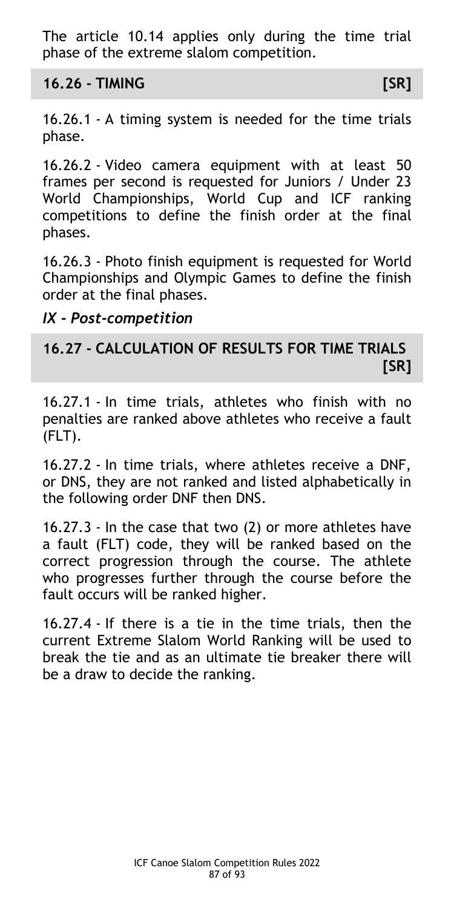The article 10.14 applies only during the time trial phase of the extreme slalom competition.

## 16.26 - TIMING [SR]

16.26.1 - A timing system is needed for the time trials phase.

16.26.2 - Video camera equipment with at least 50 frames per second is requested for Juniors / Under 23 World Championships, World Cup and ICF ranking competitions to define the finish order at the final phases.

16.26.3 - Photo finish equipment is requested for World Championships and Olympic Games to define the finish order at the final phases.

### *IX - Post-competition*

## 16.27 - CALCULATION OF RESULTS FOR TIME TRIALS [SR]

16.27.1 - In time trials, athletes who finish with no penalties are ranked above athletes who receive a fault (FLT).

16.27.2 - In time trials, where athletes receive a DNF, or DNS, they are not ranked and listed alphabetically in the following order DNF then DNS.

16.27.3 - In the case that two (2) or more athletes have a fault (FLT) code, they will be ranked based on the correct progression through the course. The athlete who progresses further through the course before the fault occurs will be ranked higher.

16.27.4 - If there is a tie in the time trials, then the current Extreme Slalom World Ranking will be used to break the tie and as an ultimate tie breaker there will be a draw to decide the ranking.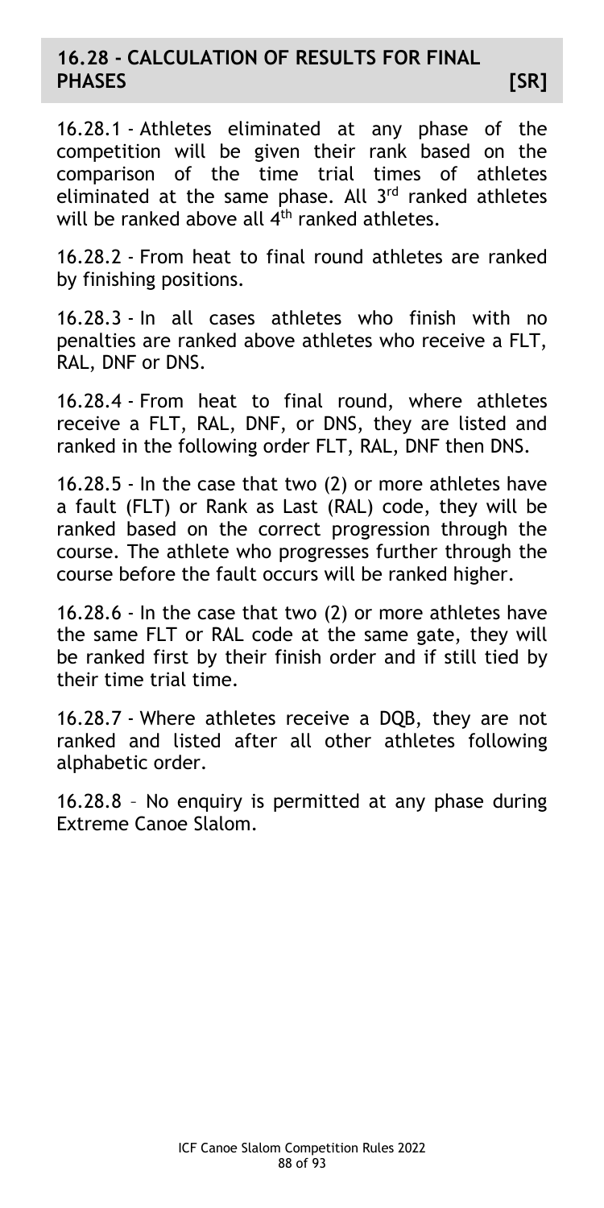## 16.28 - CALCULATION OF RESULTS FOR FINAL PHASES [SR]

16.28.1 - Athletes eliminated at any phase of the competition will be given their rank based on the comparison of the time trial times of athletes eliminated at the same phase. All 3rd ranked athletes will be ranked above all 4th ranked athletes.

16.28.2 - From heat to final round athletes are ranked by finishing positions.

16.28.3 - In all cases athletes who finish with no penalties are ranked above athletes who receive a FLT, RAL, DNF or DNS.

16.28.4 - From heat to final round, where athletes receive a FLT, RAL, DNF, or DNS, they are listed and ranked in the following order FLT, RAL, DNF then DNS.

16.28.5 - In the case that two (2) or more athletes have a fault (FLT) or Rank as Last (RAL) code, they will be ranked based on the correct progression through the course. The athlete who progresses further through the course before the fault occurs will be ranked higher.

16.28.6 - In the case that two (2) or more athletes have the same FLT or RAL code at the same gate, they will be ranked first by their finish order and if still tied by their time trial time.

16.28.7 - Where athletes receive a DQB, they are not ranked and listed after all other athletes following alphabetic order.

16.28.8 – No enquiry is permitted at any phase during Extreme Canoe Slalom.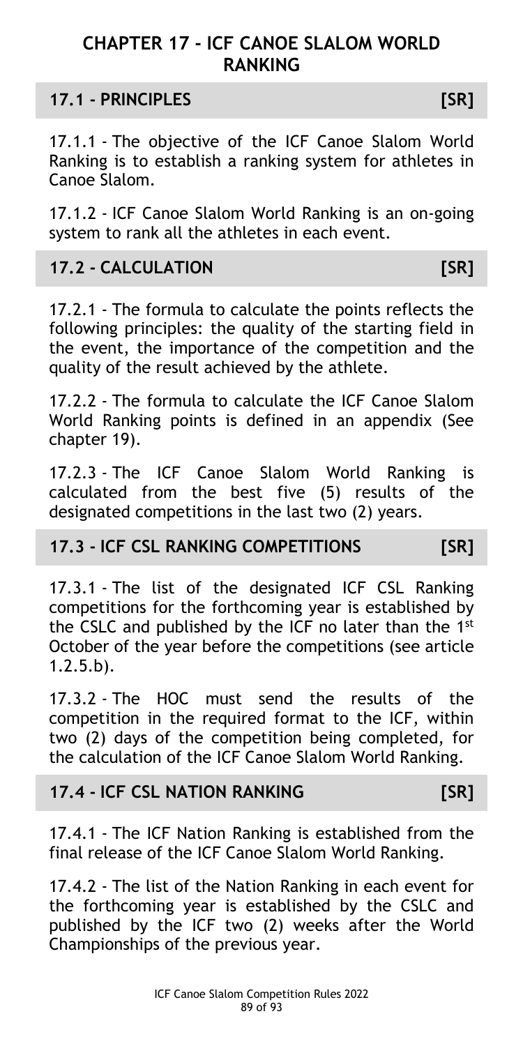# CHAPTER 17 - ICF CANOE SLALOM WORLD RANKING

## 17.1 - PRINCIPLES [SR]

17.1.1 - The objective of the ICF Canoe Slalom World Ranking is to establish a ranking system for athletes in Canoe Slalom.

17.1.2 - ICF Canoe Slalom World Ranking is an on-going system to rank all the athletes in each event.

## 17.2 - CALCULATION [SR]

17.2.1 - The formula to calculate the points reflects the following principles: the quality of the starting field in the event, the importance of the competition and the quality of the result achieved by the athlete.

17.2.2 - The formula to calculate the ICF Canoe Slalom World Ranking points is defined in an appendix (See chapter 19).

17.2.3 - The ICF Canoe Slalom World Ranking is calculated from the best five (5) results of the designated competitions in the last two (2) years.

## 17.3 - ICF CSL RANKING COMPETITIONS [SR]

17.3.1 - The list of the designated ICF CSL Ranking competitions for the forthcoming year is established by the CSLC and published by the ICF no later than the 1st October of the year before the competitions (see article 1.2.5.b).

17.3.2 - The HOC must send the results of the competition in the required format to the ICF, within two (2) days of the competition being completed, for the calculation of the ICF Canoe Slalom World Ranking.

## 17.4 - ICF CSL NATION RANKING [SR]

17.4.1 - The ICF Nation Ranking is established from the final release of the ICF Canoe Slalom World Ranking.

17.4.2 - The list of the Nation Ranking in each event for the forthcoming year is established by the CSLC and published by the ICF two (2) weeks after the World Championships of the previous year.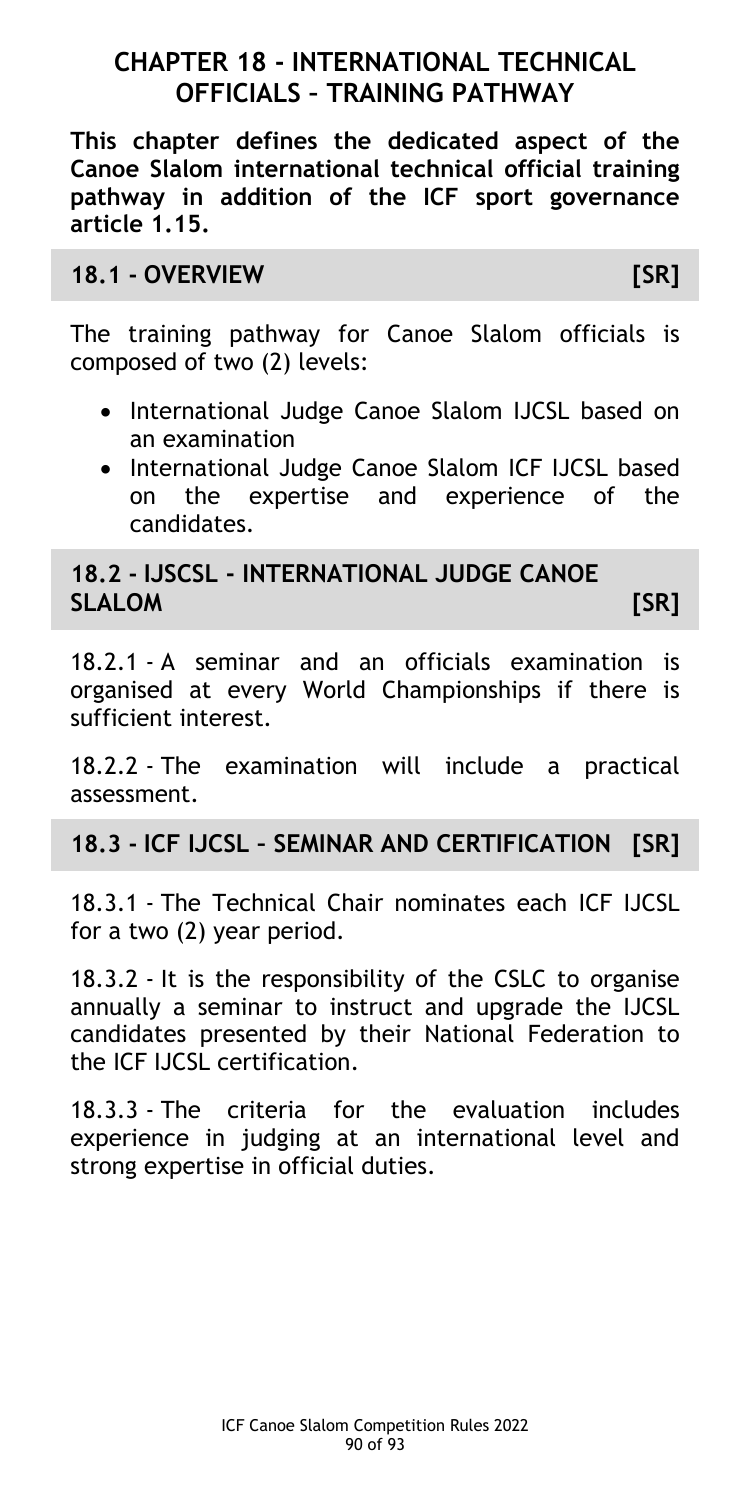# CHAPTER 18 - INTERNATIONAL TECHNICAL OFFICIALS – TRAINING PATHWAY

**This chapter defines the dedicated aspect of the Canoe Slalom international technical official training pathway in addition of the ICF sport governance article 1.15.**

## 18.1 - OVERVIEW [SR]

The training pathway for Canoe Slalom officials is composed of two (2) levels:

- International Judge Canoe Slalom IJCSL based on an examination
- International Judge Canoe Slalom ICF IJCSL based on the expertise and experience of the candidates.

## 18.2 - IJSCSL - INTERNATIONAL JUDGE CANOE SLALOM [SR]

18.2.1 - A seminar and an officials examination is organised at every World Championships if there is sufficient interest.

18.2.2 - The examination will include a practical assessment.

## 18.3 - ICF IJCSL – SEMINAR AND CERTIFICATION [SR]

18.3.1 - The Technical Chair nominates each ICF IJCSL for a two (2) year period.

18.3.2 - It is the responsibility of the CSLC to organise annually a seminar to instruct and upgrade the IJCSL candidates presented by their National Federation to the ICF IJCSL certification.

18.3.3 - The criteria for the evaluation includes experience in judging at an international level and strong expertise in official duties.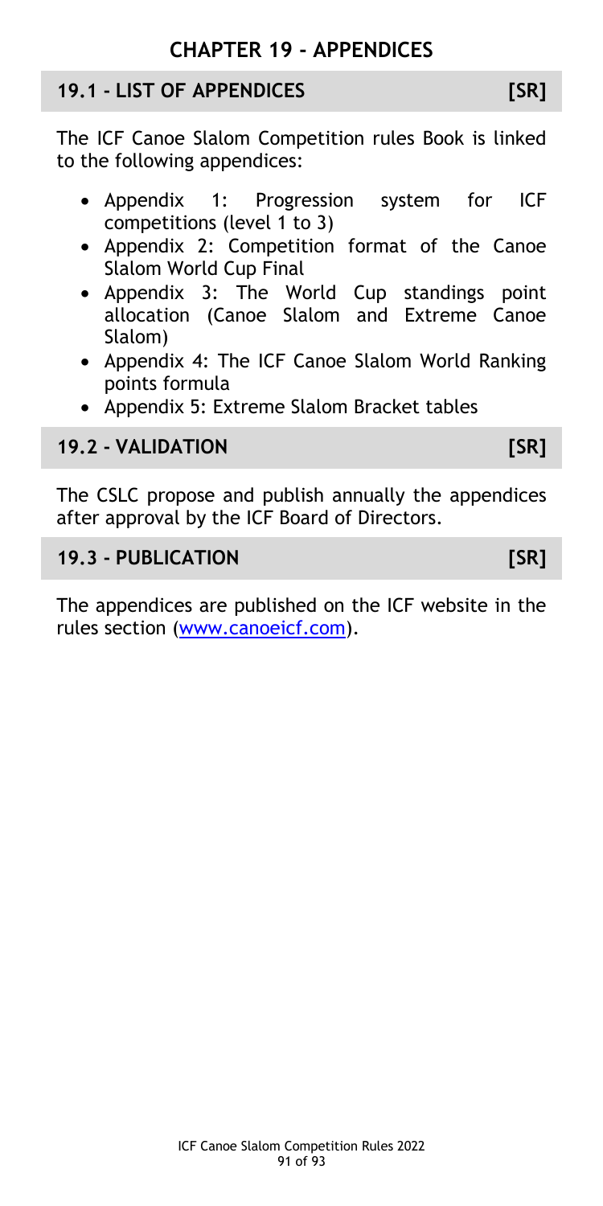# CHAPTER 19 - APPENDICES

## 19.1 - LIST OF APPENDICES [SR]

The ICF Canoe Slalom Competition rules Book is linked to the following appendices:

- Appendix 1: Progression system for ICF competitions (level 1 to 3)
- Appendix 2: Competition format of the Canoe Slalom World Cup Final
- Appendix 3: The World Cup standings point allocation (Canoe Slalom and Extreme Canoe Slalom)
- Appendix 4: The ICF Canoe Slalom World Ranking points formula
- Appendix 5: Extreme Slalom Bracket tables

## 19.2 - VALIDATION [SR]

The CSLC propose and publish annually the appendices after approval by the ICF Board of Directors.

## 19.3 - PUBLICATION [SR]

The appendices are published on the ICF website in the rules section (www.canoeicf.com).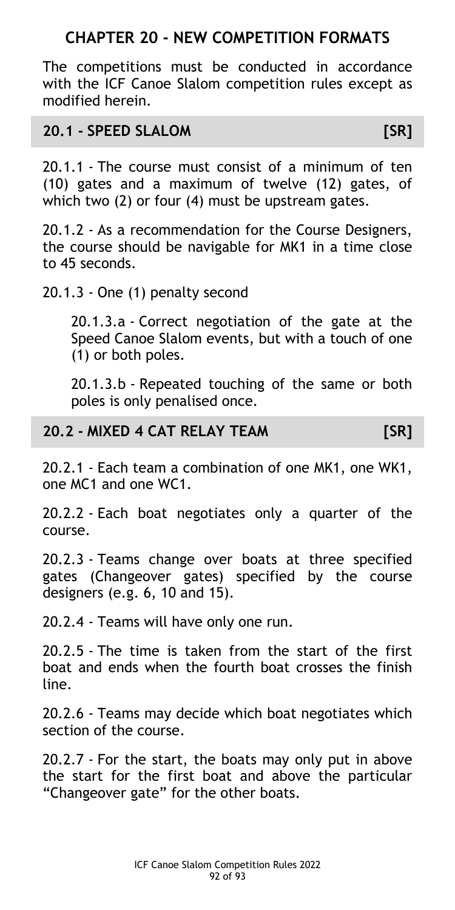# CHAPTER 20 - NEW COMPETITION FORMATS

The competitions must be conducted in accordance with the ICF Canoe Slalom competition rules except as modified herein.

## 20.1 - SPEED SLALOM [SR]

20.1.1 - The course must consist of a minimum of ten (10) gates and a maximum of twelve (12) gates, of which two (2) or four (4) must be upstream gates.

20.1.2 - As a recommendation for the Course Designers, the course should be navigable for MK1 in a time close to 45 seconds.

20.1.3 - One (1) penalty second

20.1.3.a - Correct negotiation of the gate at the Speed Canoe Slalom events, but with a touch of one (1) or both poles.

20.1.3.b - Repeated touching of the same or both poles is only penalised once.

## 20.2 - MIXED 4 CAT RELAY TEAM [SR]

20.2.1 - Each team a combination of one MK1, one WK1, one MC1 and one WC1.

20.2.2 - Each boat negotiates only a quarter of the course.

20.2.3 - Teams change over boats at three specified gates (Changeover gates) specified by the course designers (e.g. 6, 10 and 15).

20.2.4 - Teams will have only one run.

20.2.5 - The time is taken from the start of the first boat and ends when the fourth boat crosses the finish line.

20.2.6 - Teams may decide which boat negotiates which section of the course.

20.2.7 - For the start, the boats may only put in above the start for the first boat and above the particular "Changeover gate" for the other boats.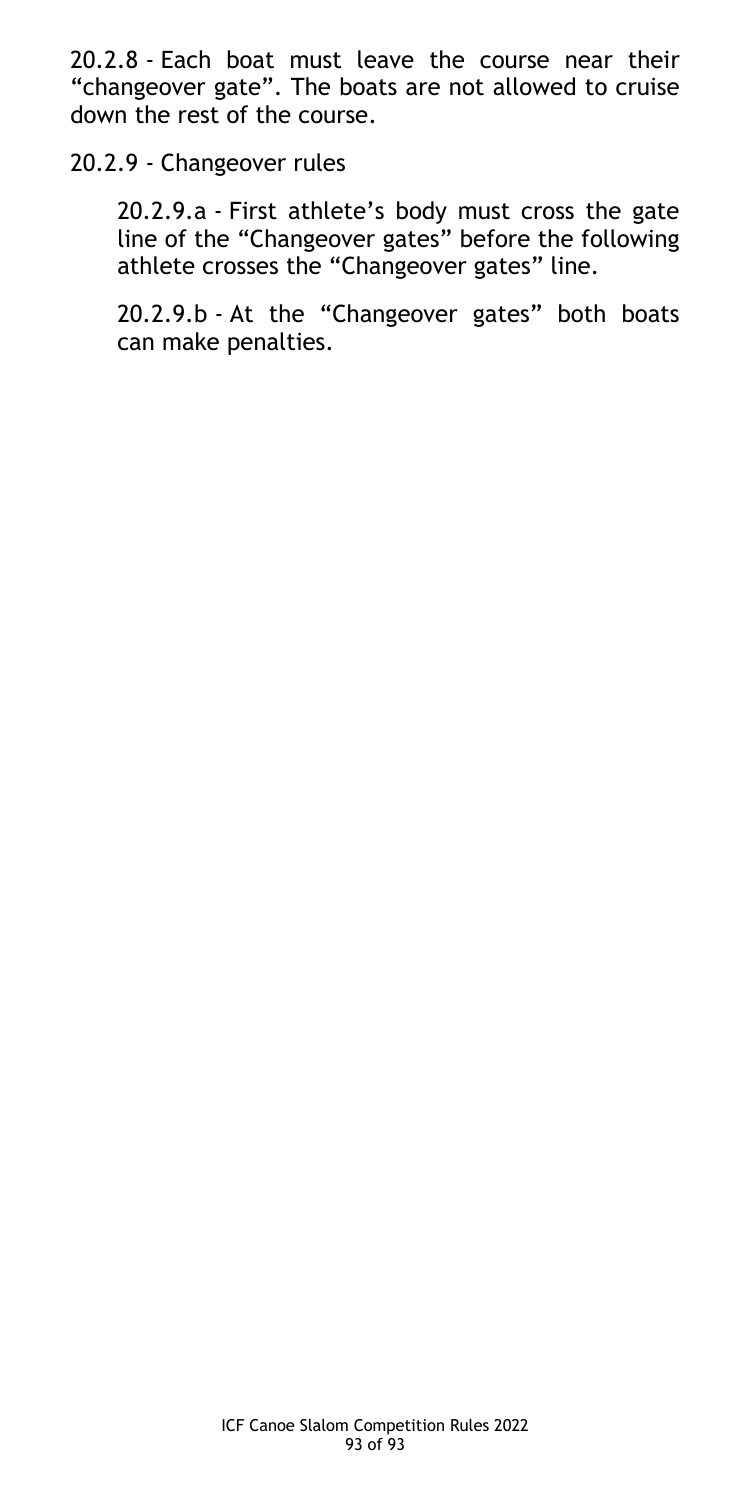20.2.8 - Each boat must leave the course near their "changeover gate". The boats are not allowed to cruise down the rest of the course.

20.2.9 - Changeover rules

20.2.9.a - First athlete's body must cross the gate line of the "Changeover gates" before the following athlete crosses the "Changeover gates" line.

20.2.9.b - At the "Changeover gates" both boats can make penalties.